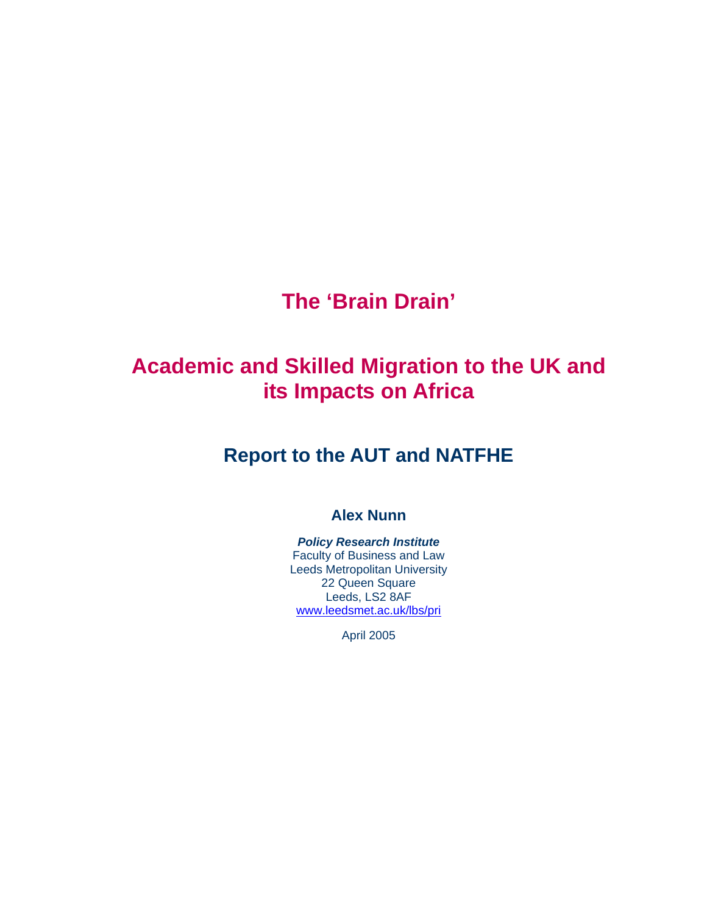# The 'Brain Drain'

# Academic and Skilled Migration to the UK and its Impacts on Africa

## Report to the AUT and NATFHE

### Alex Nunn

***Policy Research Institute***
Faculty of Business and Law
Leeds Metropolitan University
22 Queen Square
Leeds, LS2 8AF
www.leedsmet.ac.uk/lbs/pri

April 2005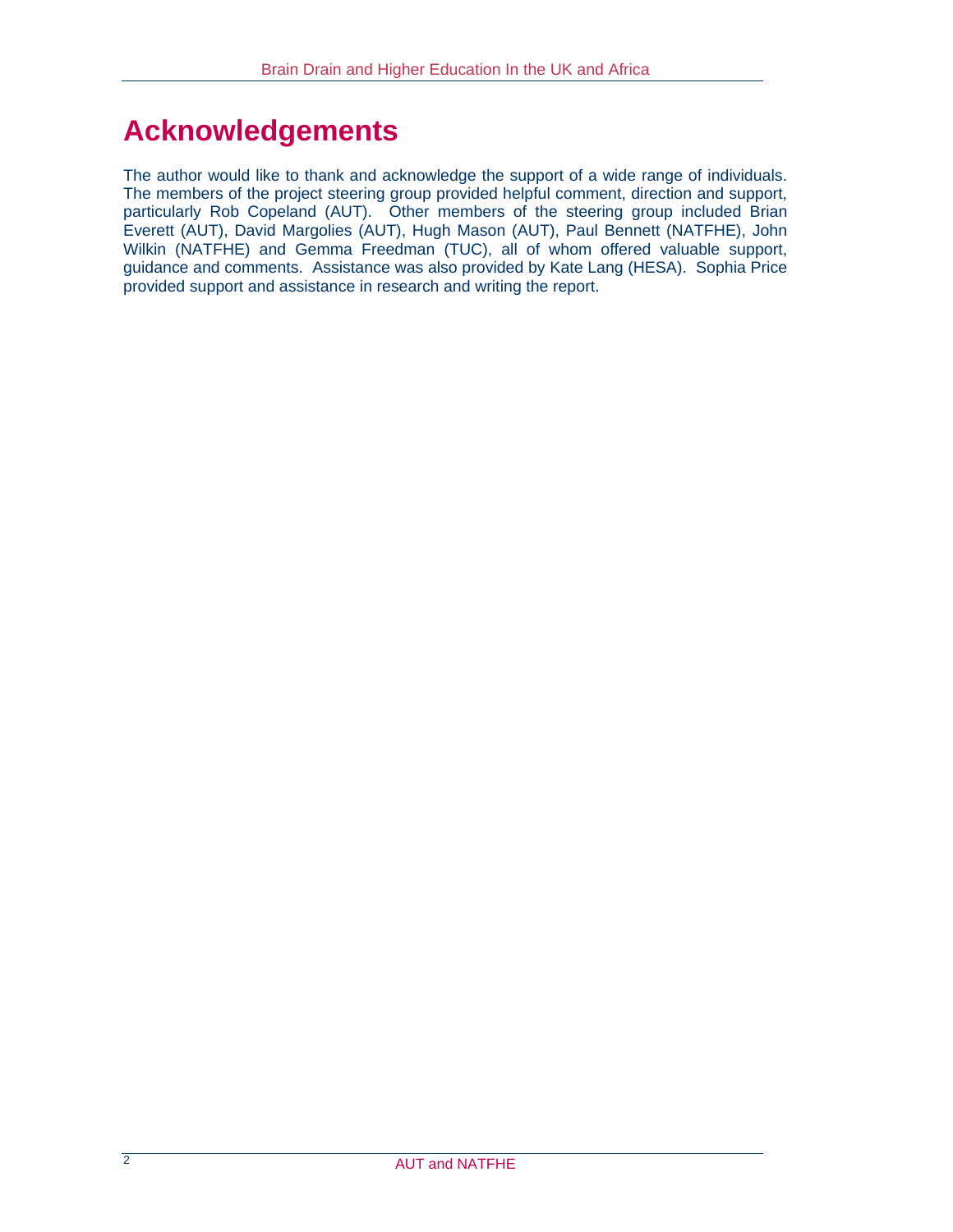# Acknowledgements

The author would like to thank and acknowledge the support of a wide range of individuals. The members of the project steering group provided helpful comment, direction and support, particularly Rob Copeland (AUT). Other members of the steering group included Brian Everett (AUT), David Margolies (AUT), Hugh Mason (AUT), Paul Bennett (NATFHE), John Wilkin (NATFHE) and Gemma Freedman (TUC), all of whom offered valuable support, guidance and comments. Assistance was also provided by Kate Lang (HESA). Sophia Price provided support and assistance in research and writing the report.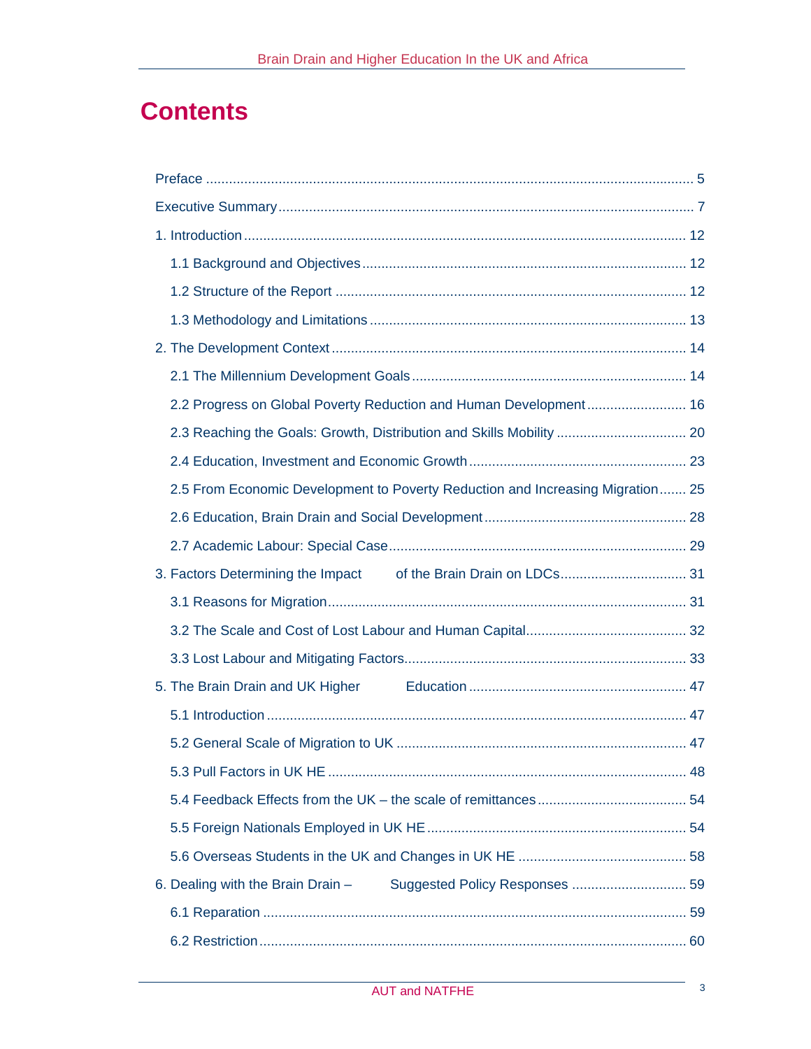# Contents

Preface ........................................................................................................................ 5

Executive Summary ................................................................................................... 7

1. Introduction ........................................................................................................... 12

  1.1 Background and Objectives ............................................................................ 12

  1.2 Structure of the Report ................................................................................... 12

  1.3 Methodology and Limitations .......................................................................... 13

2. The Development Context .................................................................................... 14

  2.1 The Millennium Development Goals ............................................................... 14

  2.2 Progress on Global Poverty Reduction and Human Development .................. 16

  2.3 Reaching the Goals: Growth, Distribution and Skills Mobility ......................... 20

  2.4 Education, Investment and Economic Growth ................................................ 23

  2.5 From Economic Development to Poverty Reduction and Increasing Migration ....... 25

  2.6 Education, Brain Drain and Social Development ............................................ 28

  2.7 Academic Labour: Special Case ..................................................................... 29

3. Factors Determining the Impact of the Brain Drain on LDCs ................................. 31

  3.1 Reasons for Migration ..................................................................................... 31

  3.2 The Scale and Cost of Lost Labour and Human Capital .................................. 32

  3.3 Lost Labour and Mitigating Factors ................................................................. 33

5. The Brain Drain and UK Higher Education ............................................................ 47

  5.1 Introduction .................................................................................................... 47

  5.2 General Scale of Migration to UK ................................................................... 47

  5.3 Pull Factors in UK HE ..................................................................................... 48

  5.4 Feedback Effects from the UK – the scale of remittances ............................... 54

  5.5 Foreign Nationals Employed in UK HE ........................................................... 54

  5.6 Overseas Students in the UK and Changes in UK HE ................................... 58

6. Dealing with the Brain Drain – Suggested Policy Responses ................................ 59

  6.1 Reparation ..................................................................................................... 59

  6.2 Restriction ...................................................................................................... 60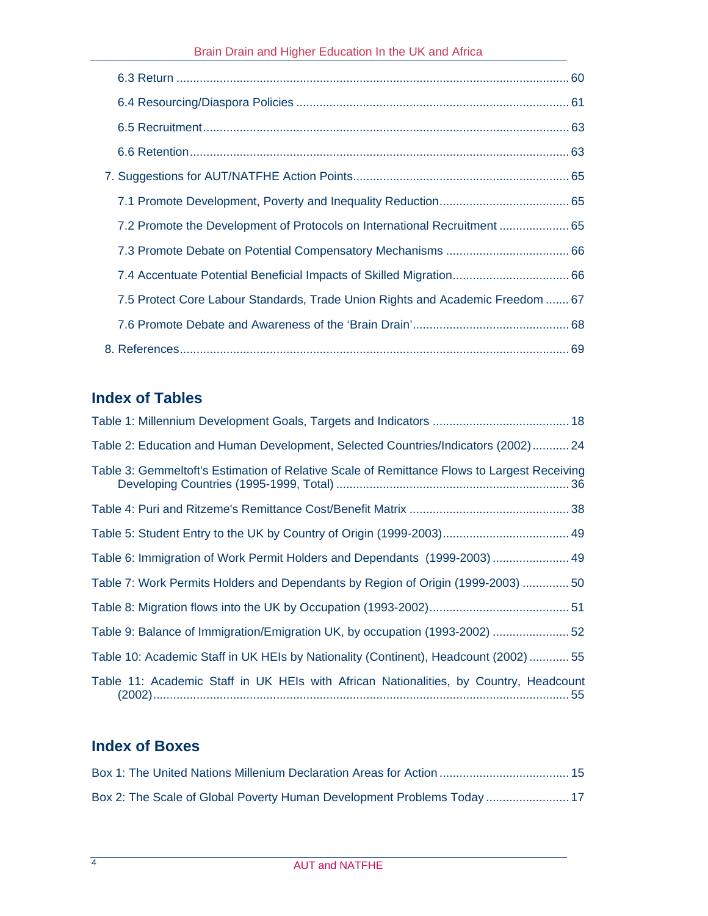6.3 Return ..................................................................................................................... 60

6.4 Resourcing/Diaspora Policies ................................................................................. 61

6.5 Recruitment............................................................................................................ 63

6.6 Retention................................................................................................................ 63

7. Suggestions for AUT/NATFHE Action Points................................................................ 65

7.1 Promote Development, Poverty and Inequality Reduction....................................... 65

7.2 Promote the Development of Protocols on International Recruitment ..................... 65

7.3 Promote Debate on Potential Compensatory Mechanisms ..................................... 66

7.4 Accentuate Potential Beneficial Impacts of Skilled Migration................................... 66

7.5 Protect Core Labour Standards, Trade Union Rights and Academic Freedom ....... 67

7.6 Promote Debate and Awareness of the 'Brain Drain'............................................... 68

8. References................................................................................................................... 69

## Index of Tables

Table 1: Millennium Development Goals, Targets and Indicators ......................................... 18

Table 2: Education and Human Development, Selected Countries/Indicators (2002)........... 24

Table 3: Gemmeltoft's Estimation of Relative Scale of Remittance Flows to Largest Receiving Developing Countries (1995-1999, Total) ...................................................................... 36

Table 4: Puri and Ritzeme's Remittance Cost/Benefit Matrix ................................................ 38

Table 5: Student Entry to the UK by Country of Origin (1999-2003)...................................... 49

Table 6: Immigration of Work Permit Holders and Dependants (1999-2003) ....................... 49

Table 7: Work Permits Holders and Dependants by Region of Origin (1999-2003) .............. 50

Table 8: Migration flows into the UK by Occupation (1993-2002).......................................... 51

Table 9: Balance of Immigration/Emigration UK, by occupation (1993-2002) ....................... 52

Table 10: Academic Staff in UK HEIs by Nationality (Continent), Headcount (2002)............ 55

Table 11: Academic Staff in UK HEIs with African Nationalities, by Country, Headcount (2002)............................................................................................................................. 55

## Index of Boxes

Box 1: The United Nations Millenium Declaration Areas for Action ....................................... 15

Box 2: The Scale of Global Poverty Human Development Problems Today ......................... 17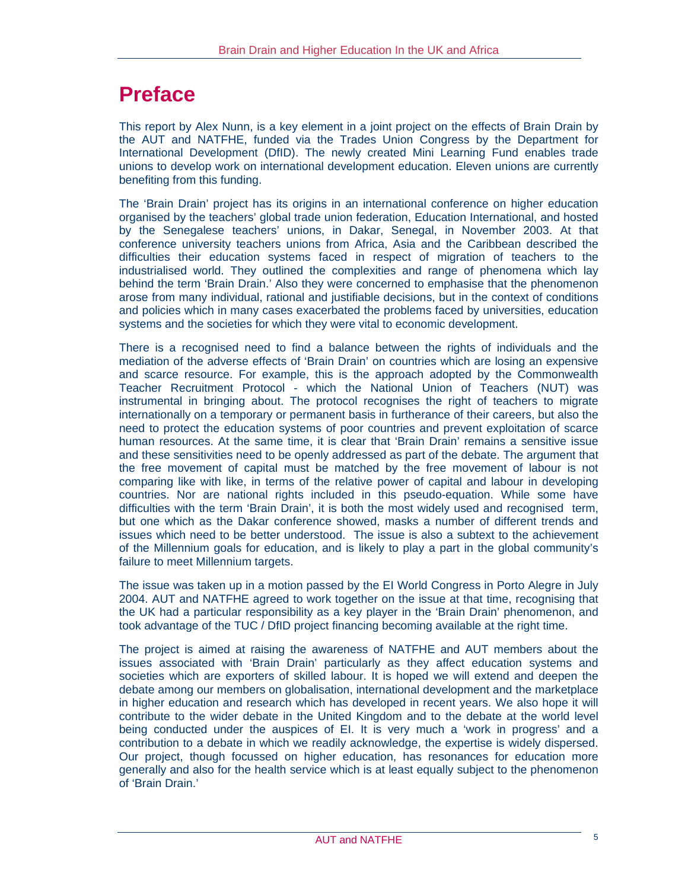# Preface

This report by Alex Nunn, is a key element in a joint project on the effects of Brain Drain by the AUT and NATFHE, funded via the Trades Union Congress by the Department for International Development (DfID). The newly created Mini Learning Fund enables trade unions to develop work on international development education. Eleven unions are currently benefiting from this funding.

The 'Brain Drain' project has its origins in an international conference on higher education organised by the teachers' global trade union federation, Education International, and hosted by the Senegalese teachers' unions, in Dakar, Senegal, in November 2003. At that conference university teachers unions from Africa, Asia and the Caribbean described the difficulties their education systems faced in respect of migration of teachers to the industrialised world. They outlined the complexities and range of phenomena which lay behind the term 'Brain Drain.' Also they were concerned to emphasise that the phenomenon arose from many individual, rational and justifiable decisions, but in the context of conditions and policies which in many cases exacerbated the problems faced by universities, education systems and the societies for which they were vital to economic development.

There is a recognised need to find a balance between the rights of individuals and the mediation of the adverse effects of 'Brain Drain' on countries which are losing an expensive and scarce resource. For example, this is the approach adopted by the Commonwealth Teacher Recruitment Protocol - which the National Union of Teachers (NUT) was instrumental in bringing about. The protocol recognises the right of teachers to migrate internationally on a temporary or permanent basis in furtherance of their careers, but also the need to protect the education systems of poor countries and prevent exploitation of scarce human resources. At the same time, it is clear that 'Brain Drain' remains a sensitive issue and these sensitivities need to be openly addressed as part of the debate. The argument that the free movement of capital must be matched by the free movement of labour is not comparing like with like, in terms of the relative power of capital and labour in developing countries. Nor are national rights included in this pseudo-equation. While some have difficulties with the term 'Brain Drain', it is both the most widely used and recognised term, but one which as the Dakar conference showed, masks a number of different trends and issues which need to be better understood. The issue is also a subtext to the achievement of the Millennium goals for education, and is likely to play a part in the global community's failure to meet Millennium targets.

The issue was taken up in a motion passed by the EI World Congress in Porto Alegre in July 2004. AUT and NATFHE agreed to work together on the issue at that time, recognising that the UK had a particular responsibility as a key player in the 'Brain Drain' phenomenon, and took advantage of the TUC / DfID project financing becoming available at the right time.

The project is aimed at raising the awareness of NATFHE and AUT members about the issues associated with 'Brain Drain' particularly as they affect education systems and societies which are exporters of skilled labour. It is hoped we will extend and deepen the debate among our members on globalisation, international development and the marketplace in higher education and research which has developed in recent years. We also hope it will contribute to the wider debate in the United Kingdom and to the debate at the world level being conducted under the auspices of EI. It is very much a 'work in progress' and a contribution to a debate in which we readily acknowledge, the expertise is widely dispersed. Our project, though focussed on higher education, has resonances for education more generally and also for the health service which is at least equally subject to the phenomenon of 'Brain Drain.'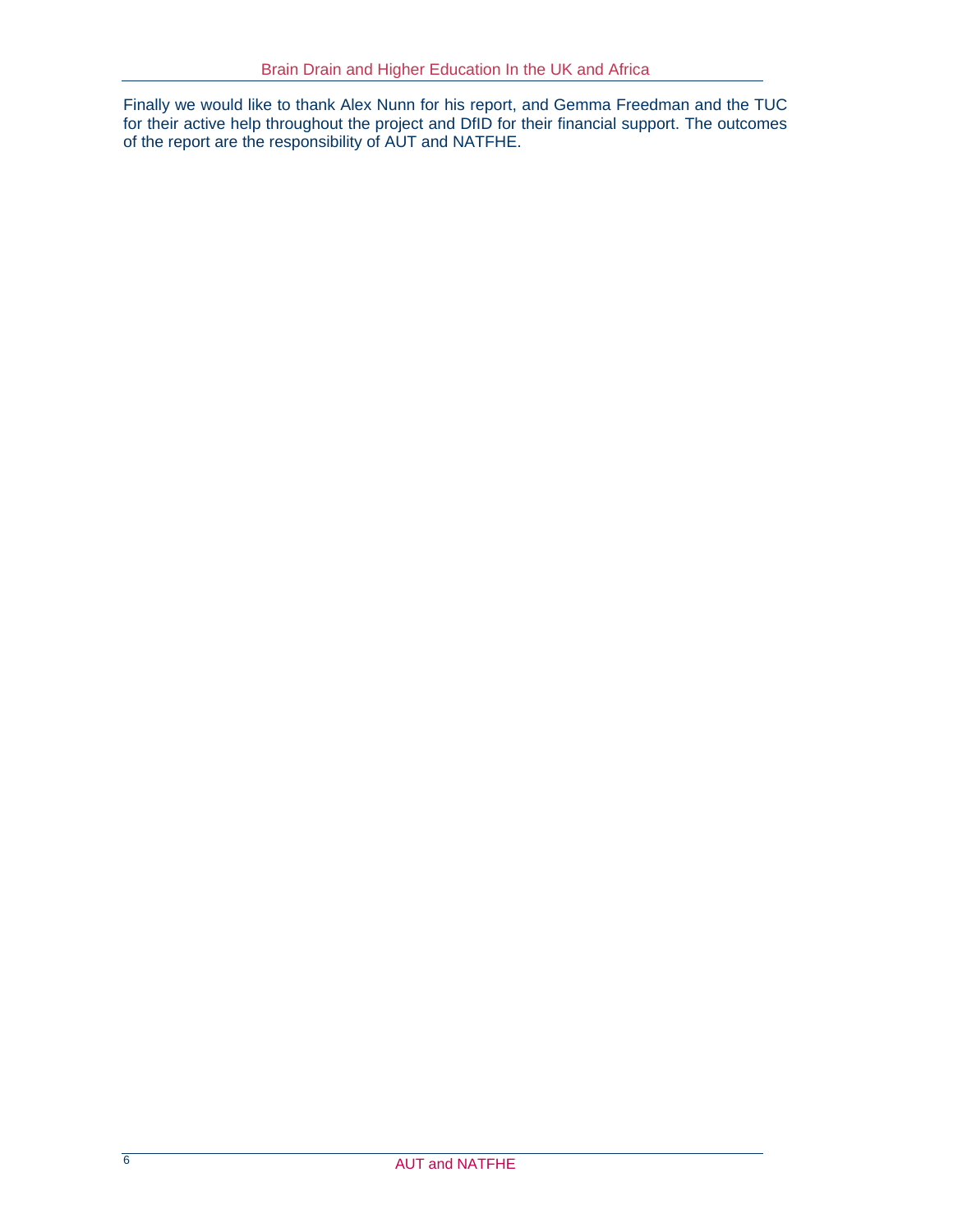Finally we would like to thank Alex Nunn for his report, and Gemma Freedman and the TUC for their active help throughout the project and DfID for their financial support. The outcomes of the report are the responsibility of AUT and NATFHE.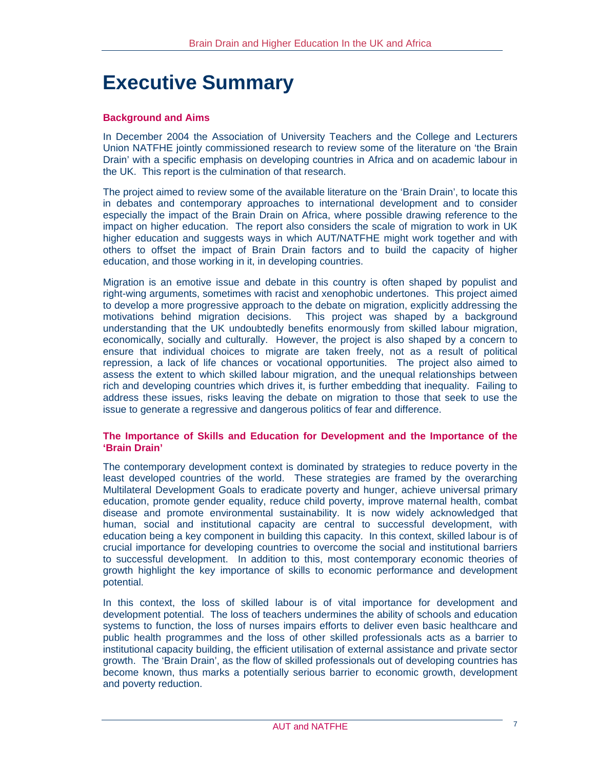# Executive Summary

## Background and Aims

In December 2004 the Association of University Teachers and the College and Lecturers Union NATFHE jointly commissioned research to review some of the literature on 'the Brain Drain' with a specific emphasis on developing countries in Africa and on academic labour in the UK. This report is the culmination of that research.

The project aimed to review some of the available literature on the 'Brain Drain', to locate this in debates and contemporary approaches to international development and to consider especially the impact of the Brain Drain on Africa, where possible drawing reference to the impact on higher education. The report also considers the scale of migration to work in UK higher education and suggests ways in which AUT/NATFHE might work together and with others to offset the impact of Brain Drain factors and to build the capacity of higher education, and those working in it, in developing countries.

Migration is an emotive issue and debate in this country is often shaped by populist and right-wing arguments, sometimes with racist and xenophobic undertones. This project aimed to develop a more progressive approach to the debate on migration, explicitly addressing the motivations behind migration decisions. This project was shaped by a background understanding that the UK undoubtedly benefits enormously from skilled labour migration, economically, socially and culturally. However, the project is also shaped by a concern to ensure that individual choices to migrate are taken freely, not as a result of political repression, a lack of life chances or vocational opportunities. The project also aimed to assess the extent to which skilled labour migration, and the unequal relationships between rich and developing countries which drives it, is further embedding that inequality. Failing to address these issues, risks leaving the debate on migration to those that seek to use the issue to generate a regressive and dangerous politics of fear and difference.

## The Importance of Skills and Education for Development and the Importance of the 'Brain Drain'

The contemporary development context is dominated by strategies to reduce poverty in the least developed countries of the world. These strategies are framed by the overarching Multilateral Development Goals to eradicate poverty and hunger, achieve universal primary education, promote gender equality, reduce child poverty, improve maternal health, combat disease and promote environmental sustainability. It is now widely acknowledged that human, social and institutional capacity are central to successful development, with education being a key component in building this capacity. In this context, skilled labour is of crucial importance for developing countries to overcome the social and institutional barriers to successful development. In addition to this, most contemporary economic theories of growth highlight the key importance of skills to economic performance and development potential.

In this context, the loss of skilled labour is of vital importance for development and development potential. The loss of teachers undermines the ability of schools and education systems to function, the loss of nurses impairs efforts to deliver even basic healthcare and public health programmes and the loss of other skilled professionals acts as a barrier to institutional capacity building, the efficient utilisation of external assistance and private sector growth. The 'Brain Drain', as the flow of skilled professionals out of developing countries has become known, thus marks a potentially serious barrier to economic growth, development and poverty reduction.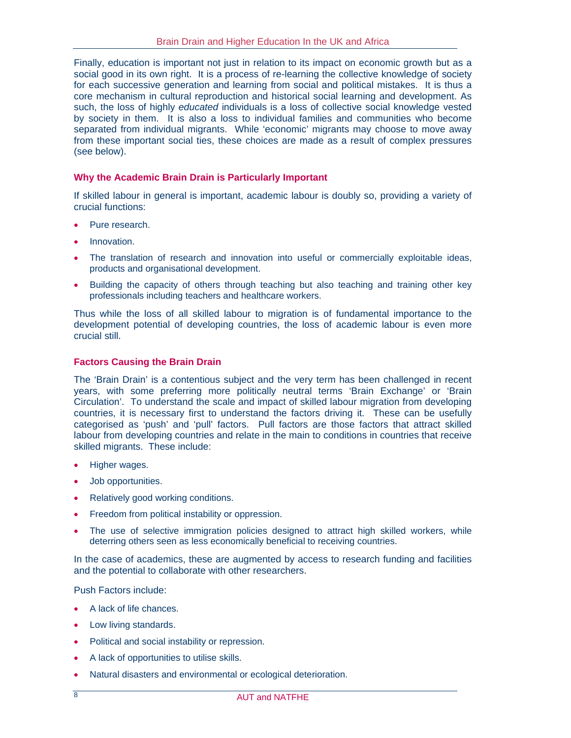Finally, education is important not just in relation to its impact on economic growth but as a social good in its own right. It is a process of re-learning the collective knowledge of society for each successive generation and learning from social and political mistakes. It is thus a core mechanism in cultural reproduction and historical social learning and development. As such, the loss of highly *educated* individuals is a loss of collective social knowledge vested by society in them. It is also a loss to individual families and communities who become separated from individual migrants. While 'economic' migrants may choose to move away from these important social ties, these choices are made as a result of complex pressures (see below).

### Why the Academic Brain Drain is Particularly Important

If skilled labour in general is important, academic labour is doubly so, providing a variety of crucial functions:

- Pure research.
- Innovation.
- The translation of research and innovation into useful or commercially exploitable ideas, products and organisational development.
- Building the capacity of others through teaching but also teaching and training other key professionals including teachers and healthcare workers.

Thus while the loss of all skilled labour to migration is of fundamental importance to the development potential of developing countries, the loss of academic labour is even more crucial still.

### Factors Causing the Brain Drain

The 'Brain Drain' is a contentious subject and the very term has been challenged in recent years, with some preferring more politically neutral terms 'Brain Exchange' or 'Brain Circulation'. To understand the scale and impact of skilled labour migration from developing countries, it is necessary first to understand the factors driving it. These can be usefully categorised as 'push' and 'pull' factors. Pull factors are those factors that attract skilled labour from developing countries and relate in the main to conditions in countries that receive skilled migrants. These include:

- Higher wages.
- Job opportunities.
- Relatively good working conditions.
- Freedom from political instability or oppression.
- The use of selective immigration policies designed to attract high skilled workers, while deterring others seen as less economically beneficial to receiving countries.

In the case of academics, these are augmented by access to research funding and facilities and the potential to collaborate with other researchers.

Push Factors include:

- A lack of life chances.
- Low living standards.
- Political and social instability or repression.
- A lack of opportunities to utilise skills.
- Natural disasters and environmental or ecological deterioration.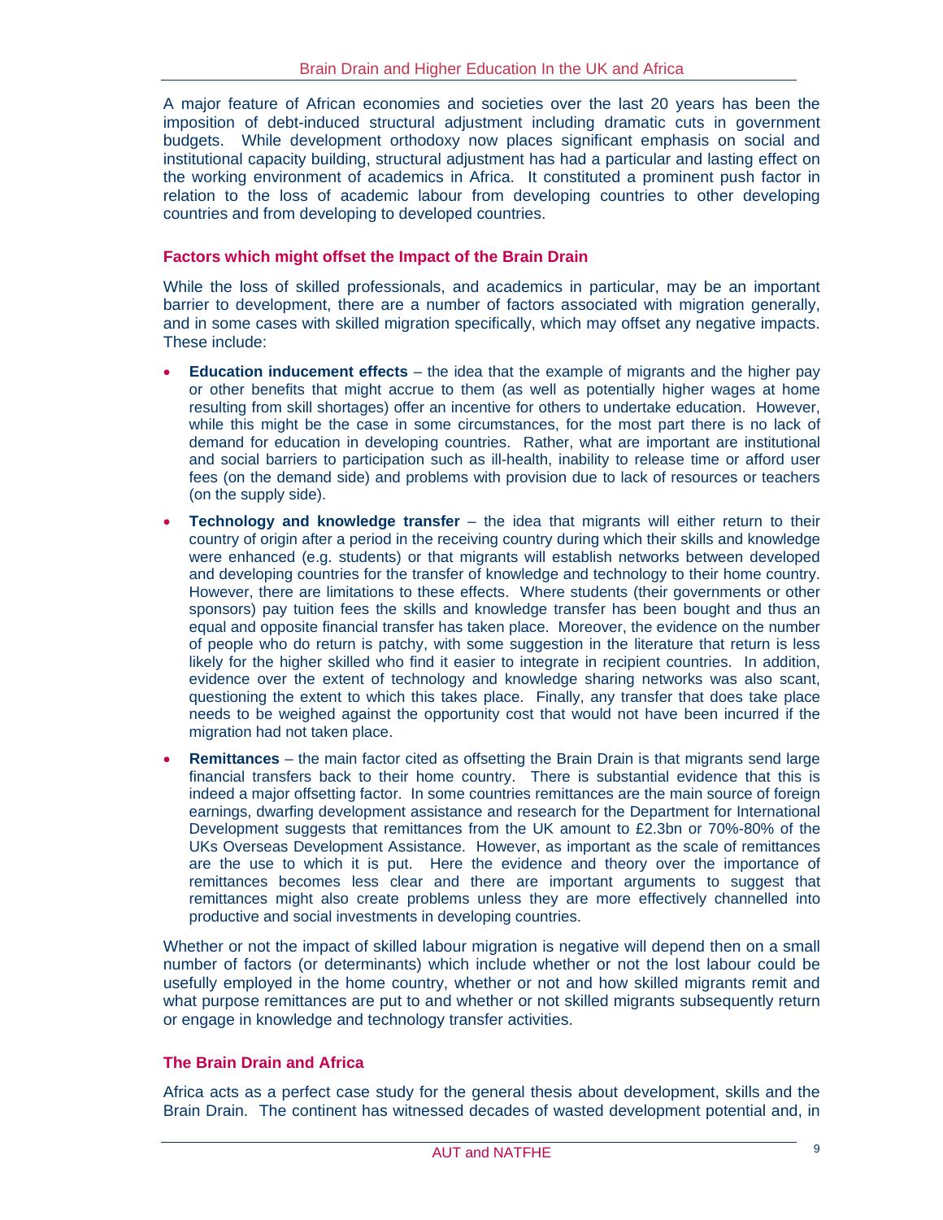A major feature of African economies and societies over the last 20 years has been the imposition of debt-induced structural adjustment including dramatic cuts in government budgets. While development orthodoxy now places significant emphasis on social and institutional capacity building, structural adjustment has had a particular and lasting effect on the working environment of academics in Africa. It constituted a prominent push factor in relation to the loss of academic labour from developing countries to other developing countries and from developing to developed countries.

## Factors which might offset the Impact of the Brain Drain

While the loss of skilled professionals, and academics in particular, may be an important barrier to development, there are a number of factors associated with migration generally, and in some cases with skilled migration specifically, which may offset any negative impacts. These include:

- **Education inducement effects** – the idea that the example of migrants and the higher pay or other benefits that might accrue to them (as well as potentially higher wages at home resulting from skill shortages) offer an incentive for others to undertake education. However, while this might be the case in some circumstances, for the most part there is no lack of demand for education in developing countries. Rather, what are important are institutional and social barriers to participation such as ill-health, inability to release time or afford user fees (on the demand side) and problems with provision due to lack of resources or teachers (on the supply side).
- **Technology and knowledge transfer** – the idea that migrants will either return to their country of origin after a period in the receiving country during which their skills and knowledge were enhanced (e.g. students) or that migrants will establish networks between developed and developing countries for the transfer of knowledge and technology to their home country. However, there are limitations to these effects. Where students (their governments or other sponsors) pay tuition fees the skills and knowledge transfer has been bought and thus an equal and opposite financial transfer has taken place. Moreover, the evidence on the number of people who do return is patchy, with some suggestion in the literature that return is less likely for the higher skilled who find it easier to integrate in recipient countries. In addition, evidence over the extent of technology and knowledge sharing networks was also scant, questioning the extent to which this takes place. Finally, any transfer that does take place needs to be weighed against the opportunity cost that would not have been incurred if the migration had not taken place.
- **Remittances** – the main factor cited as offsetting the Brain Drain is that migrants send large financial transfers back to their home country. There is substantial evidence that this is indeed a major offsetting factor. In some countries remittances are the main source of foreign earnings, dwarfing development assistance and research for the Department for International Development suggests that remittances from the UK amount to £2.3bn or 70%-80% of the UKs Overseas Development Assistance. However, as important as the scale of remittances are the use to which it is put. Here the evidence and theory over the importance of remittances becomes less clear and there are important arguments to suggest that remittances might also create problems unless they are more effectively channelled into productive and social investments in developing countries.

Whether or not the impact of skilled labour migration is negative will depend then on a small number of factors (or determinants) which include whether or not the lost labour could be usefully employed in the home country, whether or not and how skilled migrants remit and what purpose remittances are put to and whether or not skilled migrants subsequently return or engage in knowledge and technology transfer activities.

## The Brain Drain and Africa

Africa acts as a perfect case study for the general thesis about development, skills and the Brain Drain. The continent has witnessed decades of wasted development potential and, in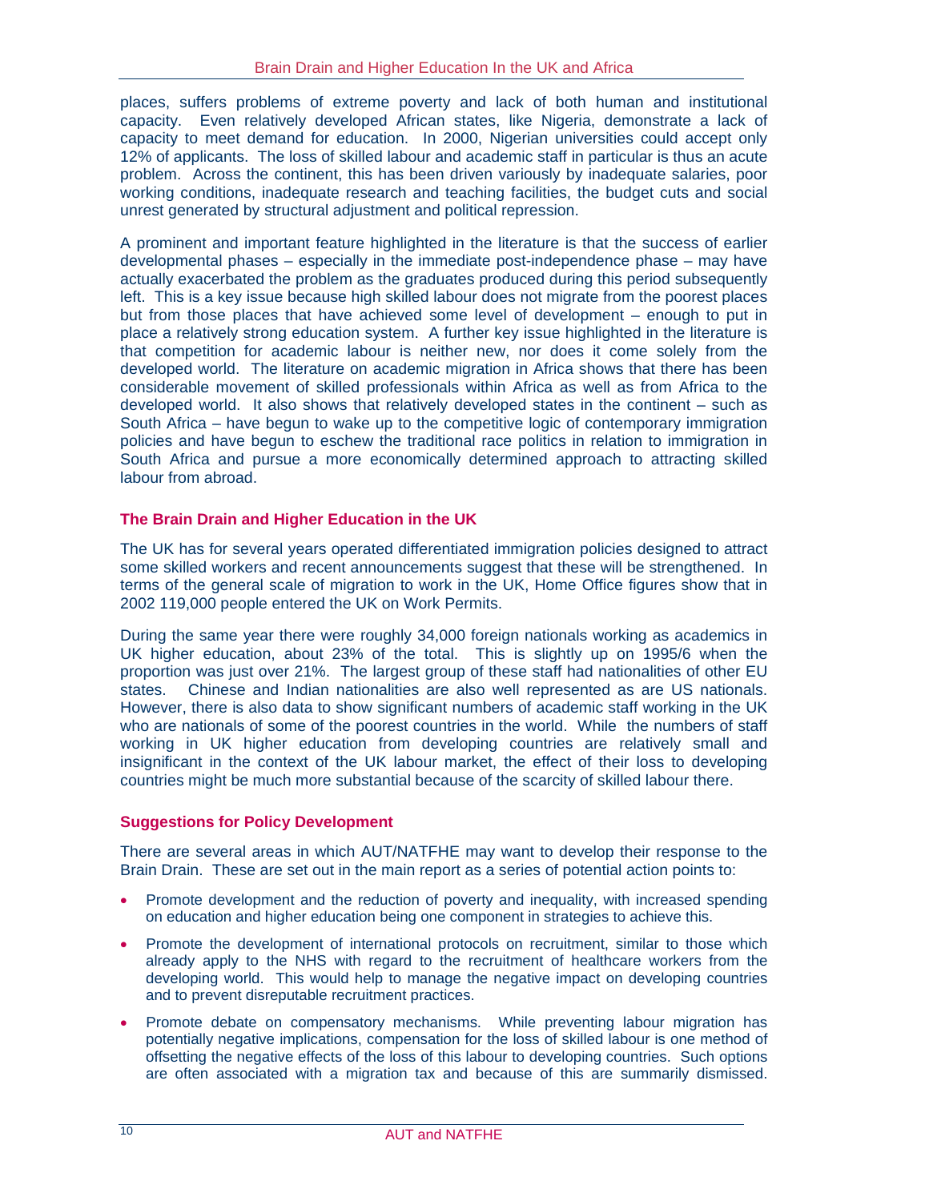places, suffers problems of extreme poverty and lack of both human and institutional capacity. Even relatively developed African states, like Nigeria, demonstrate a lack of capacity to meet demand for education. In 2000, Nigerian universities could accept only 12% of applicants. The loss of skilled labour and academic staff in particular is thus an acute problem. Across the continent, this has been driven variously by inadequate salaries, poor working conditions, inadequate research and teaching facilities, the budget cuts and social unrest generated by structural adjustment and political repression.

A prominent and important feature highlighted in the literature is that the success of earlier developmental phases – especially in the immediate post-independence phase – may have actually exacerbated the problem as the graduates produced during this period subsequently left. This is a key issue because high skilled labour does not migrate from the poorest places but from those places that have achieved some level of development – enough to put in place a relatively strong education system. A further key issue highlighted in the literature is that competition for academic labour is neither new, nor does it come solely from the developed world. The literature on academic migration in Africa shows that there has been considerable movement of skilled professionals within Africa as well as from Africa to the developed world. It also shows that relatively developed states in the continent – such as South Africa – have begun to wake up to the competitive logic of contemporary immigration policies and have begun to eschew the traditional race politics in relation to immigration in South Africa and pursue a more economically determined approach to attracting skilled labour from abroad.

### The Brain Drain and Higher Education in the UK

The UK has for several years operated differentiated immigration policies designed to attract some skilled workers and recent announcements suggest that these will be strengthened. In terms of the general scale of migration to work in the UK, Home Office figures show that in 2002 119,000 people entered the UK on Work Permits.

During the same year there were roughly 34,000 foreign nationals working as academics in UK higher education, about 23% of the total. This is slightly up on 1995/6 when the proportion was just over 21%. The largest group of these staff had nationalities of other EU states. Chinese and Indian nationalities are also well represented as are US nationals. However, there is also data to show significant numbers of academic staff working in the UK who are nationals of some of the poorest countries in the world. While the numbers of staff working in UK higher education from developing countries are relatively small and insignificant in the context of the UK labour market, the effect of their loss to developing countries might be much more substantial because of the scarcity of skilled labour there.

### Suggestions for Policy Development

There are several areas in which AUT/NATFHE may want to develop their response to the Brain Drain. These are set out in the main report as a series of potential action points to:

- Promote development and the reduction of poverty and inequality, with increased spending on education and higher education being one component in strategies to achieve this.
- Promote the development of international protocols on recruitment, similar to those which already apply to the NHS with regard to the recruitment of healthcare workers from the developing world. This would help to manage the negative impact on developing countries and to prevent disreputable recruitment practices.
- Promote debate on compensatory mechanisms. While preventing labour migration has potentially negative implications, compensation for the loss of skilled labour is one method of offsetting the negative effects of the loss of this labour to developing countries. Such options are often associated with a migration tax and because of this are summarily dismissed.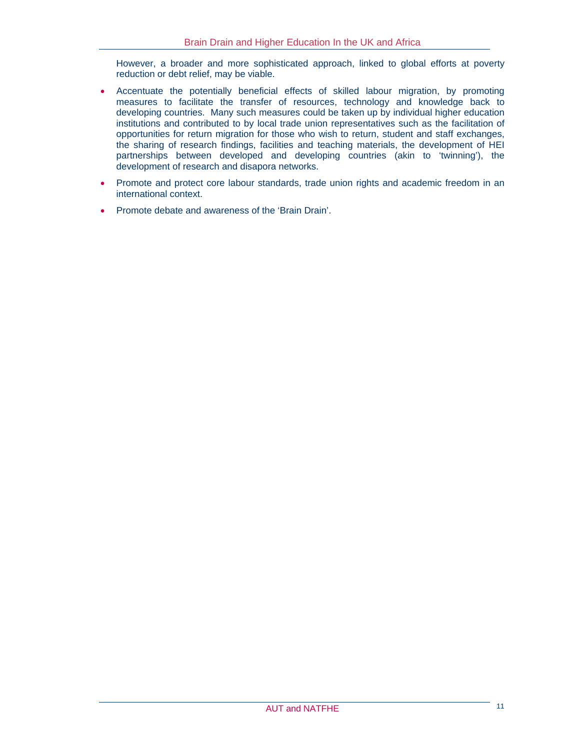However, a broader and more sophisticated approach, linked to global efforts at poverty reduction or debt relief, may be viable.

- Accentuate the potentially beneficial effects of skilled labour migration, by promoting measures to facilitate the transfer of resources, technology and knowledge back to developing countries. Many such measures could be taken up by individual higher education institutions and contributed to by local trade union representatives such as the facilitation of opportunities for return migration for those who wish to return, student and staff exchanges, the sharing of research findings, facilities and teaching materials, the development of HEI partnerships between developed and developing countries (akin to 'twinning'), the development of research and disapora networks.
- Promote and protect core labour standards, trade union rights and academic freedom in an international context.
- Promote debate and awareness of the 'Brain Drain'.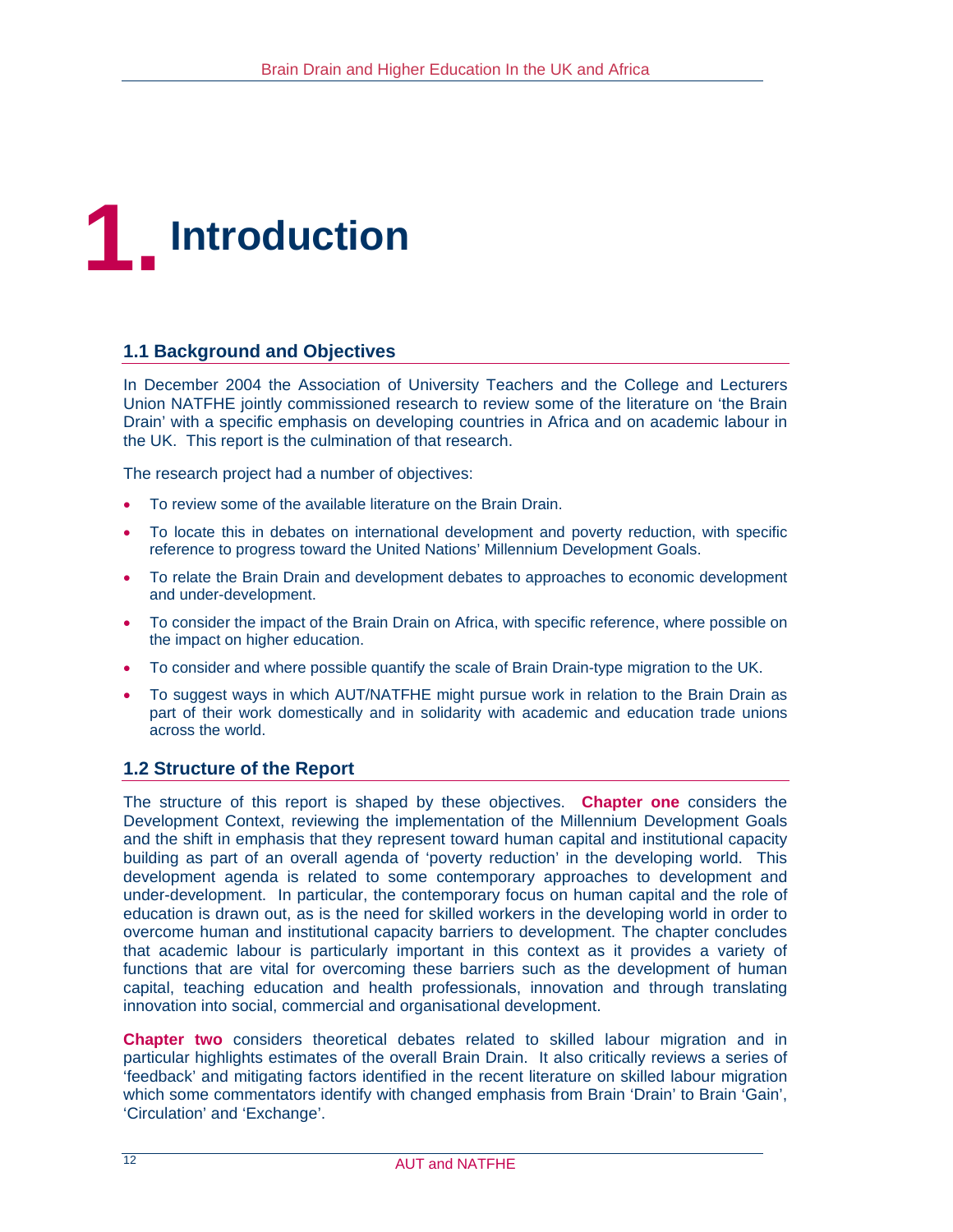# 1. Introduction

## 1.1 Background and Objectives

In December 2004 the Association of University Teachers and the College and Lecturers Union NATFHE jointly commissioned research to review some of the literature on 'the Brain Drain' with a specific emphasis on developing countries in Africa and on academic labour in the UK. This report is the culmination of that research.

The research project had a number of objectives:

- To review some of the available literature on the Brain Drain.
- To locate this in debates on international development and poverty reduction, with specific reference to progress toward the United Nations' Millennium Development Goals.
- To relate the Brain Drain and development debates to approaches to economic development and under-development.
- To consider the impact of the Brain Drain on Africa, with specific reference, where possible on the impact on higher education.
- To consider and where possible quantify the scale of Brain Drain-type migration to the UK.
- To suggest ways in which AUT/NATFHE might pursue work in relation to the Brain Drain as part of their work domestically and in solidarity with academic and education trade unions across the world.

## 1.2 Structure of the Report

The structure of this report is shaped by these objectives. **Chapter one** considers the Development Context, reviewing the implementation of the Millennium Development Goals and the shift in emphasis that they represent toward human capital and institutional capacity building as part of an overall agenda of 'poverty reduction' in the developing world. This development agenda is related to some contemporary approaches to development and under-development. In particular, the contemporary focus on human capital and the role of education is drawn out, as is the need for skilled workers in the developing world in order to overcome human and institutional capacity barriers to development. The chapter concludes that academic labour is particularly important in this context as it provides a variety of functions that are vital for overcoming these barriers such as the development of human capital, teaching education and health professionals, innovation and through translating innovation into social, commercial and organisational development.

**Chapter two** considers theoretical debates related to skilled labour migration and in particular highlights estimates of the overall Brain Drain. It also critically reviews a series of 'feedback' and mitigating factors identified in the recent literature on skilled labour migration which some commentators identify with changed emphasis from Brain 'Drain' to Brain 'Gain', 'Circulation' and 'Exchange'.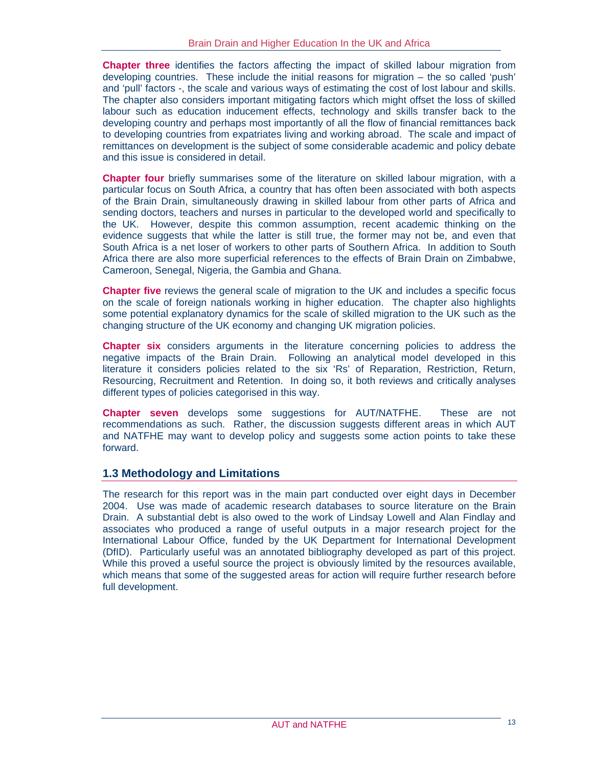**Chapter three** identifies the factors affecting the impact of skilled labour migration from developing countries. These include the initial reasons for migration – the so called 'push' and 'pull' factors -, the scale and various ways of estimating the cost of lost labour and skills. The chapter also considers important mitigating factors which might offset the loss of skilled labour such as education inducement effects, technology and skills transfer back to the developing country and perhaps most importantly of all the flow of financial remittances back to developing countries from expatriates living and working abroad. The scale and impact of remittances on development is the subject of some considerable academic and policy debate and this issue is considered in detail.

**Chapter four** briefly summarises some of the literature on skilled labour migration, with a particular focus on South Africa, a country that has often been associated with both aspects of the Brain Drain, simultaneously drawing in skilled labour from other parts of Africa and sending doctors, teachers and nurses in particular to the developed world and specifically to the UK. However, despite this common assumption, recent academic thinking on the evidence suggests that while the latter is still true, the former may not be, and even that South Africa is a net loser of workers to other parts of Southern Africa. In addition to South Africa there are also more superficial references to the effects of Brain Drain on Zimbabwe, Cameroon, Senegal, Nigeria, the Gambia and Ghana.

**Chapter five** reviews the general scale of migration to the UK and includes a specific focus on the scale of foreign nationals working in higher education. The chapter also highlights some potential explanatory dynamics for the scale of skilled migration to the UK such as the changing structure of the UK economy and changing UK migration policies.

**Chapter six** considers arguments in the literature concerning policies to address the negative impacts of the Brain Drain. Following an analytical model developed in this literature it considers policies related to the six 'Rs' of Reparation, Restriction, Return, Resourcing, Recruitment and Retention. In doing so, it both reviews and critically analyses different types of policies categorised in this way.

**Chapter seven** develops some suggestions for AUT/NATFHE. These are not recommendations as such. Rather, the discussion suggests different areas in which AUT and NATFHE may want to develop policy and suggests some action points to take these forward.

## 1.3 Methodology and Limitations

The research for this report was in the main part conducted over eight days in December 2004. Use was made of academic research databases to source literature on the Brain Drain. A substantial debt is also owed to the work of Lindsay Lowell and Alan Findlay and associates who produced a range of useful outputs in a major research project for the International Labour Office, funded by the UK Department for International Development (DfID). Particularly useful was an annotated bibliography developed as part of this project. While this proved a useful source the project is obviously limited by the resources available, which means that some of the suggested areas for action will require further research before full development.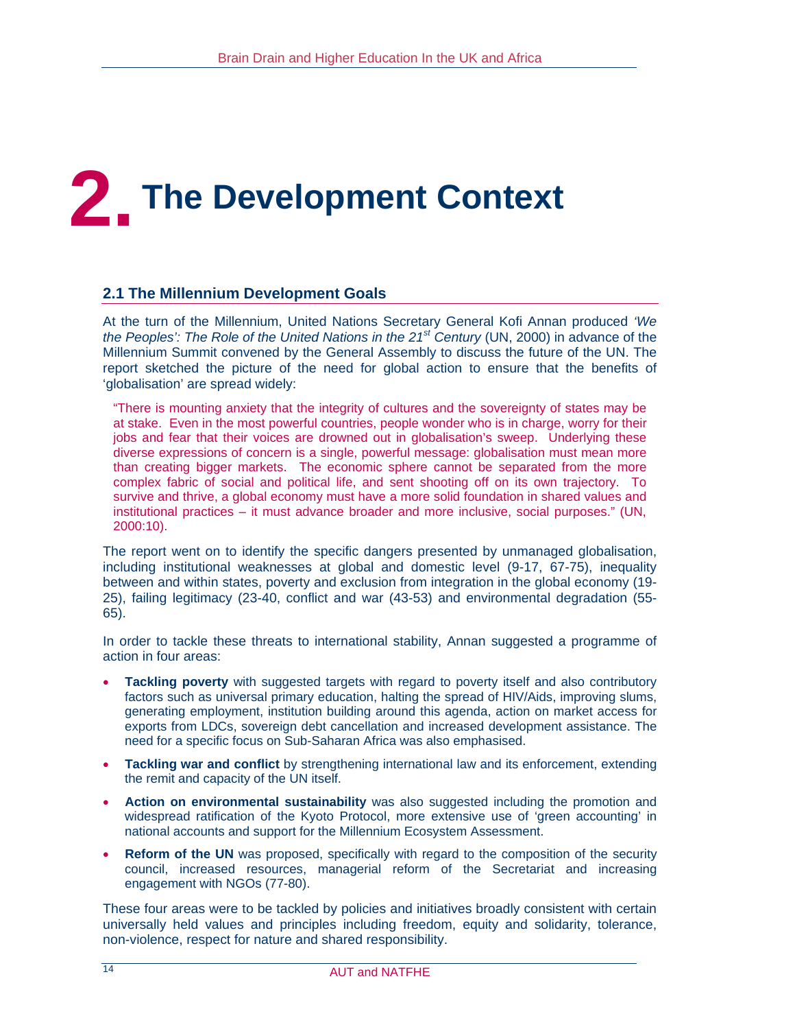# 2. The Development Context

## 2.1 The Millennium Development Goals

At the turn of the Millennium, United Nations Secretary General Kofi Annan produced *'We the Peoples': The Role of the United Nations in the 21st Century* (UN, 2000) in advance of the Millennium Summit convened by the General Assembly to discuss the future of the UN. The report sketched the picture of the need for global action to ensure that the benefits of 'globalisation' are spread widely:

> "There is mounting anxiety that the integrity of cultures and the sovereignty of states may be at stake. Even in the most powerful countries, people wonder who is in charge, worry for their jobs and fear that their voices are drowned out in globalisation's sweep. Underlying these diverse expressions of concern is a single, powerful message: globalisation must mean more than creating bigger markets. The economic sphere cannot be separated from the more complex fabric of social and political life, and sent shooting off on its own trajectory. To survive and thrive, a global economy must have a more solid foundation in shared values and institutional practices – it must advance broader and more inclusive, social purposes." (UN, 2000:10).

The report went on to identify the specific dangers presented by unmanaged globalisation, including institutional weaknesses at global and domestic level (9-17, 67-75), inequality between and within states, poverty and exclusion from integration in the global economy (19-25), failing legitimacy (23-40, conflict and war (43-53) and environmental degradation (55-65).

In order to tackle these threats to international stability, Annan suggested a programme of action in four areas:

- **Tackling poverty** with suggested targets with regard to poverty itself and also contributory factors such as universal primary education, halting the spread of HIV/Aids, improving slums, generating employment, institution building around this agenda, action on market access for exports from LDCs, sovereign debt cancellation and increased development assistance. The need for a specific focus on Sub-Saharan Africa was also emphasised.
- **Tackling war and conflict** by strengthening international law and its enforcement, extending the remit and capacity of the UN itself.
- **Action on environmental sustainability** was also suggested including the promotion and widespread ratification of the Kyoto Protocol, more extensive use of 'green accounting' in national accounts and support for the Millennium Ecosystem Assessment.
- **Reform of the UN** was proposed, specifically with regard to the composition of the security council, increased resources, managerial reform of the Secretariat and increasing engagement with NGOs (77-80).

These four areas were to be tackled by policies and initiatives broadly consistent with certain universally held values and principles including freedom, equity and solidarity, tolerance, non-violence, respect for nature and shared responsibility.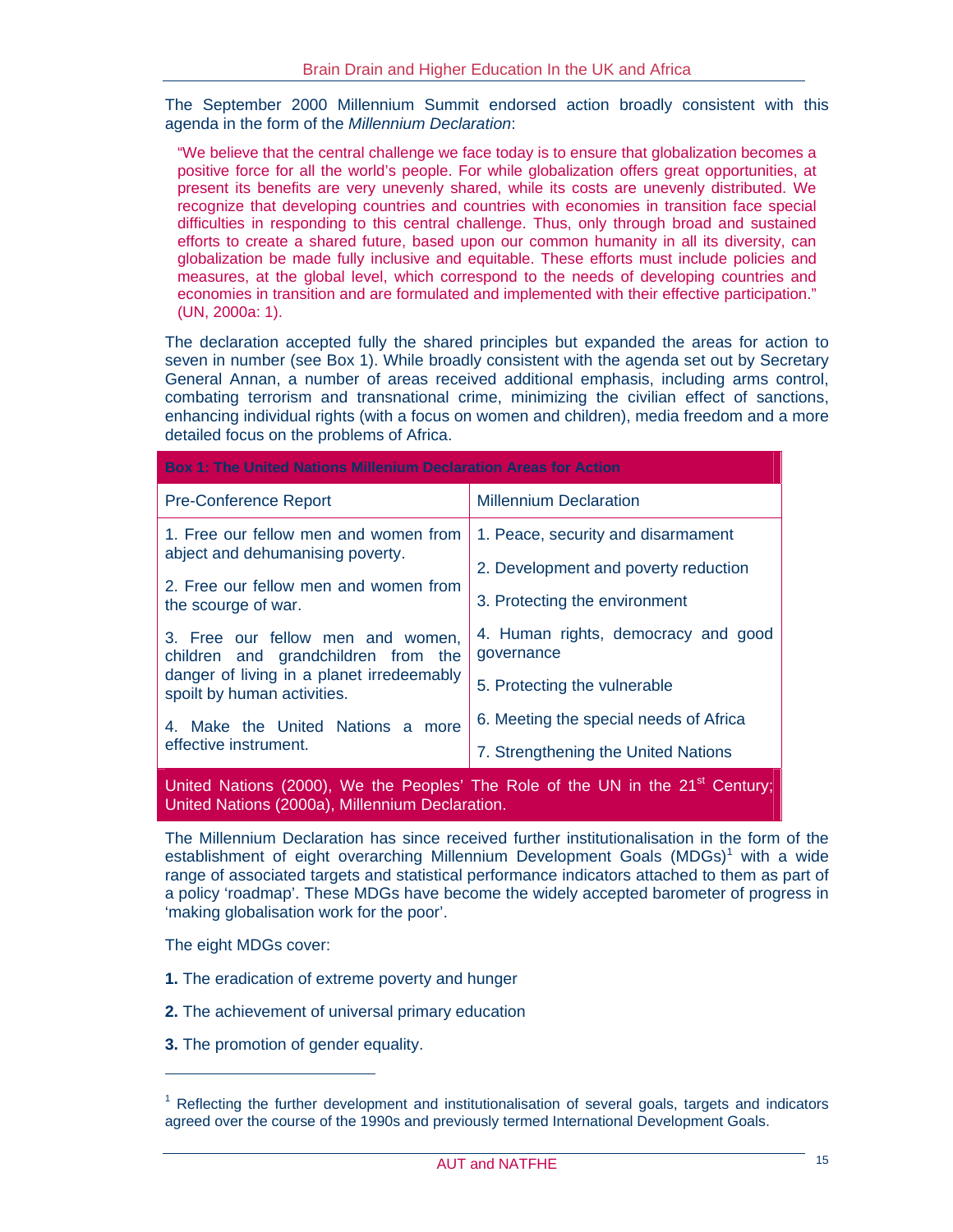The September 2000 Millennium Summit endorsed action broadly consistent with this agenda in the form of the *Millennium Declaration*:

> "We believe that the central challenge we face today is to ensure that globalization becomes a positive force for all the world's people. For while globalization offers great opportunities, at present its benefits are very unevenly shared, while its costs are unevenly distributed. We recognize that developing countries and countries with economies in transition face special difficulties in responding to this central challenge. Thus, only through broad and sustained efforts to create a shared future, based upon our common humanity in all its diversity, can globalization be made fully inclusive and equitable. These efforts must include policies and measures, at the global level, which correspond to the needs of developing countries and economies in transition and are formulated and implemented with their effective participation." (UN, 2000a: 1).

The declaration accepted fully the shared principles but expanded the areas for action to seven in number (see Box 1). While broadly consistent with the agenda set out by Secretary General Annan, a number of areas received additional emphasis, including arms control, combating terrorism and transnational crime, minimizing the civilian effect of sanctions, enhancing individual rights (with a focus on women and children), media freedom and a more detailed focus on the problems of Africa.

**Box 1: The United Nations Millenium Declaration Areas for Action**

| Pre-Conference Report | Millennium Declaration |
|---|---|
| 1. Free our fellow men and women from abject and dehumanising poverty. | 1. Peace, security and disarmament |
| 2. Free our fellow men and women from the scourge of war. | 2. Development and poverty reduction |
| 3. Free our fellow men and women, children and grandchildren from the danger of living in a planet irredeemably spoilt by human activities. | 3. Protecting the environment |
| 4. Make the United Nations a more effective instrument. | 4. Human rights, democracy and good governance |
| | 5. Protecting the vulnerable |
| | 6. Meeting the special needs of Africa |
| | 7. Strengthening the United Nations |

United Nations (2000), We the Peoples' The Role of the UN in the 21st Century; United Nations (2000a), Millennium Declaration.

The Millennium Declaration has since received further institutionalisation in the form of the establishment of eight overarching Millennium Development Goals (MDGs)[1] with a wide range of associated targets and statistical performance indicators attached to them as part of a policy 'roadmap'. These MDGs have become the widely accepted barometer of progress in 'making globalisation work for the poor'.

The eight MDGs cover:

**1.** The eradication of extreme poverty and hunger

**2.** The achievement of universal primary education

**3.** The promotion of gender equality.

---

[1] Reflecting the further development and institutionalisation of several goals, targets and indicators agreed over the course of the 1990s and previously termed International Development Goals.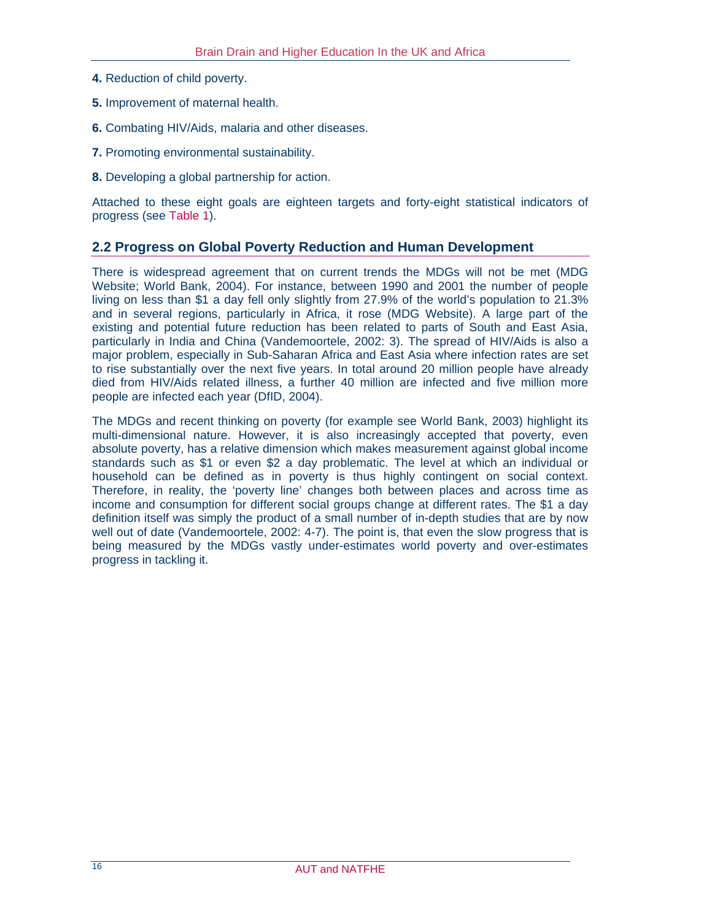**4.** Reduction of child poverty.

**5.** Improvement of maternal health.

**6.** Combating HIV/Aids, malaria and other diseases.

**7.** Promoting environmental sustainability.

**8.** Developing a global partnership for action.

Attached to these eight goals are eighteen targets and forty-eight statistical indicators of progress (see Table 1).

## 2.2 Progress on Global Poverty Reduction and Human Development

There is widespread agreement that on current trends the MDGs will not be met (MDG Website; World Bank, 2004). For instance, between 1990 and 2001 the number of people living on less than $1 a day fell only slightly from 27.9% of the world's population to 21.3% and in several regions, particularly in Africa, it rose (MDG Website). A large part of the existing and potential future reduction has been related to parts of South and East Asia, particularly in India and China (Vandemoortele, 2002: 3). The spread of HIV/Aids is also a major problem, especially in Sub-Saharan Africa and East Asia where infection rates are set to rise substantially over the next five years. In total around 20 million people have already died from HIV/Aids related illness, a further 40 million are infected and five million more people are infected each year (DfID, 2004).

The MDGs and recent thinking on poverty (for example see World Bank, 2003) highlight its multi-dimensional nature. However, it is also increasingly accepted that poverty, even absolute poverty, has a relative dimension which makes measurement against global income standards such as $1 or even $2 a day problematic. The level at which an individual or household can be defined as in poverty is thus highly contingent on social context. Therefore, in reality, the 'poverty line' changes both between places and across time as income and consumption for different social groups change at different rates. The $1 a day definition itself was simply the product of a small number of in-depth studies that are by now well out of date (Vandemoortele, 2002: 4-7). The point is, that even the slow progress that is being measured by the MDGs vastly under-estimates world poverty and over-estimates progress in tackling it.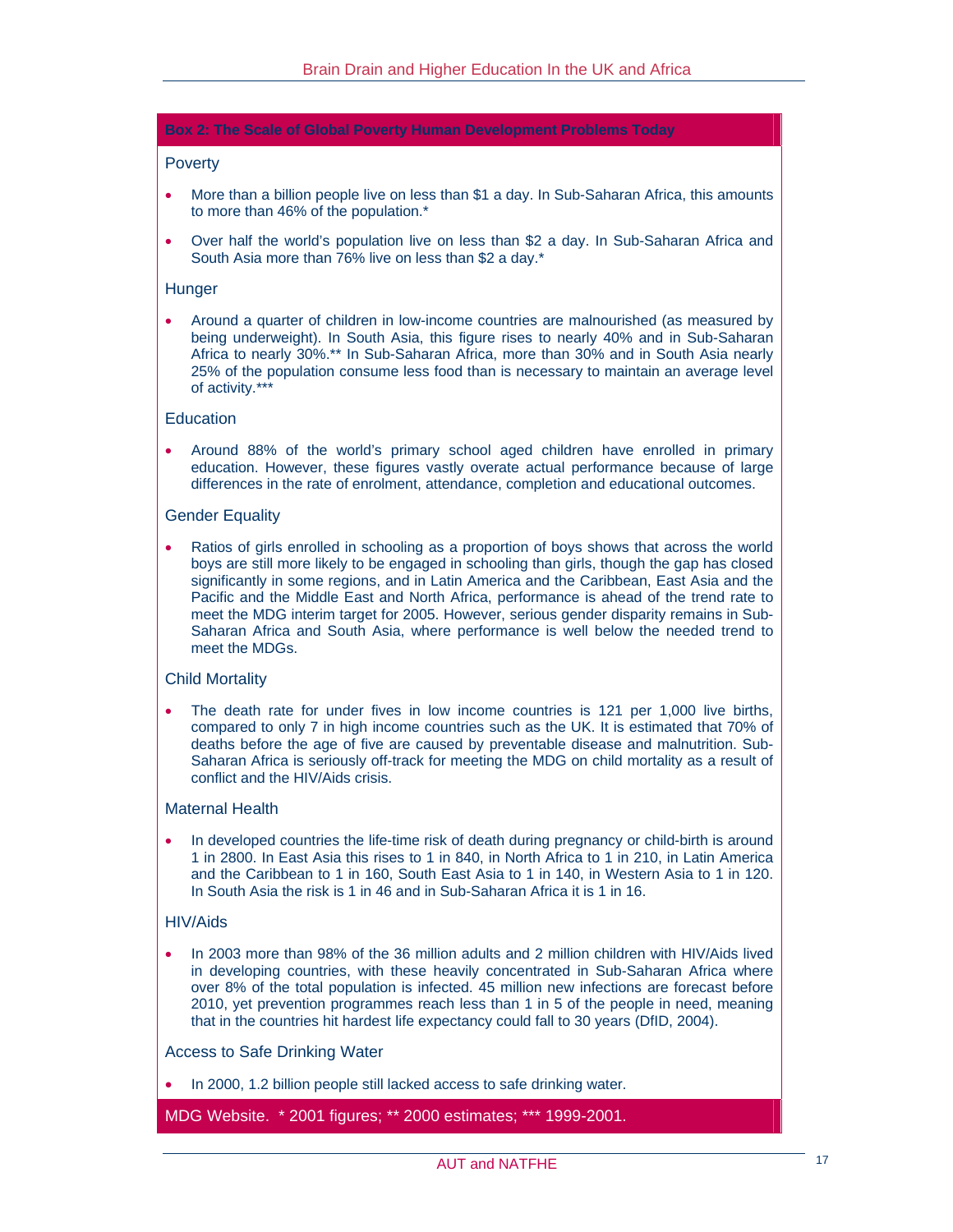**Box 2: The Scale of Global Poverty Human Development Problems Today**

### Poverty

- More than a billion people live on less than $1 a day. In Sub-Saharan Africa, this amounts to more than 46% of the population.*
- Over half the world's population live on less than $2 a day. In Sub-Saharan Africa and South Asia more than 76% live on less than $2 a day.*

### Hunger

- Around a quarter of children in low-income countries are malnourished (as measured by being underweight). In South Asia, this figure rises to nearly 40% and in Sub-Saharan Africa to nearly 30%.** In Sub-Saharan Africa, more than 30% and in South Asia nearly 25% of the population consume less food than is necessary to maintain an average level of activity.***

### Education

- Around 88% of the world's primary school aged children have enrolled in primary education. However, these figures vastly overate actual performance because of large differences in the rate of enrolment, attendance, completion and educational outcomes.

### Gender Equality

- Ratios of girls enrolled in schooling as a proportion of boys shows that across the world boys are still more likely to be engaged in schooling than girls, though the gap has closed significantly in some regions, and in Latin America and the Caribbean, East Asia and the Pacific and the Middle East and North Africa, performance is ahead of the trend rate to meet the MDG interim target for 2005. However, serious gender disparity remains in Sub-Saharan Africa and South Asia, where performance is well below the needed trend to meet the MDGs.

### Child Mortality

- The death rate for under fives in low income countries is 121 per 1,000 live births, compared to only 7 in high income countries such as the UK. It is estimated that 70% of deaths before the age of five are caused by preventable disease and malnutrition. Sub-Saharan Africa is seriously off-track for meeting the MDG on child mortality as a result of conflict and the HIV/Aids crisis.

### Maternal Health

- In developed countries the life-time risk of death during pregnancy or child-birth is around 1 in 2800. In East Asia this rises to 1 in 840, in North Africa to 1 in 210, in Latin America and the Caribbean to 1 in 160, South East Asia to 1 in 140, in Western Asia to 1 in 120. In South Asia the risk is 1 in 46 and in Sub-Saharan Africa it is 1 in 16.

### HIV/Aids

- In 2003 more than 98% of the 36 million adults and 2 million children with HIV/Aids lived in developing countries, with these heavily concentrated in Sub-Saharan Africa where over 8% of the total population is infected. 45 million new infections are forecast before 2010, yet prevention programmes reach less than 1 in 5 of the people in need, meaning that in the countries hit hardest life expectancy could fall to 30 years (DfID, 2004).

### Access to Safe Drinking Water

- In 2000, 1.2 billion people still lacked access to safe drinking water.

MDG Website. * 2001 figures; ** 2000 estimates; *** 1999-2001.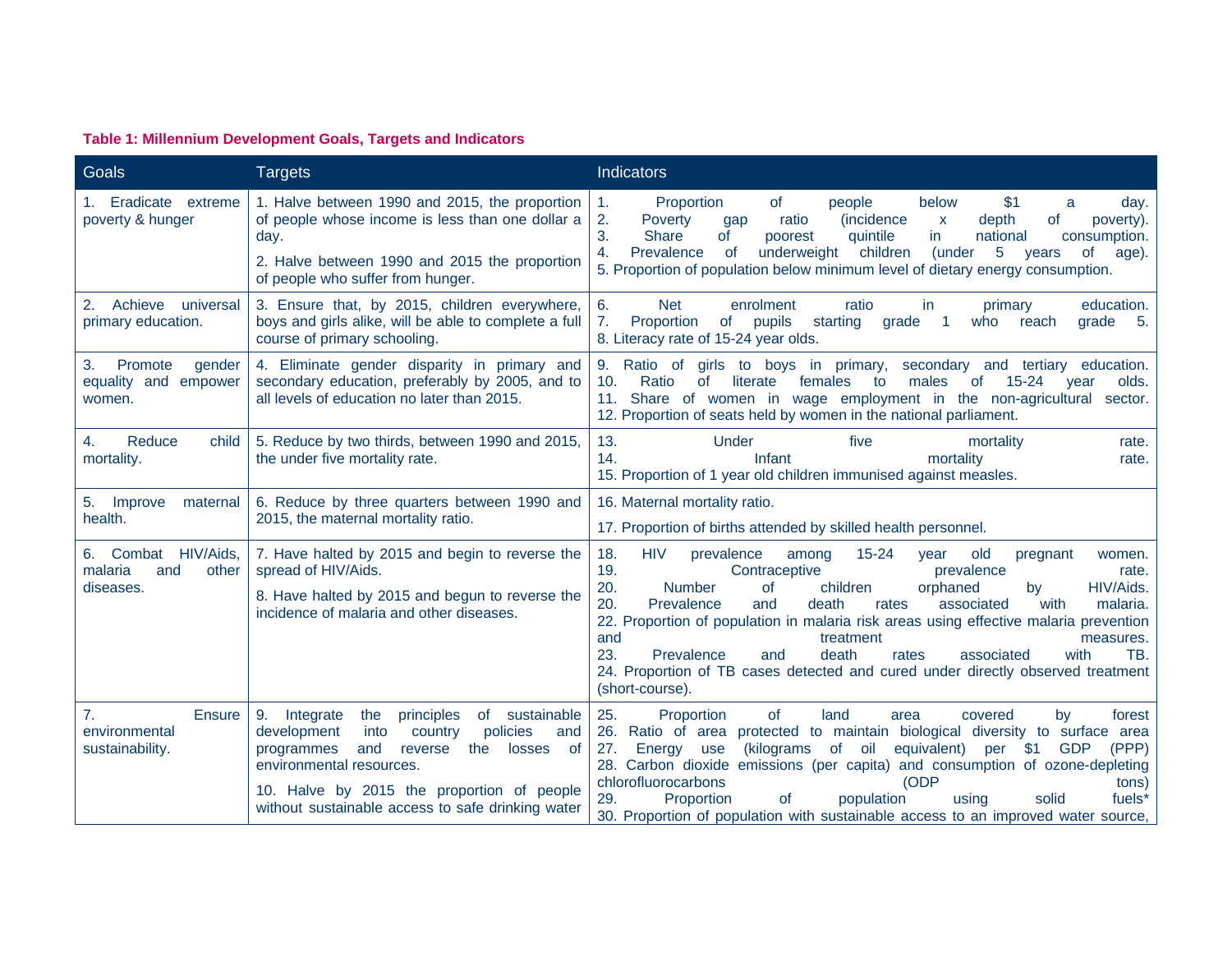**Table 1: Millennium Development Goals, Targets and Indicators**

| Goals | Targets | Indicators |
|---|---|---|
| 1. Eradicate extreme poverty & hunger | 1. Halve between 1990 and 2015, the proportion of people whose income is less than one dollar a day.<br><br>2. Halve between 1990 and 2015 the proportion of people who suffer from hunger. | 1. Proportion of people below $1 a day.<br>2. Poverty gap ratio (incidence x depth of poverty).<br>3. Share of poorest quintile in national consumption.<br>4. Prevalence of underweight children (under 5 years of age).<br>5. Proportion of population below minimum level of dietary energy consumption. |
| 2. Achieve universal primary education. | 3. Ensure that, by 2015, children everywhere, boys and girls alike, will be able to complete a full course of primary schooling. | 6. Net enrolment ratio in primary education.<br>7. Proportion of pupils starting grade 1 who reach grade 5.<br>8. Literacy rate of 15-24 year olds. |
| 3. Promote gender equality and empower women. | 4. Eliminate gender disparity in primary and secondary education, preferably by 2005, and to all levels of education no later than 2015. | 9. Ratio of girls to boys in primary, secondary and tertiary education.<br>10. Ratio of literate females to males of 15-24 year olds.<br>11. Share of women in wage employment in the non-agricultural sector.<br>12. Proportion of seats held by women in the national parliament. |
| 4. Reduce child mortality. | 5. Reduce by two thirds, between 1990 and 2015, the under five mortality rate. | 13. Under five mortality rate.<br>14. Infant mortality rate.<br>15. Proportion of 1 year old children immunised against measles. |
| 5. Improve maternal health. | 6. Reduce by three quarters between 1990 and 2015, the maternal mortality ratio. | 16. Maternal mortality ratio.<br><br>17. Proportion of births attended by skilled health personnel. |
| 6. Combat HIV/Aids, malaria and other diseases. | 7. Have halted by 2015 and begin to reverse the spread of HIV/Aids.<br><br>8. Have halted by 2015 and begun to reverse the incidence of malaria and other diseases. | 18. HIV prevalence among 15-24 year old pregnant women.<br>19. Contraceptive prevalence rate.<br>20. Number of children orphaned by HIV/Aids.<br>20. Prevalence and death rates associated with malaria.<br>22. Proportion of population in malaria risk areas using effective malaria prevention and treatment measures.<br>23. Prevalence and death rates associated with TB.<br>24. Proportion of TB cases detected and cured under directly observed treatment (short-course). |
| 7. Ensure environmental sustainability. | 9. Integrate the principles of sustainable development into country policies and programmes and reverse the losses of environmental resources.<br><br>10. Halve by 2015 the proportion of people without sustainable access to safe drinking water | 25. Proportion of land area covered by forest<br>26. Ratio of area protected to maintain biological diversity to surface area<br>27. Energy use (kilograms of oil equivalent) per $1 GDP (PPP)<br>28. Carbon dioxide emissions (per capita) and consumption of ozone-depleting chlorofluorocarbons (ODP tons)<br>29. Proportion of population using solid fuels*<br>30. Proportion of population with sustainable access to an improved water source, |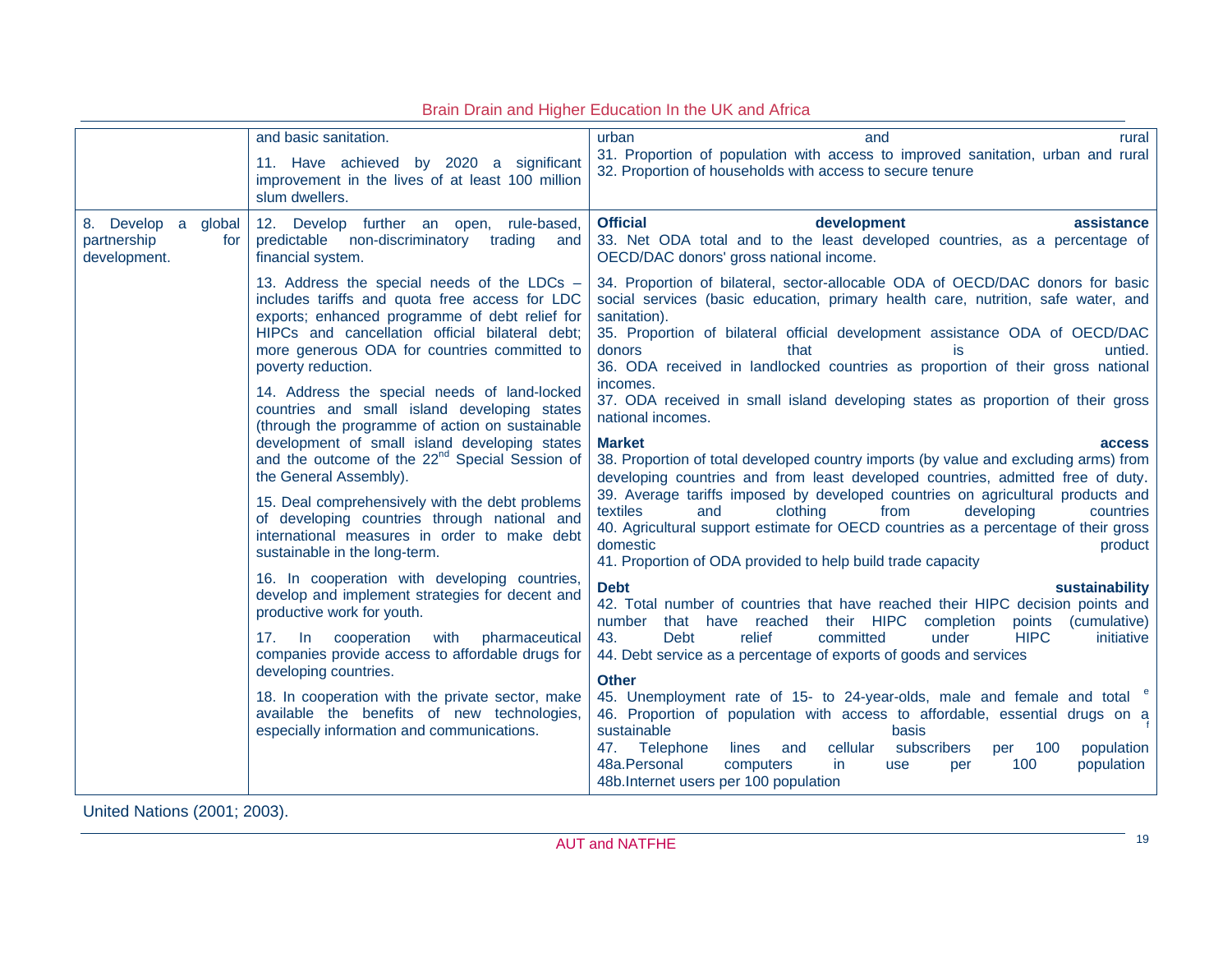| | | |
|---|---|---|
| | and basic sanitation.<br><br>11. Have achieved by 2020 a significant improvement in the lives of at least 100 million slum dwellers. | urban and rural<br>31. Proportion of population with access to improved sanitation, urban and rural<br>32. Proportion of households with access to secure tenure |
| 8. Develop a global partnership for development. | 12. Develop further an open, rule-based, predictable non-discriminatory trading and financial system.<br><br>13. Address the special needs of the LDCs – includes tariffs and quota free access for LDC exports; enhanced programme of debt relief for HIPCs and cancellation official bilateral debt; more generous ODA for countries committed to poverty reduction.<br><br>14. Address the special needs of land-locked countries and small island developing states (through the programme of action on sustainable development of small island developing states and the outcome of the 22nd Special Session of the General Assembly).<br><br>15. Deal comprehensively with the debt problems of developing countries through national and international measures in order to make debt sustainable in the long-term.<br><br>16. In cooperation with developing countries, develop and implement strategies for decent and productive work for youth.<br><br>17. In cooperation with pharmaceutical companies provide access to affordable drugs for developing countries.<br><br>18. In cooperation with the private sector, make available the benefits of new technologies, especially information and communications. | **Official development assistance**<br>33. Net ODA total and to the least developed countries, as a percentage of OECD/DAC donors' gross national income.<br><br>34. Proportion of bilateral, sector-allocable ODA of OECD/DAC donors for basic social services (basic education, primary health care, nutrition, safe water, and sanitation).<br>35. Proportion of bilateral official development assistance ODA of OECD/DAC donors that is untied.<br>36. ODA received in landlocked countries as proportion of their gross national incomes.<br>37. ODA received in small island developing states as proportion of their gross national incomes.<br><br>**Market access**<br>38. Proportion of total developed country imports (by value and excluding arms) from developing countries and from least developed countries, admitted free of duty.<br>39. Average tariffs imposed by developed countries on agricultural products and textiles and clothing from developing countries<br>40. Agricultural support estimate for OECD countries as a percentage of their gross domestic product<br>41. Proportion of ODA provided to help build trade capacity<br><br>**Debt sustainability**<br>42. Total number of countries that have reached their HIPC decision points and number that have reached their HIPC completion points (cumulative)<br>43. Debt relief committed under HIPC initiative<br>44. Debt service as a percentage of exports of goods and services<br><br>**Other**<br>45. Unemployment rate of 15- to 24-year-olds, male and female and total [e]<br>46. Proportion of population with access to affordable, essential drugs on a sustainable basis [f]<br>47. Telephone lines and cellular subscribers per 100 population<br>48a.Personal computers in use per 100 population<br>48b.Internet users per 100 population |

United Nations (2001; 2003).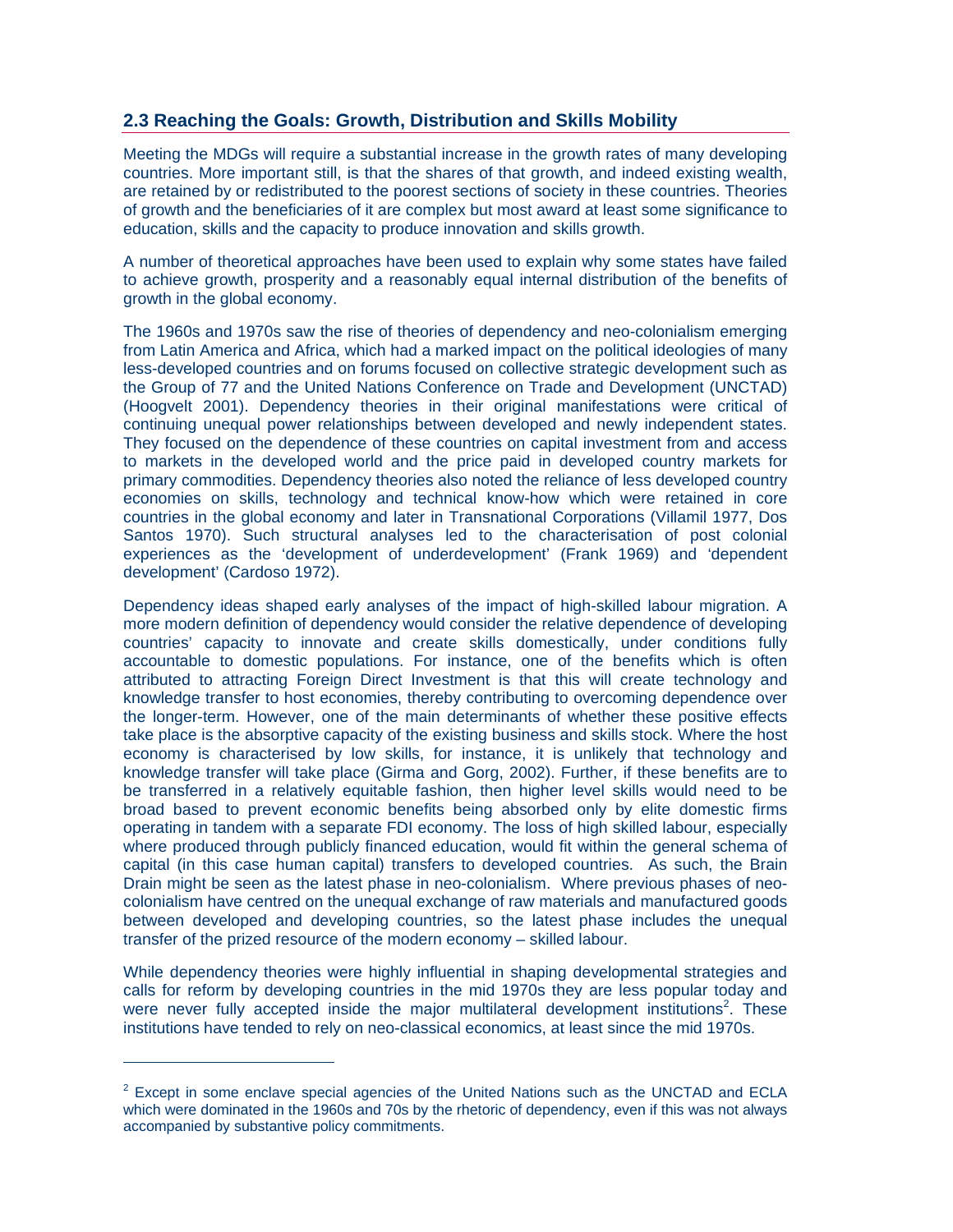## 2.3 Reaching the Goals: Growth, Distribution and Skills Mobility

Meeting the MDGs will require a substantial increase in the growth rates of many developing countries. More important still, is that the shares of that growth, and indeed existing wealth, are retained by or redistributed to the poorest sections of society in these countries. Theories of growth and the beneficiaries of it are complex but most award at least some significance to education, skills and the capacity to produce innovation and skills growth.

A number of theoretical approaches have been used to explain why some states have failed to achieve growth, prosperity and a reasonably equal internal distribution of the benefits of growth in the global economy.

The 1960s and 1970s saw the rise of theories of dependency and neo-colonialism emerging from Latin America and Africa, which had a marked impact on the political ideologies of many less-developed countries and on forums focused on collective strategic development such as the Group of 77 and the United Nations Conference on Trade and Development (UNCTAD) (Hoogvelt 2001). Dependency theories in their original manifestations were critical of continuing unequal power relationships between developed and newly independent states. They focused on the dependence of these countries on capital investment from and access to markets in the developed world and the price paid in developed country markets for primary commodities. Dependency theories also noted the reliance of less developed country economies on skills, technology and technical know-how which were retained in core countries in the global economy and later in Transnational Corporations (Villamil 1977, Dos Santos 1970). Such structural analyses led to the characterisation of post colonial experiences as the 'development of underdevelopment' (Frank 1969) and 'dependent development' (Cardoso 1972).

Dependency ideas shaped early analyses of the impact of high-skilled labour migration. A more modern definition of dependency would consider the relative dependence of developing countries' capacity to innovate and create skills domestically, under conditions fully accountable to domestic populations. For instance, one of the benefits which is often attributed to attracting Foreign Direct Investment is that this will create technology and knowledge transfer to host economies, thereby contributing to overcoming dependence over the longer-term. However, one of the main determinants of whether these positive effects take place is the absorptive capacity of the existing business and skills stock. Where the host economy is characterised by low skills, for instance, it is unlikely that technology and knowledge transfer will take place (Girma and Gorg, 2002). Further, if these benefits are to be transferred in a relatively equitable fashion, then higher level skills would need to be broad based to prevent economic benefits being absorbed only by elite domestic firms operating in tandem with a separate FDI economy. The loss of high skilled labour, especially where produced through publicly financed education, would fit within the general schema of capital (in this case human capital) transfers to developed countries. As such, the Brain Drain might be seen as the latest phase in neo-colonialism. Where previous phases of neo-colonialism have centred on the unequal exchange of raw materials and manufactured goods between developed and developing countries, so the latest phase includes the unequal transfer of the prized resource of the modern economy – skilled labour.

While dependency theories were highly influential in shaping developmental strategies and calls for reform by developing countries in the mid 1970s they are less popular today and were never fully accepted inside the major multilateral development institutions[2]. These institutions have tended to rely on neo-classical economics, at least since the mid 1970s.

---

[2] Except in some enclave special agencies of the United Nations such as the UNCTAD and ECLA which were dominated in the 1960s and 70s by the rhetoric of dependency, even if this was not always accompanied by substantive policy commitments.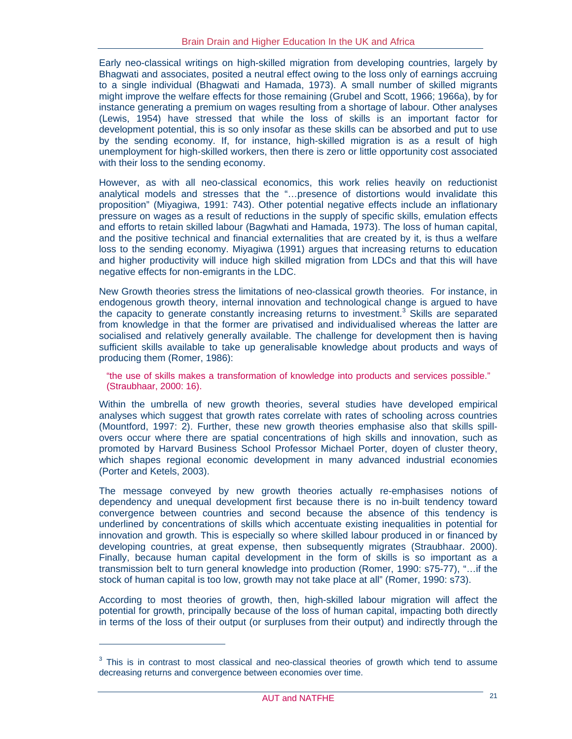Early neo-classical writings on high-skilled migration from developing countries, largely by Bhagwati and associates, posited a neutral effect owing to the loss only of earnings accruing to a single individual (Bhagwati and Hamada, 1973). A small number of skilled migrants might improve the welfare effects for those remaining (Grubel and Scott, 1966; 1966a), by for instance generating a premium on wages resulting from a shortage of labour. Other analyses (Lewis, 1954) have stressed that while the loss of skills is an important factor for development potential, this is so only insofar as these skills can be absorbed and put to use by the sending economy. If, for instance, high-skilled migration is as a result of high unemployment for high-skilled workers, then there is zero or little opportunity cost associated with their loss to the sending economy.

However, as with all neo-classical economics, this work relies heavily on reductionist analytical models and stresses that the "…presence of distortions would invalidate this proposition" (Miyagiwa, 1991: 743). Other potential negative effects include an inflationary pressure on wages as a result of reductions in the supply of specific skills, emulation effects and efforts to retain skilled labour (Bagwhati and Hamada, 1973). The loss of human capital, and the positive technical and financial externalities that are created by it, is thus a welfare loss to the sending economy. Miyagiwa (1991) argues that increasing returns to education and higher productivity will induce high skilled migration from LDCs and that this will have negative effects for non-emigrants in the LDC.

New Growth theories stress the limitations of neo-classical growth theories. For instance, in endogenous growth theory, internal innovation and technological change is argued to have the capacity to generate constantly increasing returns to investment.[3] Skills are separated from knowledge in that the former are privatised and individualised whereas the latter are socialised and relatively generally available. The challenge for development then is having sufficient skills available to take up generalisable knowledge about products and ways of producing them (Romer, 1986):

> "the use of skills makes a transformation of knowledge into products and services possible." (Straubhaar, 2000: 16).

Within the umbrella of new growth theories, several studies have developed empirical analyses which suggest that growth rates correlate with rates of schooling across countries (Mountford, 1997: 2). Further, these new growth theories emphasise also that skills spill-overs occur where there are spatial concentrations of high skills and innovation, such as promoted by Harvard Business School Professor Michael Porter, doyen of cluster theory, which shapes regional economic development in many advanced industrial economies (Porter and Ketels, 2003).

The message conveyed by new growth theories actually re-emphasises notions of dependency and unequal development first because there is no in-built tendency toward convergence between countries and second because the absence of this tendency is underlined by concentrations of skills which accentuate existing inequalities in potential for innovation and growth. This is especially so where skilled labour produced in or financed by developing countries, at great expense, then subsequently migrates (Straubhaar. 2000). Finally, because human capital development in the form of skills is so important as a transmission belt to turn general knowledge into production (Romer, 1990: s75-77), "…if the stock of human capital is too low, growth may not take place at all" (Romer, 1990: s73).

According to most theories of growth, then, high-skilled labour migration will affect the potential for growth, principally because of the loss of human capital, impacting both directly in terms of the loss of their output (or surpluses from their output) and indirectly through the

---

[3] This is in contrast to most classical and neo-classical theories of growth which tend to assume decreasing returns and convergence between economies over time.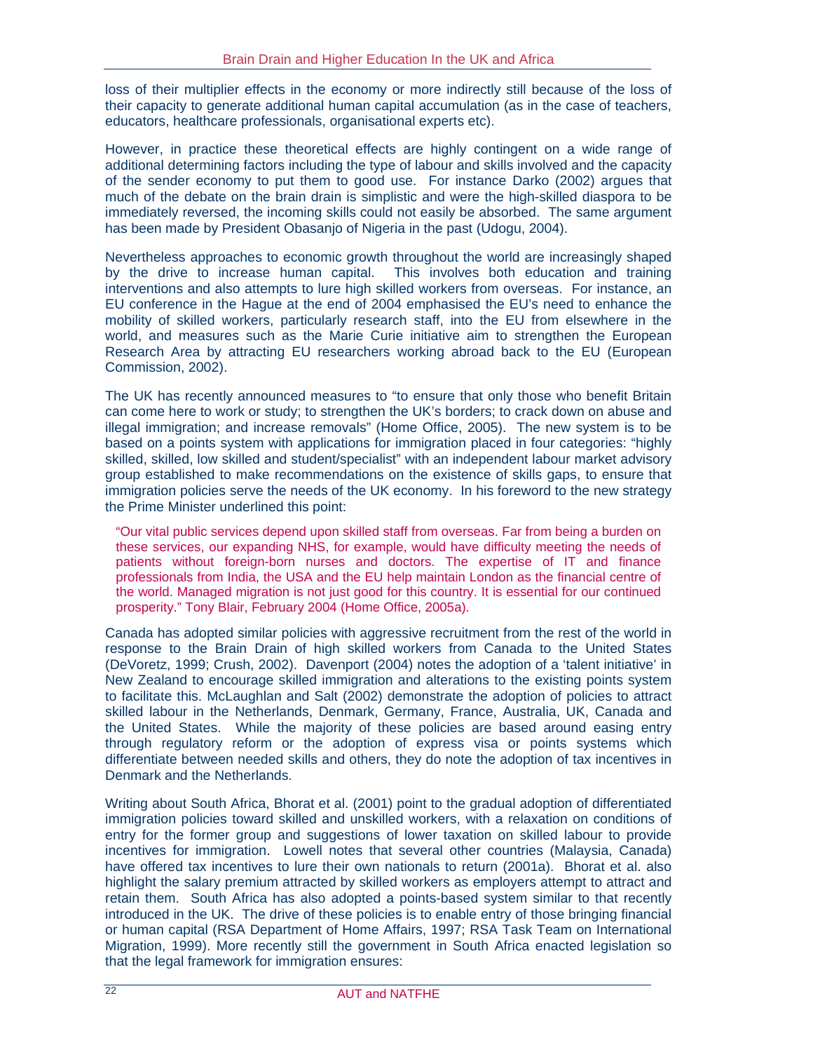loss of their multiplier effects in the economy or more indirectly still because of the loss of their capacity to generate additional human capital accumulation (as in the case of teachers, educators, healthcare professionals, organisational experts etc).

However, in practice these theoretical effects are highly contingent on a wide range of additional determining factors including the type of labour and skills involved and the capacity of the sender economy to put them to good use. For instance Darko (2002) argues that much of the debate on the brain drain is simplistic and were the high-skilled diaspora to be immediately reversed, the incoming skills could not easily be absorbed. The same argument has been made by President Obasanjo of Nigeria in the past (Udogu, 2004).

Nevertheless approaches to economic growth throughout the world are increasingly shaped by the drive to increase human capital. This involves both education and training interventions and also attempts to lure high skilled workers from overseas. For instance, an EU conference in the Hague at the end of 2004 emphasised the EU's need to enhance the mobility of skilled workers, particularly research staff, into the EU from elsewhere in the world, and measures such as the Marie Curie initiative aim to strengthen the European Research Area by attracting EU researchers working abroad back to the EU (European Commission, 2002).

The UK has recently announced measures to "to ensure that only those who benefit Britain can come here to work or study; to strengthen the UK's borders; to crack down on abuse and illegal immigration; and increase removals" (Home Office, 2005). The new system is to be based on a points system with applications for immigration placed in four categories: "highly skilled, skilled, low skilled and student/specialist" with an independent labour market advisory group established to make recommendations on the existence of skills gaps, to ensure that immigration policies serve the needs of the UK economy. In his foreword to the new strategy the Prime Minister underlined this point:

> "Our vital public services depend upon skilled staff from overseas. Far from being a burden on these services, our expanding NHS, for example, would have difficulty meeting the needs of patients without foreign-born nurses and doctors. The expertise of IT and finance professionals from India, the USA and the EU help maintain London as the financial centre of the world. Managed migration is not just good for this country. It is essential for our continued prosperity." Tony Blair, February 2004 (Home Office, 2005a).

Canada has adopted similar policies with aggressive recruitment from the rest of the world in response to the Brain Drain of high skilled workers from Canada to the United States (DeVoretz, 1999; Crush, 2002). Davenport (2004) notes the adoption of a 'talent initiative' in New Zealand to encourage skilled immigration and alterations to the existing points system to facilitate this. McLaughlan and Salt (2002) demonstrate the adoption of policies to attract skilled labour in the Netherlands, Denmark, Germany, France, Australia, UK, Canada and the United States. While the majority of these policies are based around easing entry through regulatory reform or the adoption of express visa or points systems which differentiate between needed skills and others, they do note the adoption of tax incentives in Denmark and the Netherlands.

Writing about South Africa, Bhorat et al. (2001) point to the gradual adoption of differentiated immigration policies toward skilled and unskilled workers, with a relaxation on conditions of entry for the former group and suggestions of lower taxation on skilled labour to provide incentives for immigration. Lowell notes that several other countries (Malaysia, Canada) have offered tax incentives to lure their own nationals to return (2001a). Bhorat et al. also highlight the salary premium attracted by skilled workers as employers attempt to attract and retain them. South Africa has also adopted a points-based system similar to that recently introduced in the UK. The drive of these policies is to enable entry of those bringing financial or human capital (RSA Department of Home Affairs, 1997; RSA Task Team on International Migration, 1999). More recently still the government in South Africa enacted legislation so that the legal framework for immigration ensures: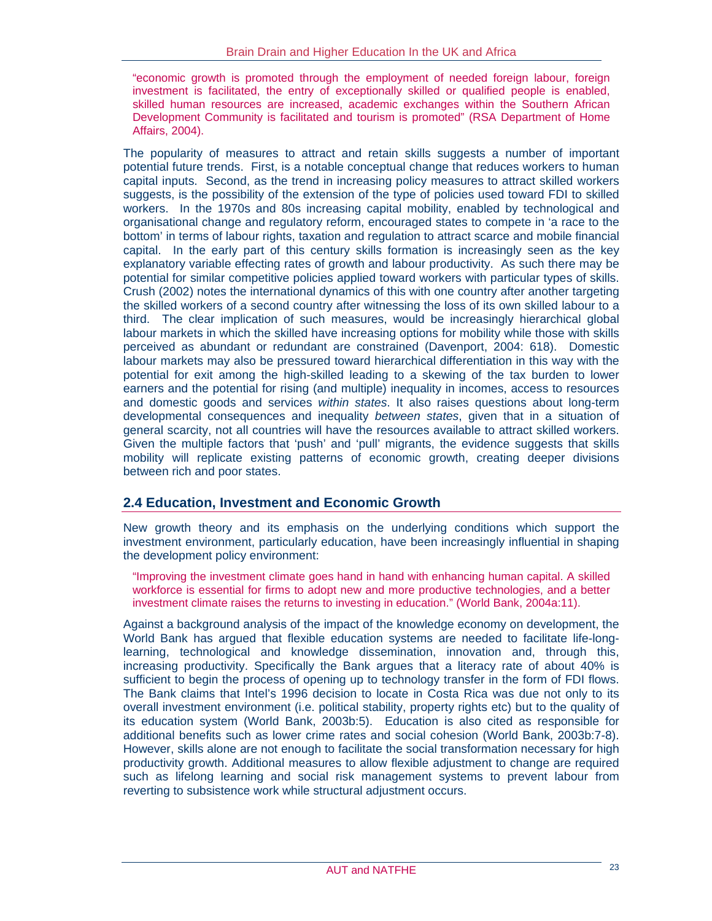> "economic growth is promoted through the employment of needed foreign labour, foreign investment is facilitated, the entry of exceptionally skilled or qualified people is enabled, skilled human resources are increased, academic exchanges within the Southern African Development Community is facilitated and tourism is promoted" (RSA Department of Home Affairs, 2004).

The popularity of measures to attract and retain skills suggests a number of important potential future trends. First, is a notable conceptual change that reduces workers to human capital inputs. Second, as the trend in increasing policy measures to attract skilled workers suggests, is the possibility of the extension of the type of policies used toward FDI to skilled workers. In the 1970s and 80s increasing capital mobility, enabled by technological and organisational change and regulatory reform, encouraged states to compete in 'a race to the bottom' in terms of labour rights, taxation and regulation to attract scarce and mobile financial capital. In the early part of this century skills formation is increasingly seen as the key explanatory variable effecting rates of growth and labour productivity. As such there may be potential for similar competitive policies applied toward workers with particular types of skills. Crush (2002) notes the international dynamics of this with one country after another targeting the skilled workers of a second country after witnessing the loss of its own skilled labour to a third. The clear implication of such measures, would be increasingly hierarchical global labour markets in which the skilled have increasing options for mobility while those with skills perceived as abundant or redundant are constrained (Davenport, 2004: 618). Domestic labour markets may also be pressured toward hierarchical differentiation in this way with the potential for exit among the high-skilled leading to a skewing of the tax burden to lower earners and the potential for rising (and multiple) inequality in incomes, access to resources and domestic goods and services *within states*. It also raises questions about long-term developmental consequences and inequality *between states*, given that in a situation of general scarcity, not all countries will have the resources available to attract skilled workers. Given the multiple factors that 'push' and 'pull' migrants, the evidence suggests that skills mobility will replicate existing patterns of economic growth, creating deeper divisions between rich and poor states.

## 2.4 Education, Investment and Economic Growth

New growth theory and its emphasis on the underlying conditions which support the investment environment, particularly education, have been increasingly influential in shaping the development policy environment:

> "Improving the investment climate goes hand in hand with enhancing human capital. A skilled workforce is essential for firms to adopt new and more productive technologies, and a better investment climate raises the returns to investing in education." (World Bank, 2004a:11).

Against a background analysis of the impact of the knowledge economy on development, the World Bank has argued that flexible education systems are needed to facilitate life-long-learning, technological and knowledge dissemination, innovation and, through this, increasing productivity. Specifically the Bank argues that a literacy rate of about 40% is sufficient to begin the process of opening up to technology transfer in the form of FDI flows. The Bank claims that Intel's 1996 decision to locate in Costa Rica was due not only to its overall investment environment (i.e. political stability, property rights etc) but to the quality of its education system (World Bank, 2003b:5). Education is also cited as responsible for additional benefits such as lower crime rates and social cohesion (World Bank, 2003b:7-8). However, skills alone are not enough to facilitate the social transformation necessary for high productivity growth. Additional measures to allow flexible adjustment to change are required such as lifelong learning and social risk management systems to prevent labour from reverting to subsistence work while structural adjustment occurs.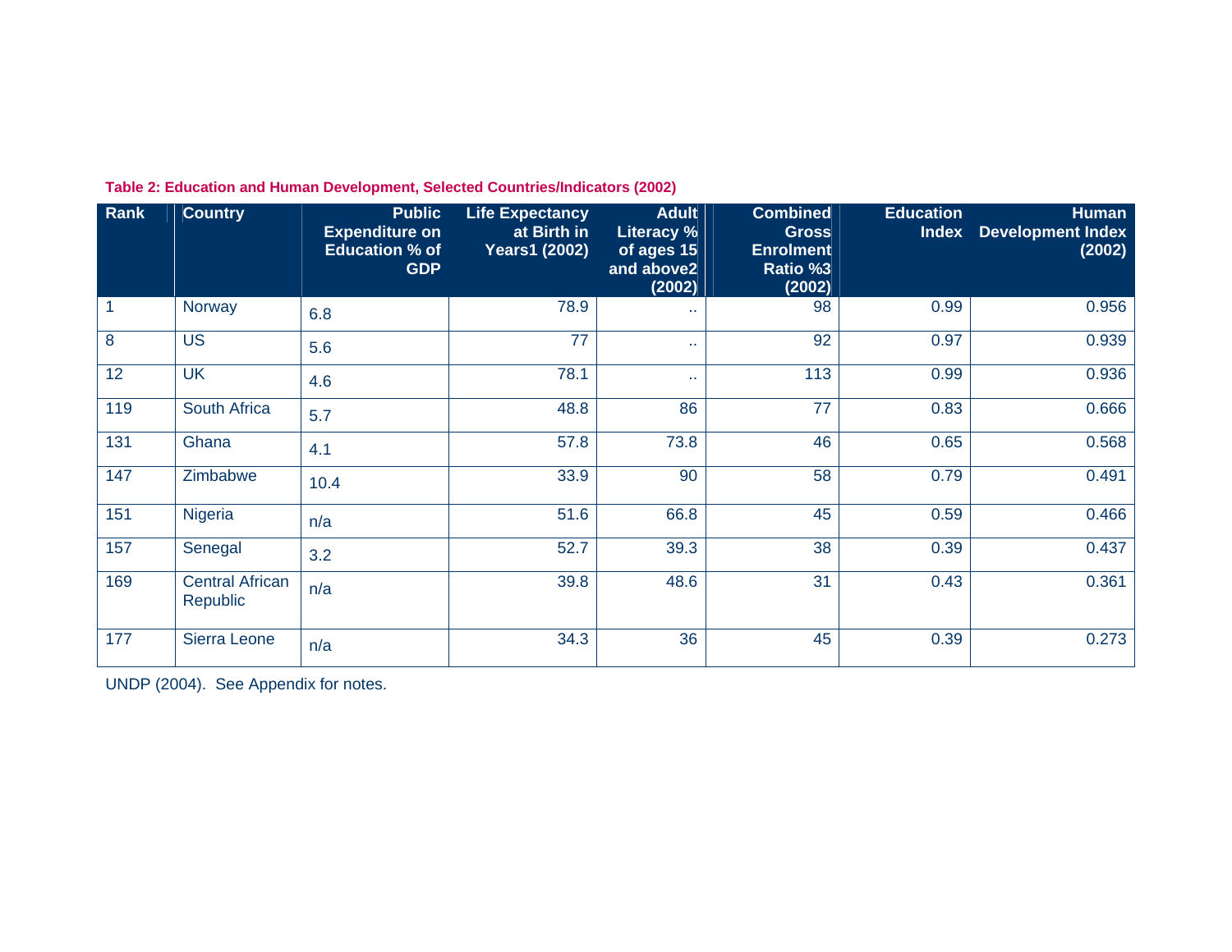**Table 2: Education and Human Development, Selected Countries/Indicators (2002)**

| Rank | Country | Public Expenditure on Education % of GDP | Life Expectancy at Birth in Years1 (2002) | Adult Literacy % of ages 15 and above2 (2002) | Combined Gross Enrolment Ratio %3 (2002) | Education Index | Human Development Index (2002) |
|---|---|---|---|---|---|---|---|
| 1 | Norway | 6.8 | 78.9 | .. | 98 | 0.99 | 0.956 |
| 8 | US | 5.6 | 77 | .. | 92 | 0.97 | 0.939 |
| 12 | UK | 4.6 | 78.1 | .. | 113 | 0.99 | 0.936 |
| 119 | South Africa | 5.7 | 48.8 | 86 | 77 | 0.83 | 0.666 |
| 131 | Ghana | 4.1 | 57.8 | 73.8 | 46 | 0.65 | 0.568 |
| 147 | Zimbabwe | 10.4 | 33.9 | 90 | 58 | 0.79 | 0.491 |
| 151 | Nigeria | n/a | 51.6 | 66.8 | 45 | 0.59 | 0.466 |
| 157 | Senegal | 3.2 | 52.7 | 39.3 | 38 | 0.39 | 0.437 |
| 169 | Central African Republic | n/a | 39.8 | 48.6 | 31 | 0.43 | 0.361 |
| 177 | Sierra Leone | n/a | 34.3 | 36 | 45 | 0.39 | 0.273 |

UNDP (2004). See Appendix for notes.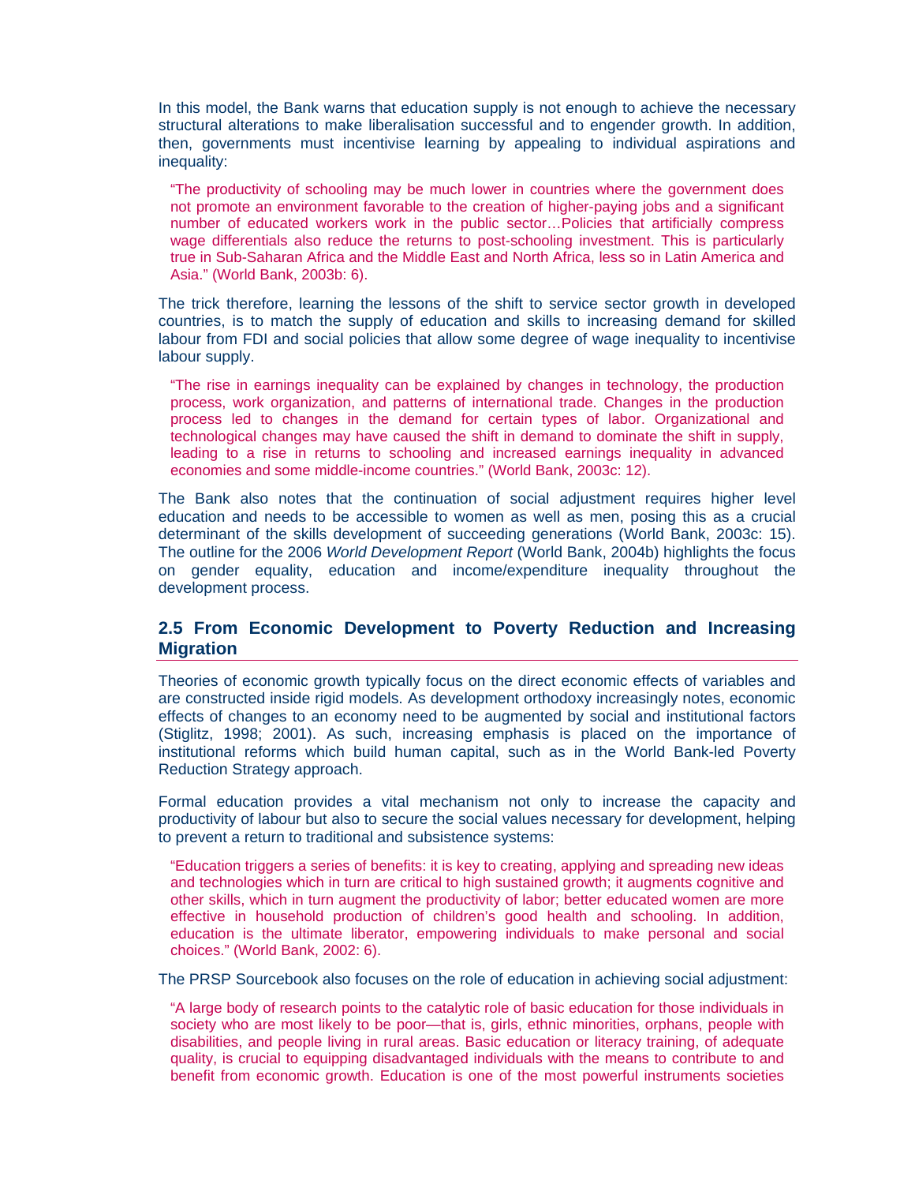In this model, the Bank warns that education supply is not enough to achieve the necessary structural alterations to make liberalisation successful and to engender growth. In addition, then, governments must incentivise learning by appealing to individual aspirations and inequality:

> "The productivity of schooling may be much lower in countries where the government does not promote an environment favorable to the creation of higher-paying jobs and a significant number of educated workers work in the public sector…Policies that artificially compress wage differentials also reduce the returns to post-schooling investment. This is particularly true in Sub-Saharan Africa and the Middle East and North Africa, less so in Latin America and Asia." (World Bank, 2003b: 6).

The trick therefore, learning the lessons of the shift to service sector growth in developed countries, is to match the supply of education and skills to increasing demand for skilled labour from FDI and social policies that allow some degree of wage inequality to incentivise labour supply.

> "The rise in earnings inequality can be explained by changes in technology, the production process, work organization, and patterns of international trade. Changes in the production process led to changes in the demand for certain types of labor. Organizational and technological changes may have caused the shift in demand to dominate the shift in supply, leading to a rise in returns to schooling and increased earnings inequality in advanced economies and some middle-income countries." (World Bank, 2003c: 12).

The Bank also notes that the continuation of social adjustment requires higher level education and needs to be accessible to women as well as men, posing this as a crucial determinant of the skills development of succeeding generations (World Bank, 2003c: 15). The outline for the 2006 *World Development Report* (World Bank, 2004b) highlights the focus on gender equality, education and income/expenditure inequality throughout the development process.

## 2.5 From Economic Development to Poverty Reduction and Increasing Migration

Theories of economic growth typically focus on the direct economic effects of variables and are constructed inside rigid models. As development orthodoxy increasingly notes, economic effects of changes to an economy need to be augmented by social and institutional factors (Stiglitz, 1998; 2001). As such, increasing emphasis is placed on the importance of institutional reforms which build human capital, such as in the World Bank-led Poverty Reduction Strategy approach.

Formal education provides a vital mechanism not only to increase the capacity and productivity of labour but also to secure the social values necessary for development, helping to prevent a return to traditional and subsistence systems:

> "Education triggers a series of benefits: it is key to creating, applying and spreading new ideas and technologies which in turn are critical to high sustained growth; it augments cognitive and other skills, which in turn augment the productivity of labor; better educated women are more effective in household production of children's good health and schooling. In addition, education is the ultimate liberator, empowering individuals to make personal and social choices." (World Bank, 2002: 6).

The PRSP Sourcebook also focuses on the role of education in achieving social adjustment:

> "A large body of research points to the catalytic role of basic education for those individuals in society who are most likely to be poor—that is, girls, ethnic minorities, orphans, people with disabilities, and people living in rural areas. Basic education or literacy training, of adequate quality, is crucial to equipping disadvantaged individuals with the means to contribute to and benefit from economic growth. Education is one of the most powerful instruments societies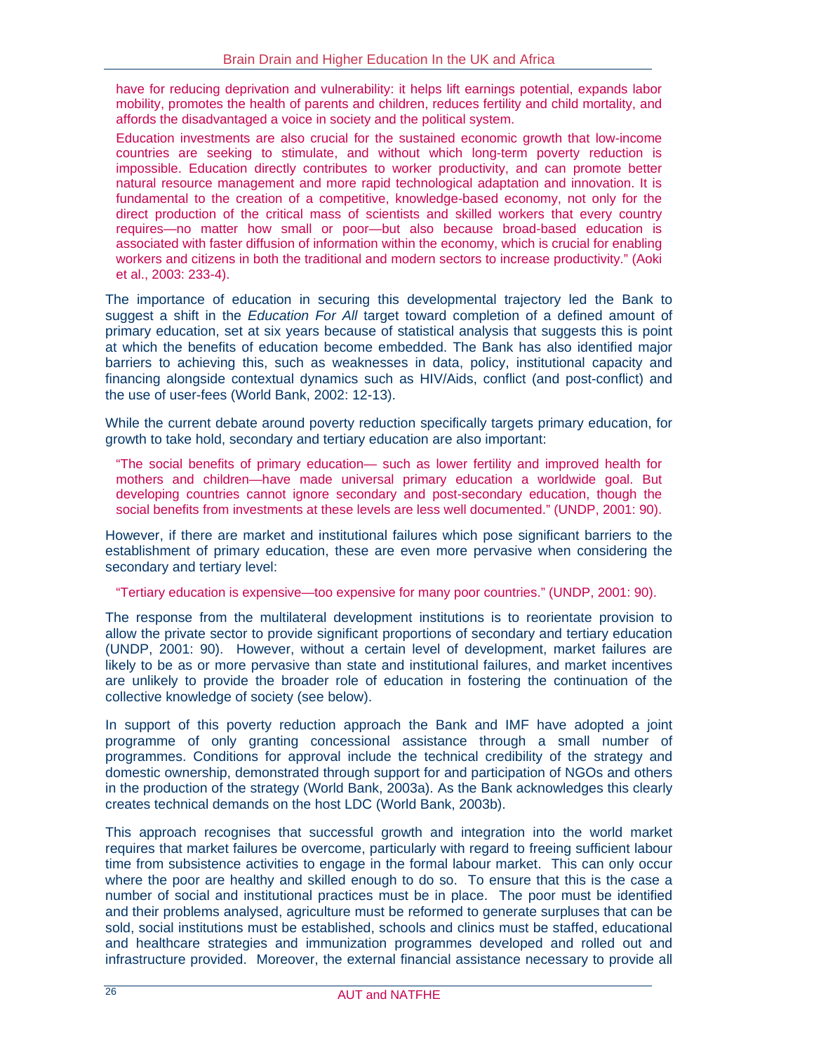> have for reducing deprivation and vulnerability: it helps lift earnings potential, expands labor mobility, promotes the health of parents and children, reduces fertility and child mortality, and affords the disadvantaged a voice in society and the political system.
>
> Education investments are also crucial for the sustained economic growth that low-income countries are seeking to stimulate, and without which long-term poverty reduction is impossible. Education directly contributes to worker productivity, and can promote better natural resource management and more rapid technological adaptation and innovation. It is fundamental to the creation of a competitive, knowledge-based economy, not only for the direct production of the critical mass of scientists and skilled workers that every country requires—no matter how small or poor—but also because broad-based education is associated with faster diffusion of information within the economy, which is crucial for enabling workers and citizens in both the traditional and modern sectors to increase productivity." (Aoki et al., 2003: 233-4).

The importance of education in securing this developmental trajectory led the Bank to suggest a shift in the *Education For All* target toward completion of a defined amount of primary education, set at six years because of statistical analysis that suggests this is point at which the benefits of education become embedded. The Bank has also identified major barriers to achieving this, such as weaknesses in data, policy, institutional capacity and financing alongside contextual dynamics such as HIV/Aids, conflict (and post-conflict) and the use of user-fees (World Bank, 2002: 12-13).

While the current debate around poverty reduction specifically targets primary education, for growth to take hold, secondary and tertiary education are also important:

> "The social benefits of primary education— such as lower fertility and improved health for mothers and children—have made universal primary education a worldwide goal. But developing countries cannot ignore secondary and post-secondary education, though the social benefits from investments at these levels are less well documented." (UNDP, 2001: 90).

However, if there are market and institutional failures which pose significant barriers to the establishment of primary education, these are even more pervasive when considering the secondary and tertiary level:

> "Tertiary education is expensive—too expensive for many poor countries." (UNDP, 2001: 90).

The response from the multilateral development institutions is to reorientate provision to allow the private sector to provide significant proportions of secondary and tertiary education (UNDP, 2001: 90). However, without a certain level of development, market failures are likely to be as or more pervasive than state and institutional failures, and market incentives are unlikely to provide the broader role of education in fostering the continuation of the collective knowledge of society (see below).

In support of this poverty reduction approach the Bank and IMF have adopted a joint programme of only granting concessional assistance through a small number of programmes. Conditions for approval include the technical credibility of the strategy and domestic ownership, demonstrated through support for and participation of NGOs and others in the production of the strategy (World Bank, 2003a). As the Bank acknowledges this clearly creates technical demands on the host LDC (World Bank, 2003b).

This approach recognises that successful growth and integration into the world market requires that market failures be overcome, particularly with regard to freeing sufficient labour time from subsistence activities to engage in the formal labour market. This can only occur where the poor are healthy and skilled enough to do so. To ensure that this is the case a number of social and institutional practices must be in place. The poor must be identified and their problems analysed, agriculture must be reformed to generate surpluses that can be sold, social institutions must be established, schools and clinics must be staffed, educational and healthcare strategies and immunization programmes developed and rolled out and infrastructure provided. Moreover, the external financial assistance necessary to provide all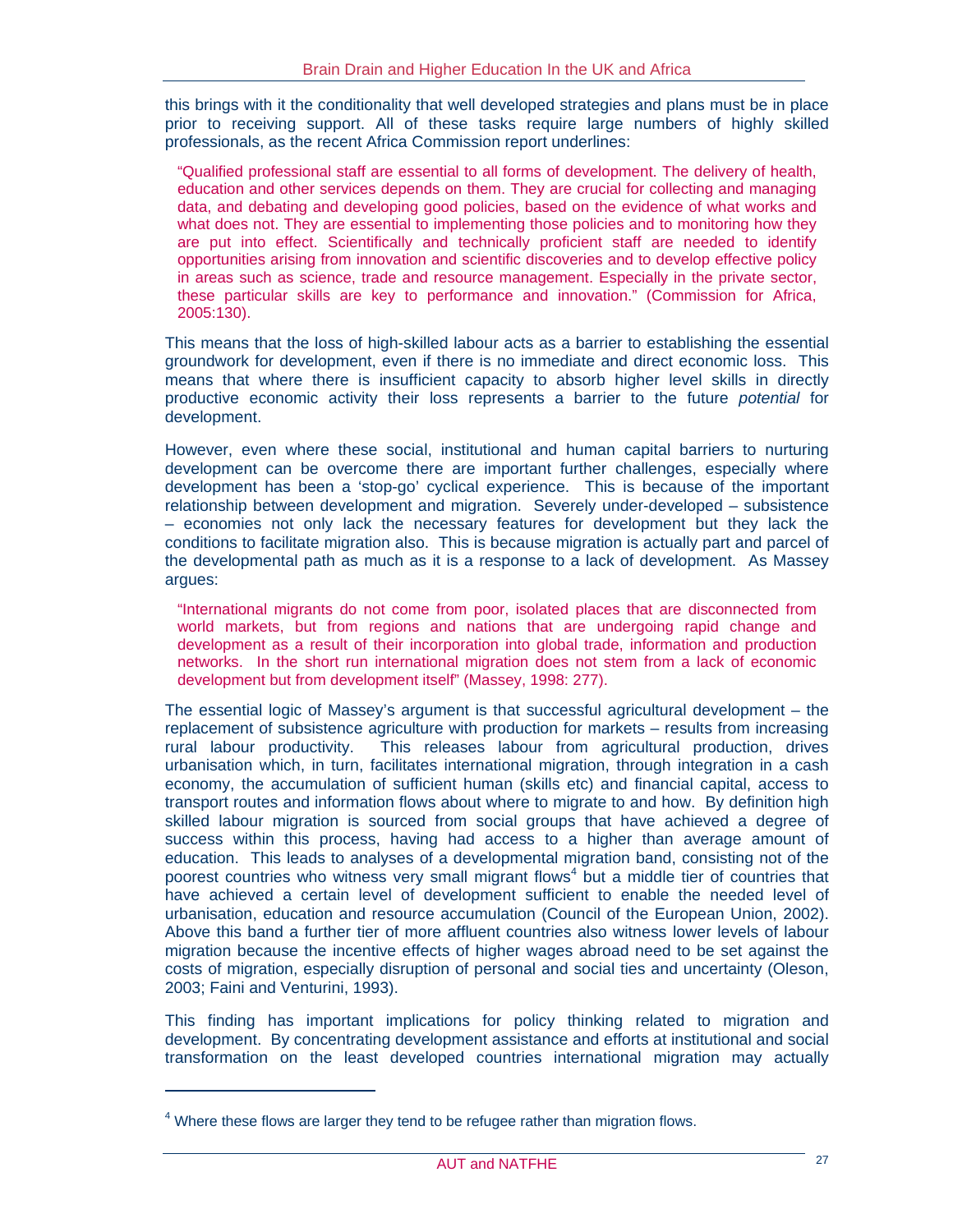this brings with it the conditionality that well developed strategies and plans must be in place prior to receiving support. All of these tasks require large numbers of highly skilled professionals, as the recent Africa Commission report underlines:

> "Qualified professional staff are essential to all forms of development. The delivery of health, education and other services depends on them. They are crucial for collecting and managing data, and debating and developing good policies, based on the evidence of what works and what does not. They are essential to implementing those policies and to monitoring how they are put into effect. Scientifically and technically proficient staff are needed to identify opportunities arising from innovation and scientific discoveries and to develop effective policy in areas such as science, trade and resource management. Especially in the private sector, these particular skills are key to performance and innovation." (Commission for Africa, 2005:130).

This means that the loss of high-skilled labour acts as a barrier to establishing the essential groundwork for development, even if there is no immediate and direct economic loss. This means that where there is insufficient capacity to absorb higher level skills in directly productive economic activity their loss represents a barrier to the future *potential* for development.

However, even where these social, institutional and human capital barriers to nurturing development can be overcome there are important further challenges, especially where development has been a 'stop-go' cyclical experience. This is because of the important relationship between development and migration. Severely under-developed – subsistence – economies not only lack the necessary features for development but they lack the conditions to facilitate migration also. This is because migration is actually part and parcel of the developmental path as much as it is a response to a lack of development. As Massey argues:

> "International migrants do not come from poor, isolated places that are disconnected from world markets, but from regions and nations that are undergoing rapid change and development as a result of their incorporation into global trade, information and production networks. In the short run international migration does not stem from a lack of economic development but from development itself" (Massey, 1998: 277).

The essential logic of Massey's argument is that successful agricultural development – the replacement of subsistence agriculture with production for markets – results from increasing rural labour productivity. This releases labour from agricultural production, drives urbanisation which, in turn, facilitates international migration, through integration in a cash economy, the accumulation of sufficient human (skills etc) and financial capital, access to transport routes and information flows about where to migrate to and how. By definition high skilled labour migration is sourced from social groups that have achieved a degree of success within this process, having had access to a higher than average amount of education. This leads to analyses of a developmental migration band, consisting not of the poorest countries who witness very small migrant flows[4] but a middle tier of countries that have achieved a certain level of development sufficient to enable the needed level of urbanisation, education and resource accumulation (Council of the European Union, 2002). Above this band a further tier of more affluent countries also witness lower levels of labour migration because the incentive effects of higher wages abroad need to be set against the costs of migration, especially disruption of personal and social ties and uncertainty (Oleson, 2003; Faini and Venturini, 1993).

This finding has important implications for policy thinking related to migration and development. By concentrating development assistance and efforts at institutional and social transformation on the least developed countries international migration may actually

---

[4] Where these flows are larger they tend to be refugee rather than migration flows.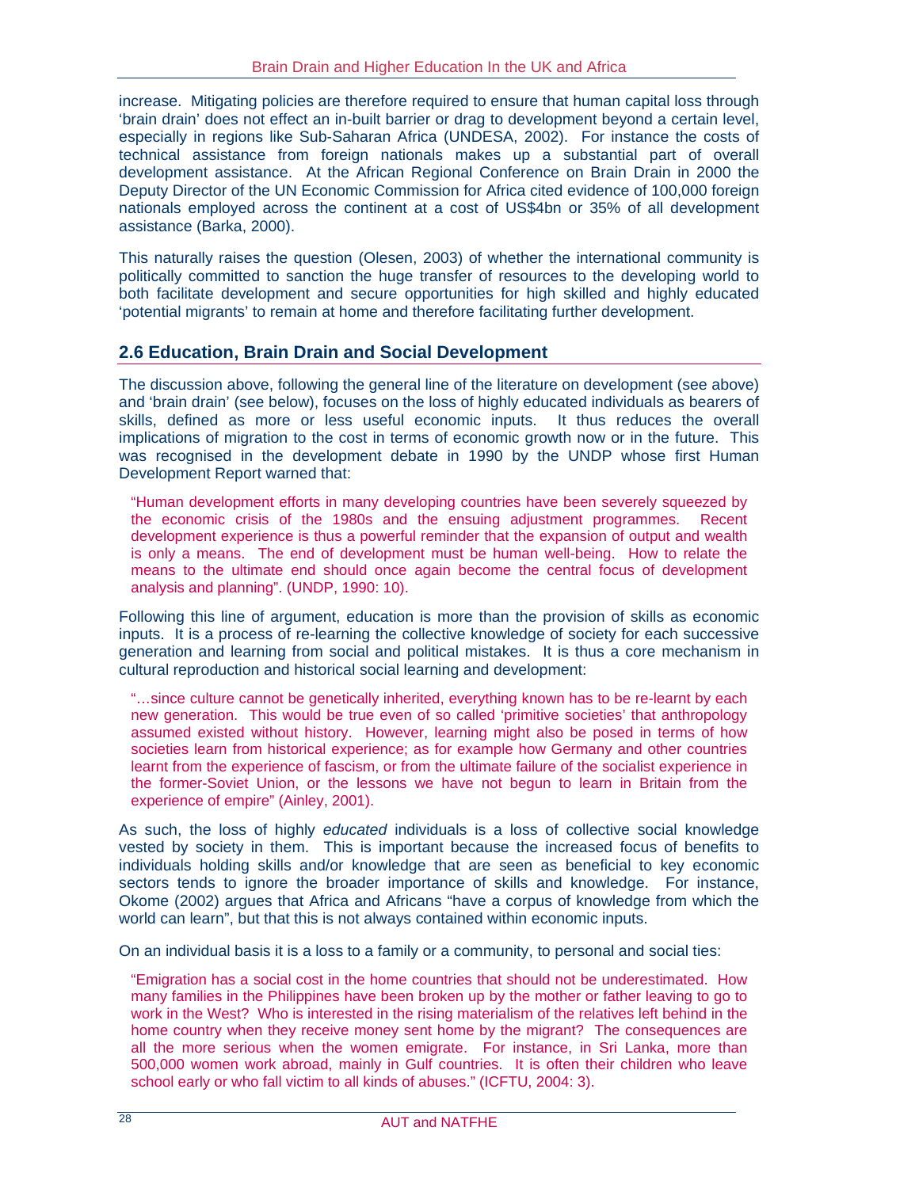increase. Mitigating policies are therefore required to ensure that human capital loss through 'brain drain' does not effect an in-built barrier or drag to development beyond a certain level, especially in regions like Sub-Saharan Africa (UNDESA, 2002). For instance the costs of technical assistance from foreign nationals makes up a substantial part of overall development assistance. At the African Regional Conference on Brain Drain in 2000 the Deputy Director of the UN Economic Commission for Africa cited evidence of 100,000 foreign nationals employed across the continent at a cost of US$4bn or 35% of all development assistance (Barka, 2000).

This naturally raises the question (Olesen, 2003) of whether the international community is politically committed to sanction the huge transfer of resources to the developing world to both facilitate development and secure opportunities for high skilled and highly educated 'potential migrants' to remain at home and therefore facilitating further development.

## 2.6 Education, Brain Drain and Social Development

The discussion above, following the general line of the literature on development (see above) and 'brain drain' (see below), focuses on the loss of highly educated individuals as bearers of skills, defined as more or less useful economic inputs. It thus reduces the overall implications of migration to the cost in terms of economic growth now or in the future. This was recognised in the development debate in 1990 by the UNDP whose first Human Development Report warned that:

> "Human development efforts in many developing countries have been severely squeezed by the economic crisis of the 1980s and the ensuing adjustment programmes. Recent development experience is thus a powerful reminder that the expansion of output and wealth is only a means. The end of development must be human well-being. How to relate the means to the ultimate end should once again become the central focus of development analysis and planning". (UNDP, 1990: 10).

Following this line of argument, education is more than the provision of skills as economic inputs. It is a process of re-learning the collective knowledge of society for each successive generation and learning from social and political mistakes. It is thus a core mechanism in cultural reproduction and historical social learning and development:

> "…since culture cannot be genetically inherited, everything known has to be re-learnt by each new generation. This would be true even of so called 'primitive societies' that anthropology assumed existed without history. However, learning might also be posed in terms of how societies learn from historical experience; as for example how Germany and other countries learnt from the experience of fascism, or from the ultimate failure of the socialist experience in the former-Soviet Union, or the lessons we have not begun to learn in Britain from the experience of empire" (Ainley, 2001).

As such, the loss of highly *educated* individuals is a loss of collective social knowledge vested by society in them. This is important because the increased focus of benefits to individuals holding skills and/or knowledge that are seen as beneficial to key economic sectors tends to ignore the broader importance of skills and knowledge. For instance, Okome (2002) argues that Africa and Africans "have a corpus of knowledge from which the world can learn", but that this is not always contained within economic inputs.

On an individual basis it is a loss to a family or a community, to personal and social ties:

> "Emigration has a social cost in the home countries that should not be underestimated. How many families in the Philippines have been broken up by the mother or father leaving to go to work in the West? Who is interested in the rising materialism of the relatives left behind in the home country when they receive money sent home by the migrant? The consequences are all the more serious when the women emigrate. For instance, in Sri Lanka, more than 500,000 women work abroad, mainly in Gulf countries. It is often their children who leave school early or who fall victim to all kinds of abuses." (ICFTU, 2004: 3).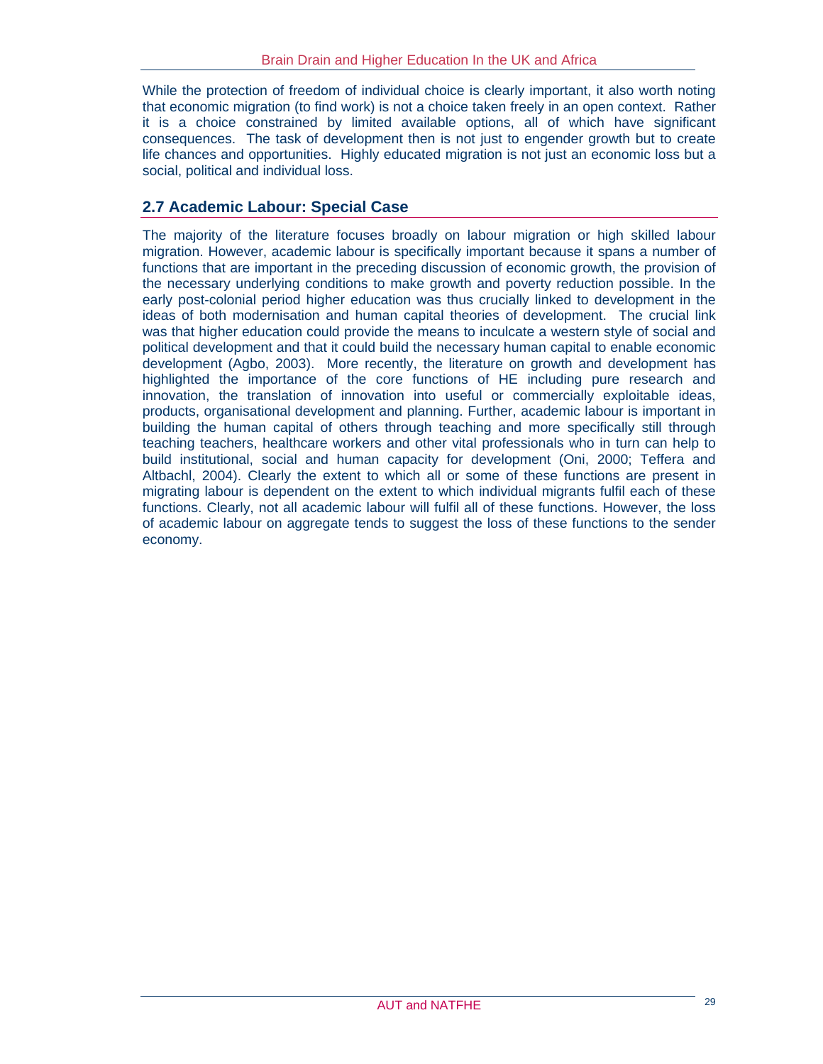While the protection of freedom of individual choice is clearly important, it also worth noting that economic migration (to find work) is not a choice taken freely in an open context. Rather it is a choice constrained by limited available options, all of which have significant consequences. The task of development then is not just to engender growth but to create life chances and opportunities. Highly educated migration is not just an economic loss but a social, political and individual loss.

## 2.7 Academic Labour: Special Case

The majority of the literature focuses broadly on labour migration or high skilled labour migration. However, academic labour is specifically important because it spans a number of functions that are important in the preceding discussion of economic growth, the provision of the necessary underlying conditions to make growth and poverty reduction possible. In the early post-colonial period higher education was thus crucially linked to development in the ideas of both modernisation and human capital theories of development. The crucial link was that higher education could provide the means to inculcate a western style of social and political development and that it could build the necessary human capital to enable economic development (Agbo, 2003). More recently, the literature on growth and development has highlighted the importance of the core functions of HE including pure research and innovation, the translation of innovation into useful or commercially exploitable ideas, products, organisational development and planning. Further, academic labour is important in building the human capital of others through teaching and more specifically still through teaching teachers, healthcare workers and other vital professionals who in turn can help to build institutional, social and human capacity for development (Oni, 2000; Teffera and Altbachl, 2004). Clearly the extent to which all or some of these functions are present in migrating labour is dependent on the extent to which individual migrants fulfil each of these functions. Clearly, not all academic labour will fulfil all of these functions. However, the loss of academic labour on aggregate tends to suggest the loss of these functions to the sender economy.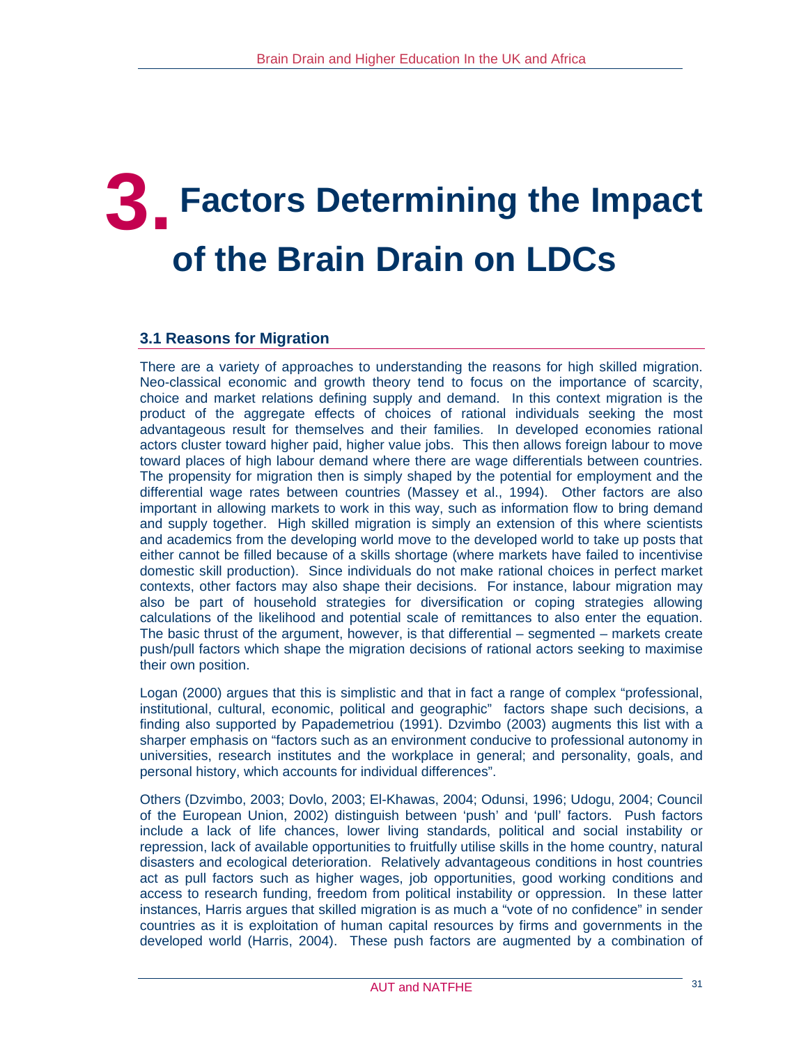# 3. Factors Determining the Impact of the Brain Drain on LDCs

## 3.1 Reasons for Migration

There are a variety of approaches to understanding the reasons for high skilled migration. Neo-classical economic and growth theory tend to focus on the importance of scarcity, choice and market relations defining supply and demand. In this context migration is the product of the aggregate effects of choices of rational individuals seeking the most advantageous result for themselves and their families. In developed economies rational actors cluster toward higher paid, higher value jobs. This then allows foreign labour to move toward places of high labour demand where there are wage differentials between countries. The propensity for migration then is simply shaped by the potential for employment and the differential wage rates between countries (Massey et al., 1994). Other factors are also important in allowing markets to work in this way, such as information flow to bring demand and supply together. High skilled migration is simply an extension of this where scientists and academics from the developing world move to the developed world to take up posts that either cannot be filled because of a skills shortage (where markets have failed to incentivise domestic skill production). Since individuals do not make rational choices in perfect market contexts, other factors may also shape their decisions. For instance, labour migration may also be part of household strategies for diversification or coping strategies allowing calculations of the likelihood and potential scale of remittances to also enter the equation. The basic thrust of the argument, however, is that differential – segmented – markets create push/pull factors which shape the migration decisions of rational actors seeking to maximise their own position.

Logan (2000) argues that this is simplistic and that in fact a range of complex "professional, institutional, cultural, economic, political and geographic" factors shape such decisions, a finding also supported by Papademetriou (1991). Dzvimbo (2003) augments this list with a sharper emphasis on "factors such as an environment conducive to professional autonomy in universities, research institutes and the workplace in general; and personality, goals, and personal history, which accounts for individual differences".

Others (Dzvimbo, 2003; Dovlo, 2003; El-Khawas, 2004; Odunsi, 1996; Udogu, 2004; Council of the European Union, 2002) distinguish between 'push' and 'pull' factors. Push factors include a lack of life chances, lower living standards, political and social instability or repression, lack of available opportunities to fruitfully utilise skills in the home country, natural disasters and ecological deterioration. Relatively advantageous conditions in host countries act as pull factors such as higher wages, job opportunities, good working conditions and access to research funding, freedom from political instability or oppression. In these latter instances, Harris argues that skilled migration is as much a "vote of no confidence" in sender countries as it is exploitation of human capital resources by firms and governments in the developed world (Harris, 2004). These push factors are augmented by a combination of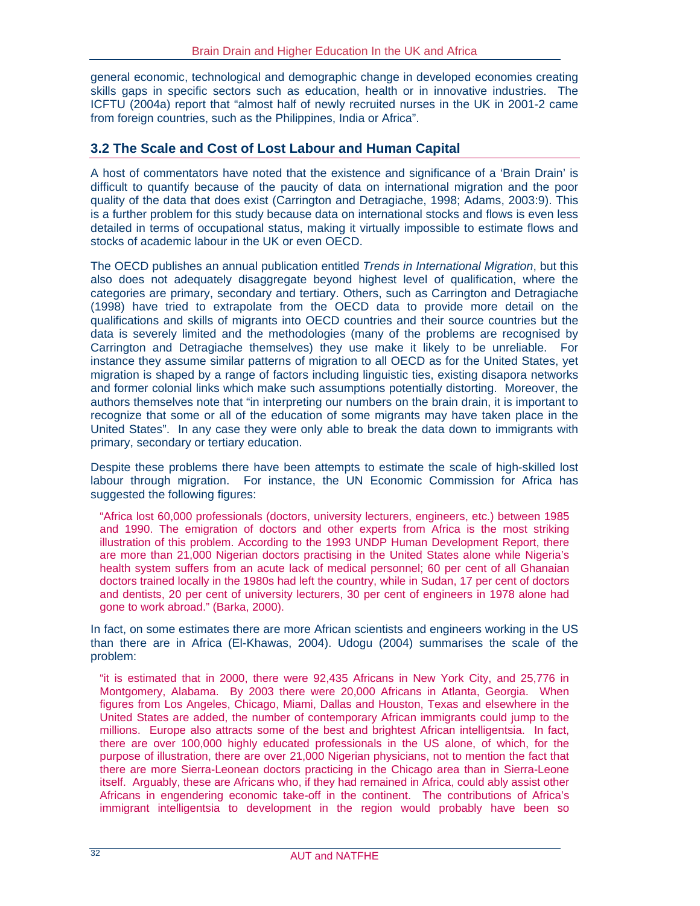general economic, technological and demographic change in developed economies creating skills gaps in specific sectors such as education, health or in innovative industries. The ICFTU (2004a) report that "almost half of newly recruited nurses in the UK in 2001-2 came from foreign countries, such as the Philippines, India or Africa".

## 3.2 The Scale and Cost of Lost Labour and Human Capital

A host of commentators have noted that the existence and significance of a 'Brain Drain' is difficult to quantify because of the paucity of data on international migration and the poor quality of the data that does exist (Carrington and Detragiache, 1998; Adams, 2003:9). This is a further problem for this study because data on international stocks and flows is even less detailed in terms of occupational status, making it virtually impossible to estimate flows and stocks of academic labour in the UK or even OECD.

The OECD publishes an annual publication entitled *Trends in International Migration*, but this also does not adequately disaggregate beyond highest level of qualification, where the categories are primary, secondary and tertiary. Others, such as Carrington and Detragiache (1998) have tried to extrapolate from the OECD data to provide more detail on the qualifications and skills of migrants into OECD countries and their source countries but the data is severely limited and the methodologies (many of the problems are recognised by Carrington and Detragiache themselves) they use make it likely to be unreliable. For instance they assume similar patterns of migration to all OECD as for the United States, yet migration is shaped by a range of factors including linguistic ties, existing disapora networks and former colonial links which make such assumptions potentially distorting. Moreover, the authors themselves note that "in interpreting our numbers on the brain drain, it is important to recognize that some or all of the education of some migrants may have taken place in the United States". In any case they were only able to break the data down to immigrants with primary, secondary or tertiary education.

Despite these problems there have been attempts to estimate the scale of high-skilled lost labour through migration. For instance, the UN Economic Commission for Africa has suggested the following figures:

> "Africa lost 60,000 professionals (doctors, university lecturers, engineers, etc.) between 1985 and 1990. The emigration of doctors and other experts from Africa is the most striking illustration of this problem. According to the 1993 UNDP Human Development Report, there are more than 21,000 Nigerian doctors practising in the United States alone while Nigeria's health system suffers from an acute lack of medical personnel; 60 per cent of all Ghanaian doctors trained locally in the 1980s had left the country, while in Sudan, 17 per cent of doctors and dentists, 20 per cent of university lecturers, 30 per cent of engineers in 1978 alone had gone to work abroad." (Barka, 2000).

In fact, on some estimates there are more African scientists and engineers working in the US than there are in Africa (El-Khawas, 2004). Udogu (2004) summarises the scale of the problem:

> "it is estimated that in 2000, there were 92,435 Africans in New York City, and 25,776 in Montgomery, Alabama. By 2003 there were 20,000 Africans in Atlanta, Georgia. When figures from Los Angeles, Chicago, Miami, Dallas and Houston, Texas and elsewhere in the United States are added, the number of contemporary African immigrants could jump to the millions. Europe also attracts some of the best and brightest African intelligentsia. In fact, there are over 100,000 highly educated professionals in the US alone, of which, for the purpose of illustration, there are over 21,000 Nigerian physicians, not to mention the fact that there are more Sierra-Leonean doctors practicing in the Chicago area than in Sierra-Leone itself. Arguably, these are Africans who, if they had remained in Africa, could ably assist other Africans in engendering economic take-off in the continent. The contributions of Africa's immigrant intelligentsia to development in the region would probably have been so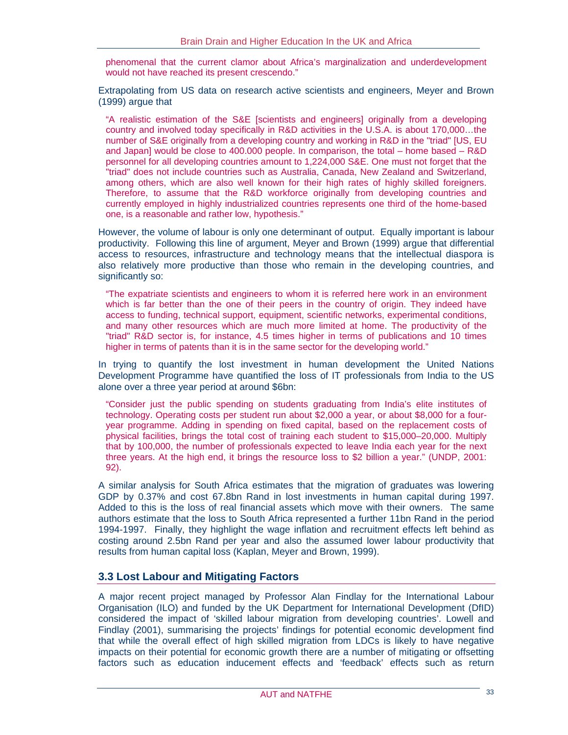> phenomenal that the current clamor about Africa's marginalization and underdevelopment would not have reached its present crescendo."

Extrapolating from US data on research active scientists and engineers, Meyer and Brown (1999) argue that

> "A realistic estimation of the S&E [scientists and engineers] originally from a developing country and involved today specifically in R&D activities in the U.S.A. is about 170,000…the number of S&E originally from a developing country and working in R&D in the "triad" [US, EU and Japan] would be close to 400.000 people. In comparison, the total – home based – R&D personnel for all developing countries amount to 1,224,000 S&E. One must not forget that the "triad" does not include countries such as Australia, Canada, New Zealand and Switzerland, among others, which are also well known for their high rates of highly skilled foreigners. Therefore, to assume that the R&D workforce originally from developing countries and currently employed in highly industrialized countries represents one third of the home-based one, is a reasonable and rather low, hypothesis."

However, the volume of labour is only one determinant of output. Equally important is labour productivity. Following this line of argument, Meyer and Brown (1999) argue that differential access to resources, infrastructure and technology means that the intellectual diaspora is also relatively more productive than those who remain in the developing countries, and significantly so:

> "The expatriate scientists and engineers to whom it is referred here work in an environment which is far better than the one of their peers in the country of origin. They indeed have access to funding, technical support, equipment, scientific networks, experimental conditions, and many other resources which are much more limited at home. The productivity of the "triad" R&D sector is, for instance, 4.5 times higher in terms of publications and 10 times higher in terms of patents than it is in the same sector for the developing world."

In trying to quantify the lost investment in human development the United Nations Development Programme have quantified the loss of IT professionals from India to the US alone over a three year period at around $6bn:

> "Consider just the public spending on students graduating from India's elite institutes of technology. Operating costs per student run about $2,000 a year, or about $8,000 for a four-year programme. Adding in spending on fixed capital, based on the replacement costs of physical facilities, brings the total cost of training each student to $15,000–20,000. Multiply that by 100,000, the number of professionals expected to leave India each year for the next three years. At the high end, it brings the resource loss to $2 billion a year." (UNDP, 2001: 92).

A similar analysis for South Africa estimates that the migration of graduates was lowering GDP by 0.37% and cost 67.8bn Rand in lost investments in human capital during 1997. Added to this is the loss of real financial assets which move with their owners. The same authors estimate that the loss to South Africa represented a further 11bn Rand in the period 1994-1997. Finally, they highlight the wage inflation and recruitment effects left behind as costing around 2.5bn Rand per year and also the assumed lower labour productivity that results from human capital loss (Kaplan, Meyer and Brown, 1999).

## 3.3 Lost Labour and Mitigating Factors

A major recent project managed by Professor Alan Findlay for the International Labour Organisation (ILO) and funded by the UK Department for International Development (DfID) considered the impact of 'skilled labour migration from developing countries'. Lowell and Findlay (2001), summarising the projects' findings for potential economic development find that while the overall effect of high skilled migration from LDCs is likely to have negative impacts on their potential for economic growth there are a number of mitigating or offsetting factors such as education inducement effects and 'feedback' effects such as return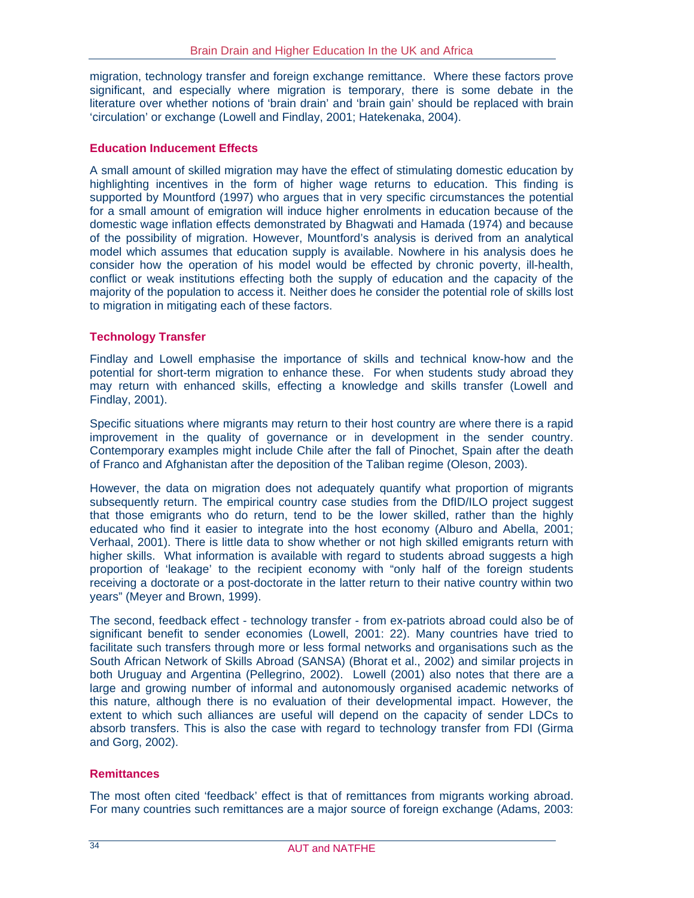migration, technology transfer and foreign exchange remittance. Where these factors prove significant, and especially where migration is temporary, there is some debate in the literature over whether notions of 'brain drain' and 'brain gain' should be replaced with brain 'circulation' or exchange (Lowell and Findlay, 2001; Hatekenaka, 2004).

### Education Inducement Effects

A small amount of skilled migration may have the effect of stimulating domestic education by highlighting incentives in the form of higher wage returns to education. This finding is supported by Mountford (1997) who argues that in very specific circumstances the potential for a small amount of emigration will induce higher enrolments in education because of the domestic wage inflation effects demonstrated by Bhagwati and Hamada (1974) and because of the possibility of migration. However, Mountford's analysis is derived from an analytical model which assumes that education supply is available. Nowhere in his analysis does he consider how the operation of his model would be effected by chronic poverty, ill-health, conflict or weak institutions effecting both the supply of education and the capacity of the majority of the population to access it. Neither does he consider the potential role of skills lost to migration in mitigating each of these factors.

### Technology Transfer

Findlay and Lowell emphasise the importance of skills and technical know-how and the potential for short-term migration to enhance these. For when students study abroad they may return with enhanced skills, effecting a knowledge and skills transfer (Lowell and Findlay, 2001).

Specific situations where migrants may return to their host country are where there is a rapid improvement in the quality of governance or in development in the sender country. Contemporary examples might include Chile after the fall of Pinochet, Spain after the death of Franco and Afghanistan after the deposition of the Taliban regime (Oleson, 2003).

However, the data on migration does not adequately quantify what proportion of migrants subsequently return. The empirical country case studies from the DfID/ILO project suggest that those emigrants who do return, tend to be the lower skilled, rather than the highly educated who find it easier to integrate into the host economy (Alburo and Abella, 2001; Verhaal, 2001). There is little data to show whether or not high skilled emigrants return with higher skills. What information is available with regard to students abroad suggests a high proportion of 'leakage' to the recipient economy with "only half of the foreign students receiving a doctorate or a post-doctorate in the latter return to their native country within two years" (Meyer and Brown, 1999).

The second, feedback effect - technology transfer - from ex-patriots abroad could also be of significant benefit to sender economies (Lowell, 2001: 22). Many countries have tried to facilitate such transfers through more or less formal networks and organisations such as the South African Network of Skills Abroad (SANSA) (Bhorat et al., 2002) and similar projects in both Uruguay and Argentina (Pellegrino, 2002). Lowell (2001) also notes that there are a large and growing number of informal and autonomously organised academic networks of this nature, although there is no evaluation of their developmental impact. However, the extent to which such alliances are useful will depend on the capacity of sender LDCs to absorb transfers. This is also the case with regard to technology transfer from FDI (Girma and Gorg, 2002).

### Remittances

The most often cited 'feedback' effect is that of remittances from migrants working abroad. For many countries such remittances are a major source of foreign exchange (Adams, 2003: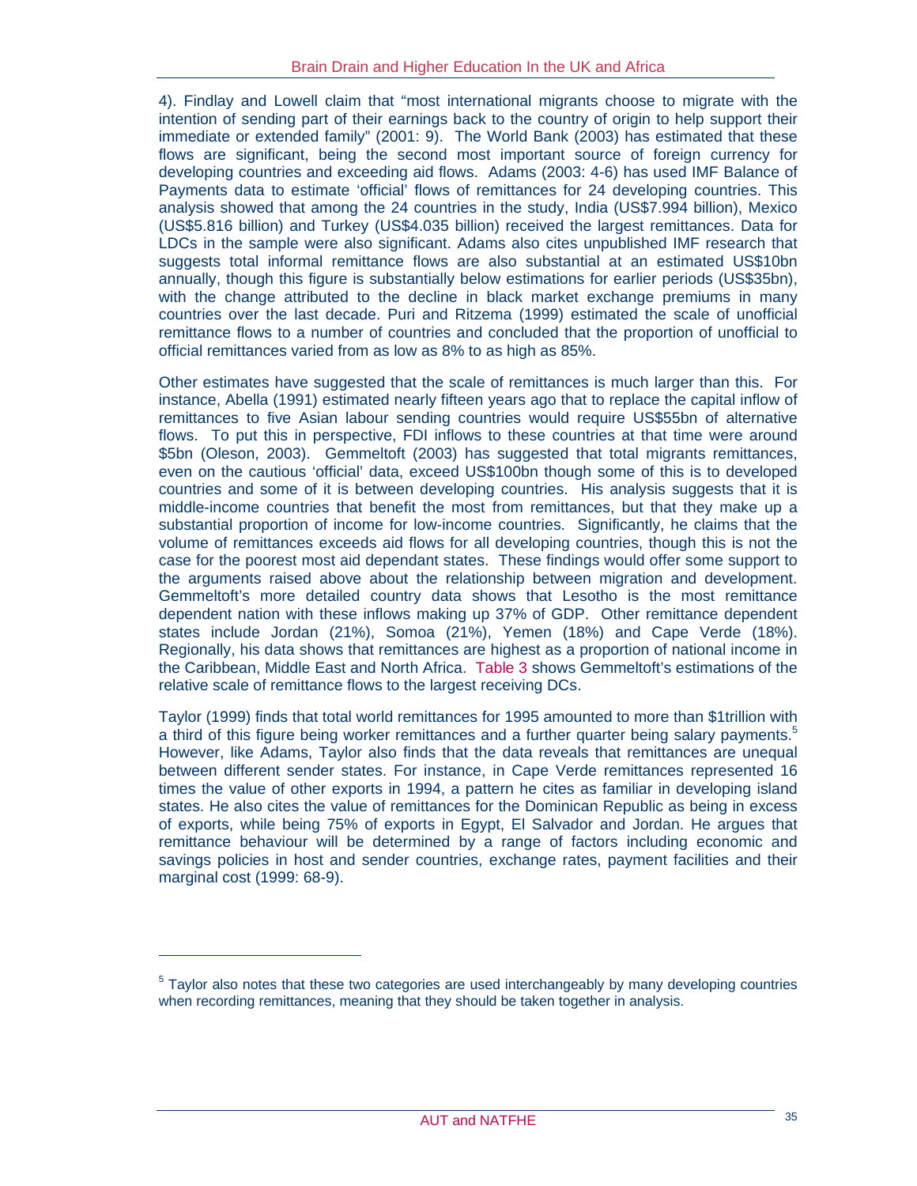4). Findlay and Lowell claim that "most international migrants choose to migrate with the intention of sending part of their earnings back to the country of origin to help support their immediate or extended family" (2001: 9). The World Bank (2003) has estimated that these flows are significant, being the second most important source of foreign currency for developing countries and exceeding aid flows. Adams (2003: 4-6) has used IMF Balance of Payments data to estimate 'official' flows of remittances for 24 developing countries. This analysis showed that among the 24 countries in the study, India (US$7.994 billion), Mexico (US$5.816 billion) and Turkey (US$4.035 billion) received the largest remittances. Data for LDCs in the sample were also significant. Adams also cites unpublished IMF research that suggests total informal remittance flows are also substantial at an estimated US$10bn annually, though this figure is substantially below estimations for earlier periods (US$35bn), with the change attributed to the decline in black market exchange premiums in many countries over the last decade. Puri and Ritzema (1999) estimated the scale of unofficial remittance flows to a number of countries and concluded that the proportion of unofficial to official remittances varied from as low as 8% to as high as 85%.

Other estimates have suggested that the scale of remittances is much larger than this. For instance, Abella (1991) estimated nearly fifteen years ago that to replace the capital inflow of remittances to five Asian labour sending countries would require US$55bn of alternative flows. To put this in perspective, FDI inflows to these countries at that time were around $5bn (Oleson, 2003). Gemmeltoft (2003) has suggested that total migrants remittances, even on the cautious 'official' data, exceed US$100bn though some of this is to developed countries and some of it is between developing countries. His analysis suggests that it is middle-income countries that benefit the most from remittances, but that they make up a substantial proportion of income for low-income countries. Significantly, he claims that the volume of remittances exceeds aid flows for all developing countries, though this is not the case for the poorest most aid dependant states. These findings would offer some support to the arguments raised above about the relationship between migration and development. Gemmeltoft's more detailed country data shows that Lesotho is the most remittance dependent nation with these inflows making up 37% of GDP. Other remittance dependent states include Jordan (21%), Somoa (21%), Yemen (18%) and Cape Verde (18%). Regionally, his data shows that remittances are highest as a proportion of national income in the Caribbean, Middle East and North Africa. Table 3 shows Gemmeltoft's estimations of the relative scale of remittance flows to the largest receiving DCs.

Taylor (1999) finds that total world remittances for 1995 amounted to more than $1trillion with a third of this figure being worker remittances and a further quarter being salary payments.[5] However, like Adams, Taylor also finds that the data reveals that remittances are unequal between different sender states. For instance, in Cape Verde remittances represented 16 times the value of other exports in 1994, a pattern he cites as familiar in developing island states. He also cites the value of remittances for the Dominican Republic as being in excess of exports, while being 75% of exports in Egypt, El Salvador and Jordan. He argues that remittance behaviour will be determined by a range of factors including economic and savings policies in host and sender countries, exchange rates, payment facilities and their marginal cost (1999: 68-9).

[5] Taylor also notes that these two categories are used interchangeably by many developing countries when recording remittances, meaning that they should be taken together in analysis.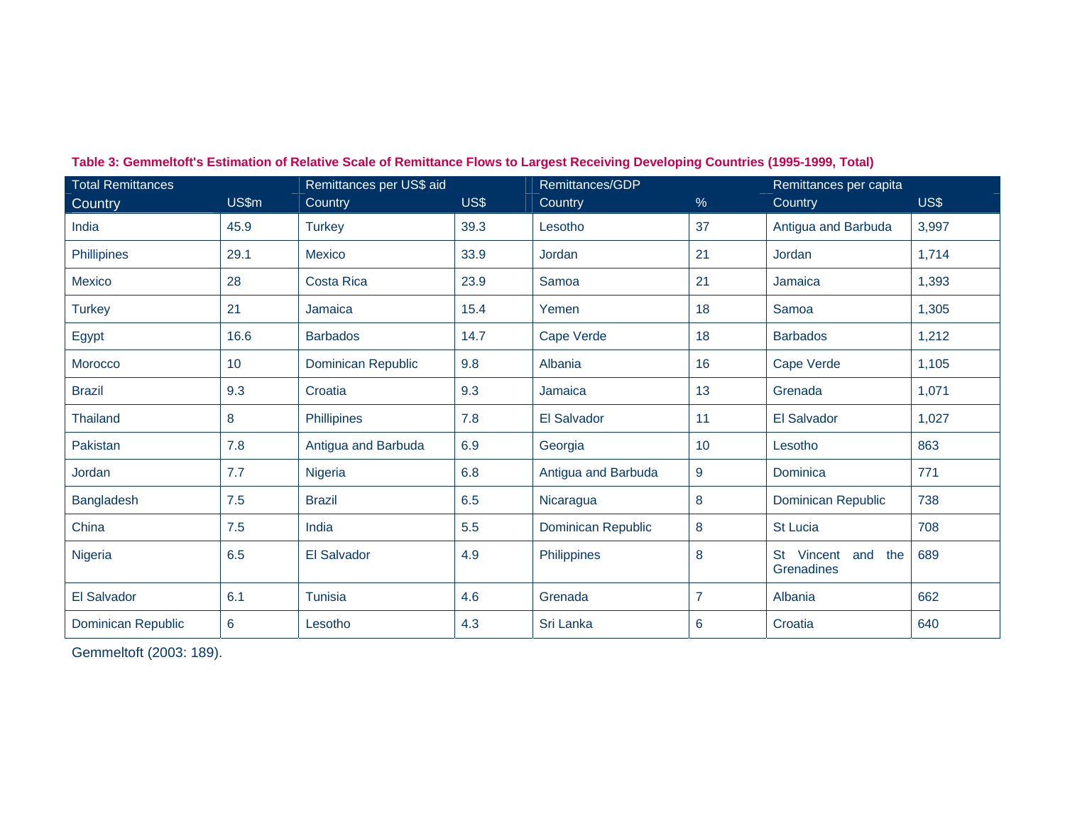**Table 3: Gemmeltoft's Estimation of Relative Scale of Remittance Flows to Largest Receiving Developing Countries (1995-1999, Total)**

| Total Remittances | | Remittances per US$ aid | | Remittances/GDP | | Remittances per capita | |
|---|---|---|---|---|---|---|---|
| Country | US$m | Country | US$ | Country | % | Country | US$ |
| India | 45.9 | Turkey | 39.3 | Lesotho | 37 | Antigua and Barbuda | 3,997 |
| Phillipines | 29.1 | Mexico | 33.9 | Jordan | 21 | Jordan | 1,714 |
| Mexico | 28 | Costa Rica | 23.9 | Samoa | 21 | Jamaica | 1,393 |
| Turkey | 21 | Jamaica | 15.4 | Yemen | 18 | Samoa | 1,305 |
| Egypt | 16.6 | Barbados | 14.7 | Cape Verde | 18 | Barbados | 1,212 |
| Morocco | 10 | Dominican Republic | 9.8 | Albania | 16 | Cape Verde | 1,105 |
| Brazil | 9.3 | Croatia | 9.3 | Jamaica | 13 | Grenada | 1,071 |
| Thailand | 8 | Phillipines | 7.8 | El Salvador | 11 | El Salvador | 1,027 |
| Pakistan | 7.8 | Antigua and Barbuda | 6.9 | Georgia | 10 | Lesotho | 863 |
| Jordan | 7.7 | Nigeria | 6.8 | Antigua and Barbuda | 9 | Dominica | 771 |
| Bangladesh | 7.5 | Brazil | 6.5 | Nicaragua | 8 | Dominican Republic | 738 |
| China | 7.5 | India | 5.5 | Dominican Republic | 8 | St Lucia | 708 |
| Nigeria | 6.5 | El Salvador | 4.9 | Philippines | 8 | St Vincent and the Grenadines | 689 |
| El Salvador | 6.1 | Tunisia | 4.6 | Grenada | 7 | Albania | 662 |
| Dominican Republic | 6 | Lesotho | 4.3 | Sri Lanka | 6 | Croatia | 640 |

Gemmeltoft (2003: 189).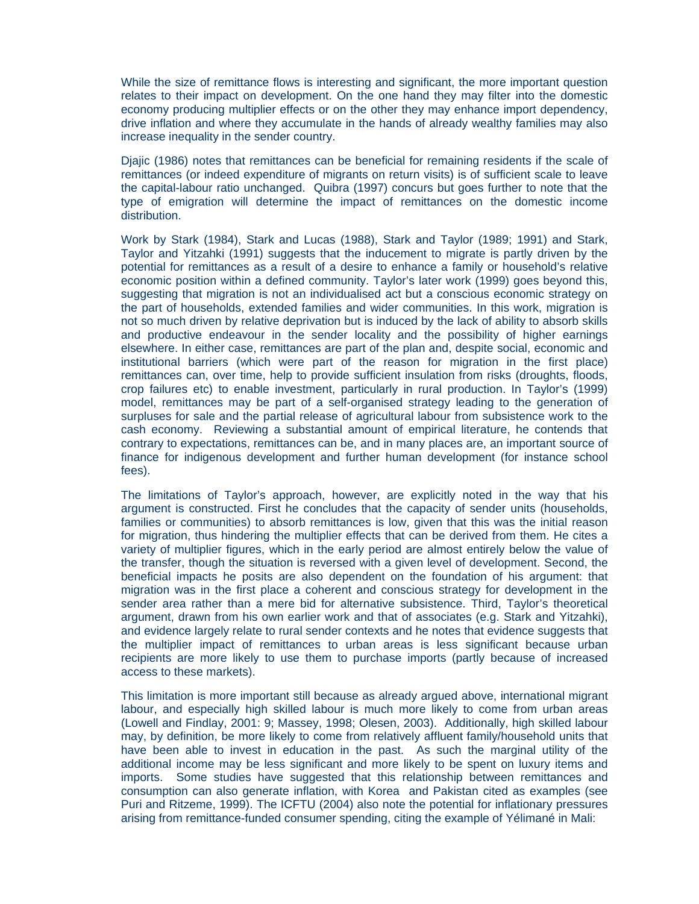While the size of remittance flows is interesting and significant, the more important question relates to their impact on development. On the one hand they may filter into the domestic economy producing multiplier effects or on the other they may enhance import dependency, drive inflation and where they accumulate in the hands of already wealthy families may also increase inequality in the sender country.

Djajic (1986) notes that remittances can be beneficial for remaining residents if the scale of remittances (or indeed expenditure of migrants on return visits) is of sufficient scale to leave the capital-labour ratio unchanged. Quibra (1997) concurs but goes further to note that the type of emigration will determine the impact of remittances on the domestic income distribution.

Work by Stark (1984), Stark and Lucas (1988), Stark and Taylor (1989; 1991) and Stark, Taylor and Yitzahki (1991) suggests that the inducement to migrate is partly driven by the potential for remittances as a result of a desire to enhance a family or household's relative economic position within a defined community. Taylor's later work (1999) goes beyond this, suggesting that migration is not an individualised act but a conscious economic strategy on the part of households, extended families and wider communities. In this work, migration is not so much driven by relative deprivation but is induced by the lack of ability to absorb skills and productive endeavour in the sender locality and the possibility of higher earnings elsewhere. In either case, remittances are part of the plan and, despite social, economic and institutional barriers (which were part of the reason for migration in the first place) remittances can, over time, help to provide sufficient insulation from risks (droughts, floods, crop failures etc) to enable investment, particularly in rural production. In Taylor's (1999) model, remittances may be part of a self-organised strategy leading to the generation of surpluses for sale and the partial release of agricultural labour from subsistence work to the cash economy. Reviewing a substantial amount of empirical literature, he contends that contrary to expectations, remittances can be, and in many places are, an important source of finance for indigenous development and further human development (for instance school fees).

The limitations of Taylor's approach, however, are explicitly noted in the way that his argument is constructed. First he concludes that the capacity of sender units (households, families or communities) to absorb remittances is low, given that this was the initial reason for migration, thus hindering the multiplier effects that can be derived from them. He cites a variety of multiplier figures, which in the early period are almost entirely below the value of the transfer, though the situation is reversed with a given level of development. Second, the beneficial impacts he posits are also dependent on the foundation of his argument: that migration was in the first place a coherent and conscious strategy for development in the sender area rather than a mere bid for alternative subsistence. Third, Taylor's theoretical argument, drawn from his own earlier work and that of associates (e.g. Stark and Yitzahki), and evidence largely relate to rural sender contexts and he notes that evidence suggests that the multiplier impact of remittances to urban areas is less significant because urban recipients are more likely to use them to purchase imports (partly because of increased access to these markets).

This limitation is more important still because as already argued above, international migrant labour, and especially high skilled labour is much more likely to come from urban areas (Lowell and Findlay, 2001: 9; Massey, 1998; Olesen, 2003). Additionally, high skilled labour may, by definition, be more likely to come from relatively affluent family/household units that have been able to invest in education in the past. As such the marginal utility of the additional income may be less significant and more likely to be spent on luxury items and imports. Some studies have suggested that this relationship between remittances and consumption can also generate inflation, with Korea and Pakistan cited as examples (see Puri and Ritzeme, 1999). The ICFTU (2004) also note the potential for inflationary pressures arising from remittance-funded consumer spending, citing the example of Yélimané in Mali: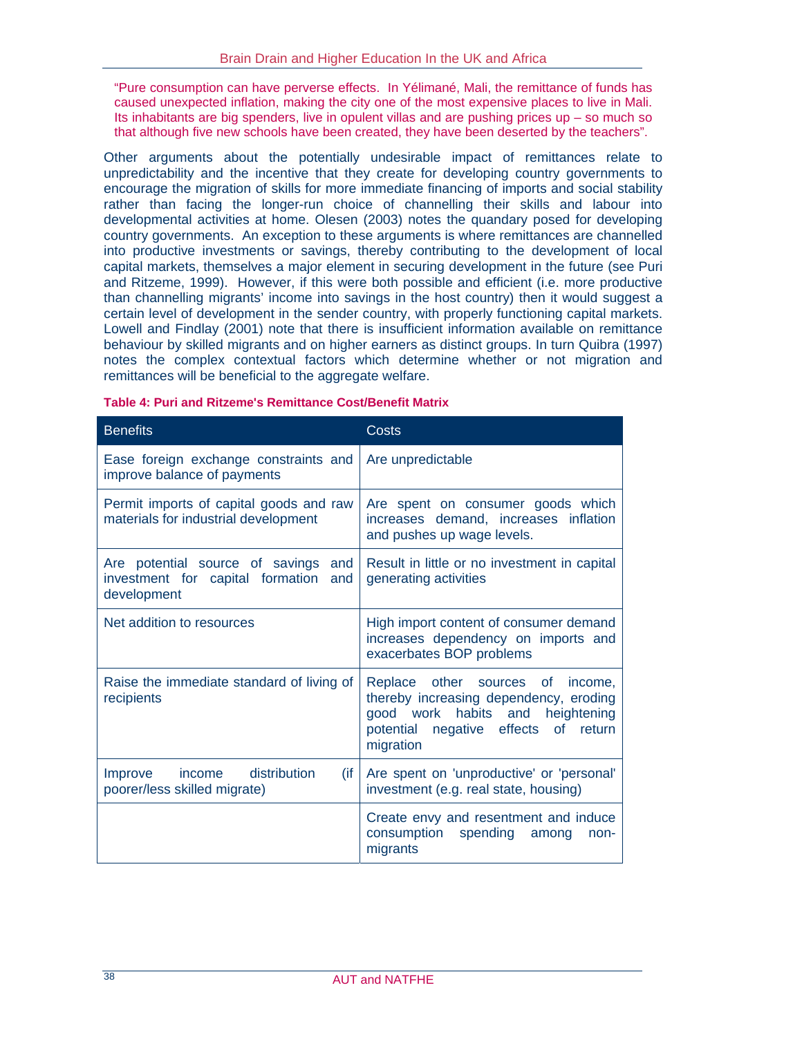> "Pure consumption can have perverse effects. In Yélimané, Mali, the remittance of funds has caused unexpected inflation, making the city one of the most expensive places to live in Mali. Its inhabitants are big spenders, live in opulent villas and are pushing prices up – so much so that although five new schools have been created, they have been deserted by the teachers".

Other arguments about the potentially undesirable impact of remittances relate to unpredictability and the incentive that they create for developing country governments to encourage the migration of skills for more immediate financing of imports and social stability rather than facing the longer-run choice of channelling their skills and labour into developmental activities at home. Olesen (2003) notes the quandary posed for developing country governments. An exception to these arguments is where remittances are channelled into productive investments or savings, thereby contributing to the development of local capital markets, themselves a major element in securing development in the future (see Puri and Ritzeme, 1999). However, if this were both possible and efficient (i.e. more productive than channelling migrants' income into savings in the host country) then it would suggest a certain level of development in the sender country, with properly functioning capital markets. Lowell and Findlay (2001) note that there is insufficient information available on remittance behaviour by skilled migrants and on higher earners as distinct groups. In turn Quibra (1997) notes the complex contextual factors which determine whether or not migration and remittances will be beneficial to the aggregate welfare.

**Table 4: Puri and Ritzeme's Remittance Cost/Benefit Matrix**

| Benefits | Costs |
|---|---|
| Ease foreign exchange constraints and improve balance of payments | Are unpredictable |
| Permit imports of capital goods and raw materials for industrial development | Are spent on consumer goods which increases demand, increases inflation and pushes up wage levels. |
| Are potential source of savings and investment for capital formation and development | Result in little or no investment in capital generating activities |
| Net addition to resources | High import content of consumer demand increases dependency on imports and exacerbates BOP problems |
| Raise the immediate standard of living of recipients | Replace other sources of income, thereby increasing dependency, eroding good work habits and heightening potential negative effects of return migration |
| Improve income distribution (if poorer/less skilled migrate) | Are spent on 'unproductive' or 'personal' investment (e.g. real state, housing) |
| | Create envy and resentment and induce consumption spending among non-migrants |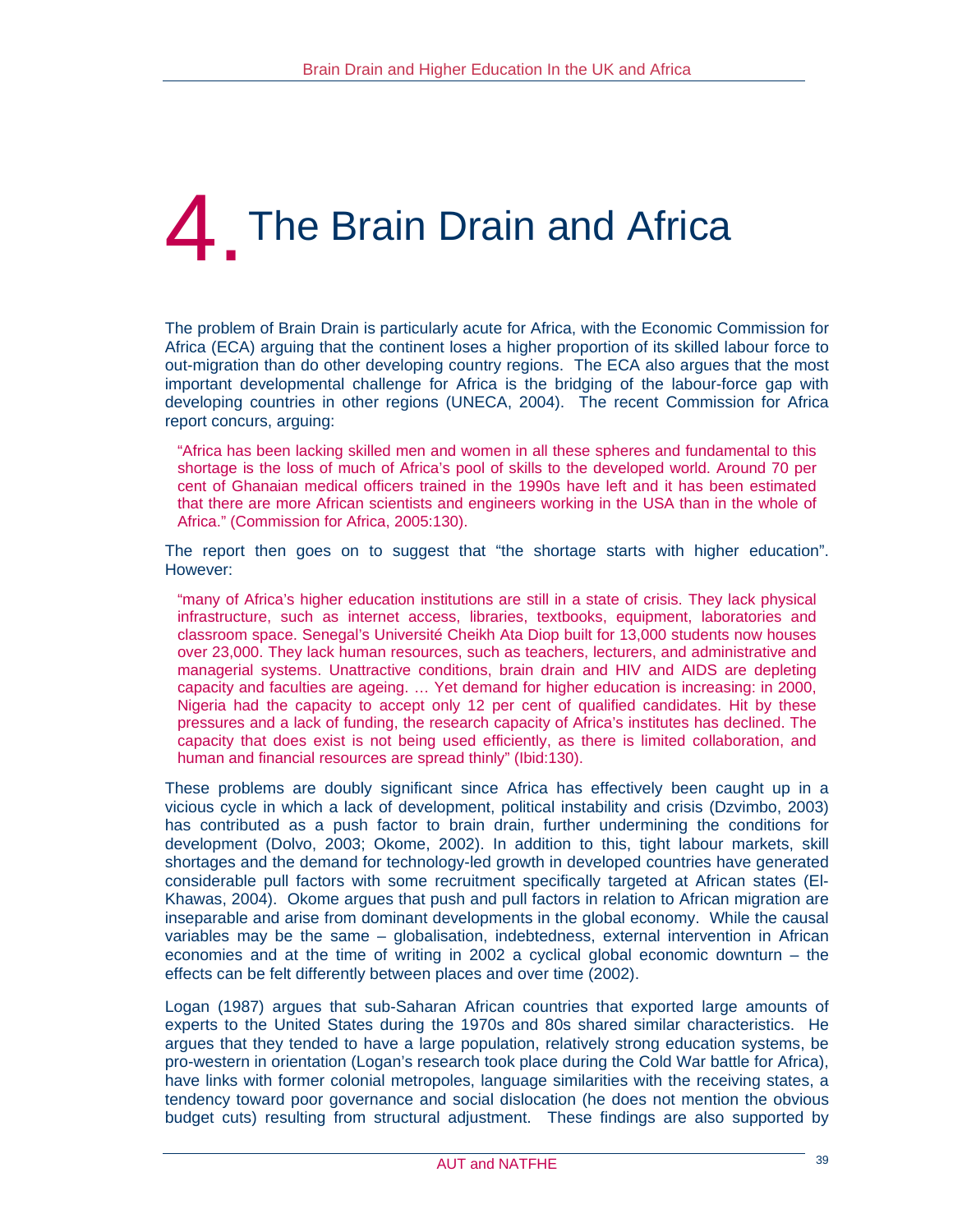# 4. The Brain Drain and Africa

The problem of Brain Drain is particularly acute for Africa, with the Economic Commission for Africa (ECA) arguing that the continent loses a higher proportion of its skilled labour force to out-migration than do other developing country regions. The ECA also argues that the most important developmental challenge for Africa is the bridging of the labour-force gap with developing countries in other regions (UNECA, 2004). The recent Commission for Africa report concurs, arguing:

> "Africa has been lacking skilled men and women in all these spheres and fundamental to this shortage is the loss of much of Africa's pool of skills to the developed world. Around 70 per cent of Ghanaian medical officers trained in the 1990s have left and it has been estimated that there are more African scientists and engineers working in the USA than in the whole of Africa." (Commission for Africa, 2005:130).

The report then goes on to suggest that "the shortage starts with higher education". However:

> "many of Africa's higher education institutions are still in a state of crisis. They lack physical infrastructure, such as internet access, libraries, textbooks, equipment, laboratories and classroom space. Senegal's Université Cheikh Ata Diop built for 13,000 students now houses over 23,000. They lack human resources, such as teachers, lecturers, and administrative and managerial systems. Unattractive conditions, brain drain and HIV and AIDS are depleting capacity and faculties are ageing. … Yet demand for higher education is increasing: in 2000, Nigeria had the capacity to accept only 12 per cent of qualified candidates. Hit by these pressures and a lack of funding, the research capacity of Africa's institutes has declined. The capacity that does exist is not being used efficiently, as there is limited collaboration, and human and financial resources are spread thinly" (Ibid:130).

These problems are doubly significant since Africa has effectively been caught up in a vicious cycle in which a lack of development, political instability and crisis (Dzvimbo, 2003) has contributed as a push factor to brain drain, further undermining the conditions for development (Dolvo, 2003; Okome, 2002). In addition to this, tight labour markets, skill shortages and the demand for technology-led growth in developed countries have generated considerable pull factors with some recruitment specifically targeted at African states (El-Khawas, 2004). Okome argues that push and pull factors in relation to African migration are inseparable and arise from dominant developments in the global economy. While the causal variables may be the same – globalisation, indebtedness, external intervention in African economies and at the time of writing in 2002 a cyclical global economic downturn – the effects can be felt differently between places and over time (2002).

Logan (1987) argues that sub-Saharan African countries that exported large amounts of experts to the United States during the 1970s and 80s shared similar characteristics. He argues that they tended to have a large population, relatively strong education systems, be pro-western in orientation (Logan's research took place during the Cold War battle for Africa), have links with former colonial metropoles, language similarities with the receiving states, a tendency toward poor governance and social dislocation (he does not mention the obvious budget cuts) resulting from structural adjustment. These findings are also supported by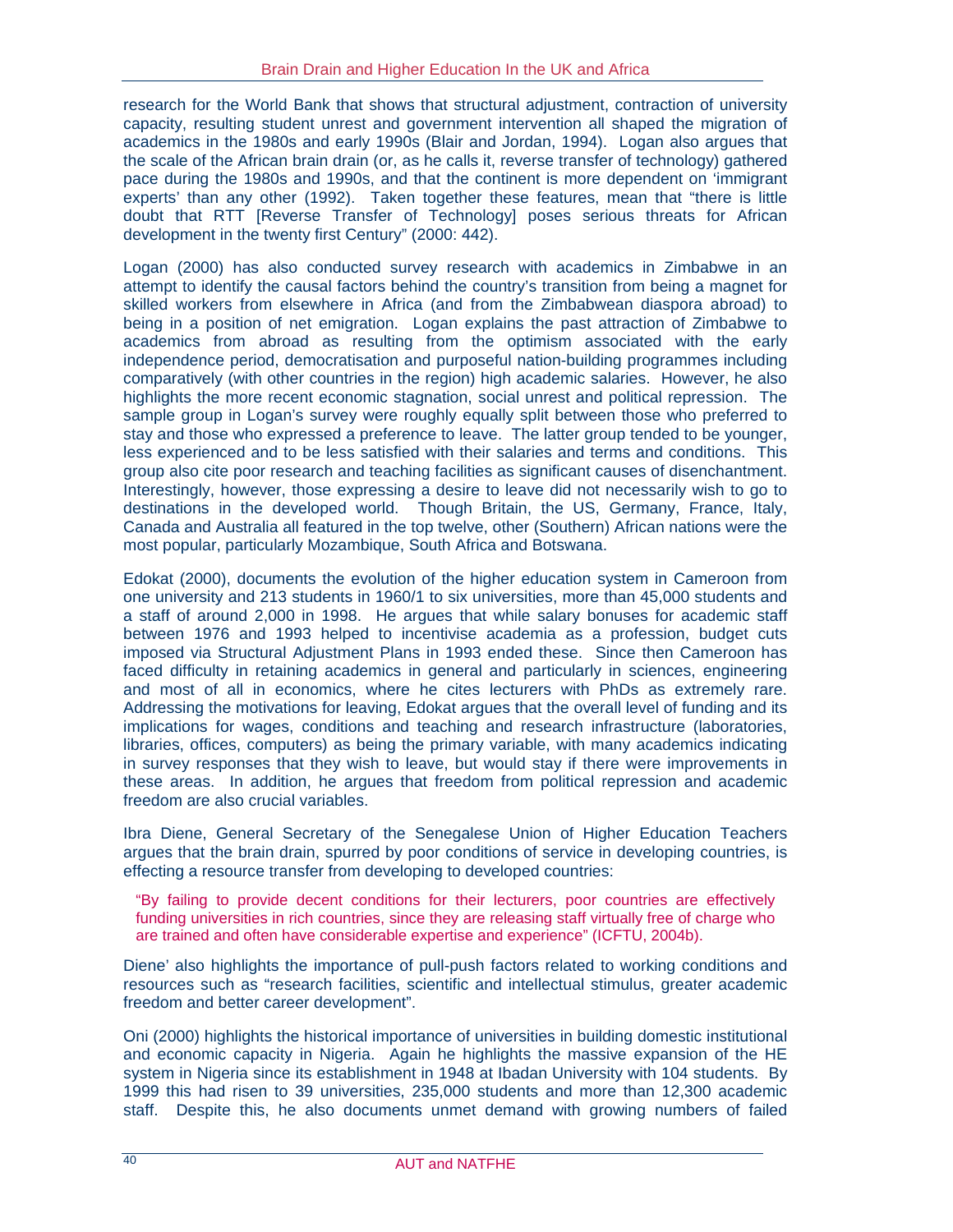research for the World Bank that shows that structural adjustment, contraction of university capacity, resulting student unrest and government intervention all shaped the migration of academics in the 1980s and early 1990s (Blair and Jordan, 1994). Logan also argues that the scale of the African brain drain (or, as he calls it, reverse transfer of technology) gathered pace during the 1980s and 1990s, and that the continent is more dependent on 'immigrant experts' than any other (1992). Taken together these features, mean that "there is little doubt that RTT [Reverse Transfer of Technology] poses serious threats for African development in the twenty first Century" (2000: 442).

Logan (2000) has also conducted survey research with academics in Zimbabwe in an attempt to identify the causal factors behind the country's transition from being a magnet for skilled workers from elsewhere in Africa (and from the Zimbabwean diaspora abroad) to being in a position of net emigration. Logan explains the past attraction of Zimbabwe to academics from abroad as resulting from the optimism associated with the early independence period, democratisation and purposeful nation-building programmes including comparatively (with other countries in the region) high academic salaries. However, he also highlights the more recent economic stagnation, social unrest and political repression. The sample group in Logan's survey were roughly equally split between those who preferred to stay and those who expressed a preference to leave. The latter group tended to be younger, less experienced and to be less satisfied with their salaries and terms and conditions. This group also cite poor research and teaching facilities as significant causes of disenchantment. Interestingly, however, those expressing a desire to leave did not necessarily wish to go to destinations in the developed world. Though Britain, the US, Germany, France, Italy, Canada and Australia all featured in the top twelve, other (Southern) African nations were the most popular, particularly Mozambique, South Africa and Botswana.

Edokat (2000), documents the evolution of the higher education system in Cameroon from one university and 213 students in 1960/1 to six universities, more than 45,000 students and a staff of around 2,000 in 1998. He argues that while salary bonuses for academic staff between 1976 and 1993 helped to incentivise academia as a profession, budget cuts imposed via Structural Adjustment Plans in 1993 ended these. Since then Cameroon has faced difficulty in retaining academics in general and particularly in sciences, engineering and most of all in economics, where he cites lecturers with PhDs as extremely rare. Addressing the motivations for leaving, Edokat argues that the overall level of funding and its implications for wages, conditions and teaching and research infrastructure (laboratories, libraries, offices, computers) as being the primary variable, with many academics indicating in survey responses that they wish to leave, but would stay if there were improvements in these areas. In addition, he argues that freedom from political repression and academic freedom are also crucial variables.

Ibra Diene, General Secretary of the Senegalese Union of Higher Education Teachers argues that the brain drain, spurred by poor conditions of service in developing countries, is effecting a resource transfer from developing to developed countries:

> "By failing to provide decent conditions for their lecturers, poor countries are effectively funding universities in rich countries, since they are releasing staff virtually free of charge who are trained and often have considerable expertise and experience" (ICFTU, 2004b).

Diene' also highlights the importance of pull-push factors related to working conditions and resources such as "research facilities, scientific and intellectual stimulus, greater academic freedom and better career development".

Oni (2000) highlights the historical importance of universities in building domestic institutional and economic capacity in Nigeria. Again he highlights the massive expansion of the HE system in Nigeria since its establishment in 1948 at Ibadan University with 104 students. By 1999 this had risen to 39 universities, 235,000 students and more than 12,300 academic staff. Despite this, he also documents unmet demand with growing numbers of failed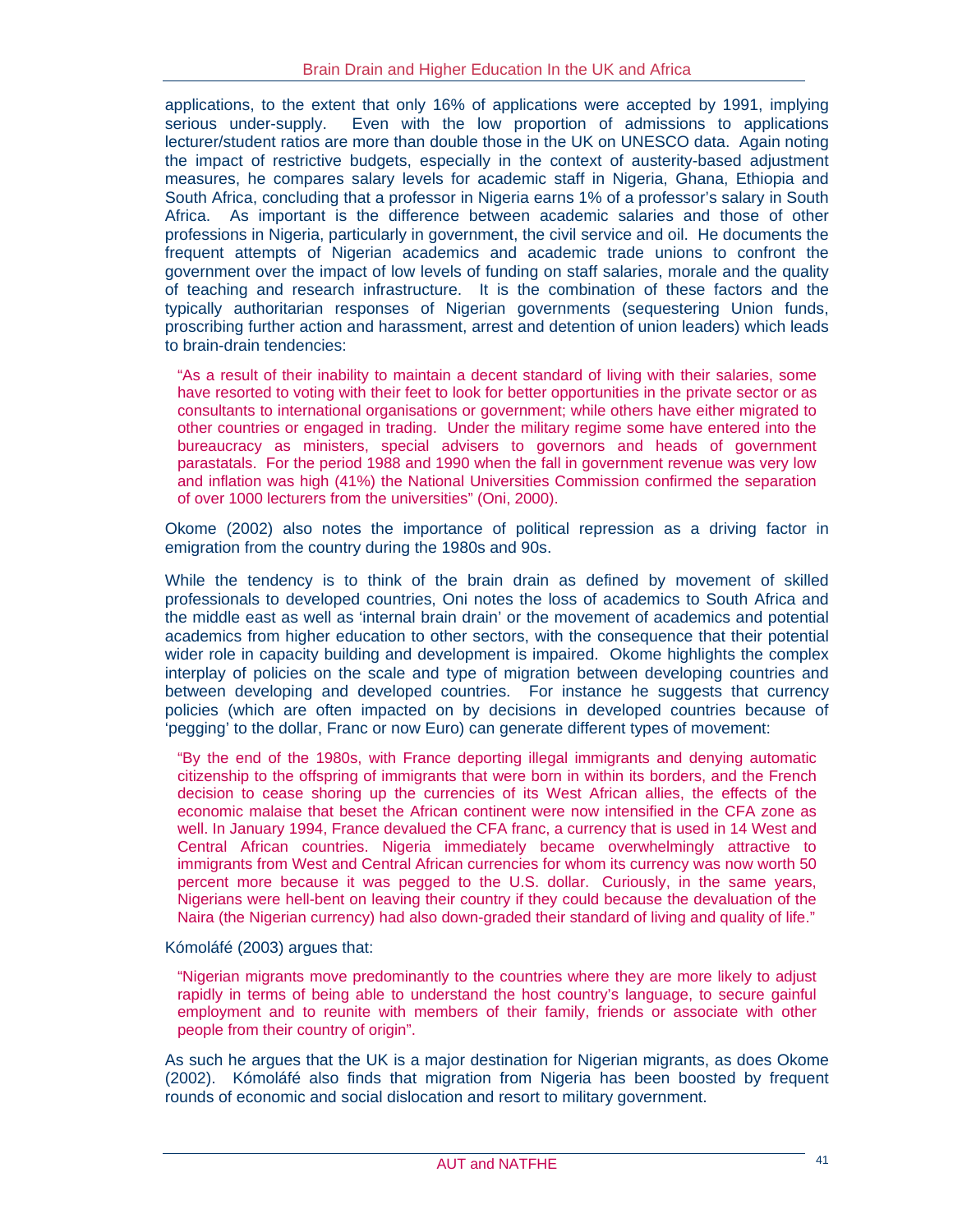applications, to the extent that only 16% of applications were accepted by 1991, implying serious under-supply. Even with the low proportion of admissions to applications lecturer/student ratios are more than double those in the UK on UNESCO data. Again noting the impact of restrictive budgets, especially in the context of austerity-based adjustment measures, he compares salary levels for academic staff in Nigeria, Ghana, Ethiopia and South Africa, concluding that a professor in Nigeria earns 1% of a professor's salary in South Africa. As important is the difference between academic salaries and those of other professions in Nigeria, particularly in government, the civil service and oil. He documents the frequent attempts of Nigerian academics and academic trade unions to confront the government over the impact of low levels of funding on staff salaries, morale and the quality of teaching and research infrastructure. It is the combination of these factors and the typically authoritarian responses of Nigerian governments (sequestering Union funds, proscribing further action and harassment, arrest and detention of union leaders) which leads to brain-drain tendencies:

> "As a result of their inability to maintain a decent standard of living with their salaries, some have resorted to voting with their feet to look for better opportunities in the private sector or as consultants to international organisations or government; while others have either migrated to other countries or engaged in trading. Under the military regime some have entered into the bureaucracy as ministers, special advisers to governors and heads of government parastatals. For the period 1988 and 1990 when the fall in government revenue was very low and inflation was high (41%) the National Universities Commission confirmed the separation of over 1000 lecturers from the universities" (Oni, 2000).

Okome (2002) also notes the importance of political repression as a driving factor in emigration from the country during the 1980s and 90s.

While the tendency is to think of the brain drain as defined by movement of skilled professionals to developed countries, Oni notes the loss of academics to South Africa and the middle east as well as 'internal brain drain' or the movement of academics and potential academics from higher education to other sectors, with the consequence that their potential wider role in capacity building and development is impaired. Okome highlights the complex interplay of policies on the scale and type of migration between developing countries and between developing and developed countries. For instance he suggests that currency policies (which are often impacted on by decisions in developed countries because of 'pegging' to the dollar, Franc or now Euro) can generate different types of movement:

> "By the end of the 1980s, with France deporting illegal immigrants and denying automatic citizenship to the offspring of immigrants that were born in within its borders, and the French decision to cease shoring up the currencies of its West African allies, the effects of the economic malaise that beset the African continent were now intensified in the CFA zone as well. In January 1994, France devalued the CFA franc, a currency that is used in 14 West and Central African countries. Nigeria immediately became overwhelmingly attractive to immigrants from West and Central African currencies for whom its currency was now worth 50 percent more because it was pegged to the U.S. dollar. Curiously, in the same years, Nigerians were hell-bent on leaving their country if they could because the devaluation of the Naira (the Nigerian currency) had also down-graded their standard of living and quality of life."

Kómoláfé (2003) argues that:

> "Nigerian migrants move predominantly to the countries where they are more likely to adjust rapidly in terms of being able to understand the host country's language, to secure gainful employment and to reunite with members of their family, friends or associate with other people from their country of origin".

As such he argues that the UK is a major destination for Nigerian migrants, as does Okome (2002). Kómoláfé also finds that migration from Nigeria has been boosted by frequent rounds of economic and social dislocation and resort to military government.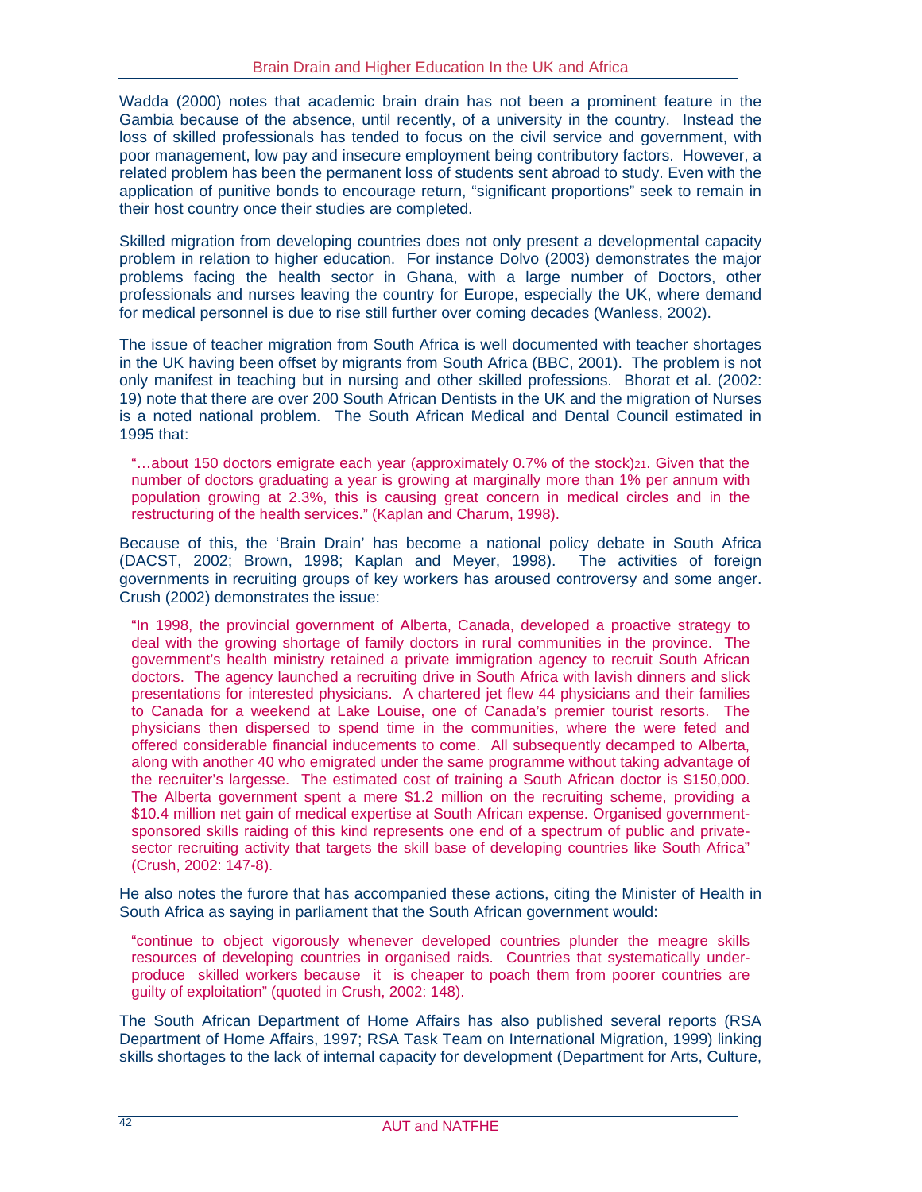Wadda (2000) notes that academic brain drain has not been a prominent feature in the Gambia because of the absence, until recently, of a university in the country. Instead the loss of skilled professionals has tended to focus on the civil service and government, with poor management, low pay and insecure employment being contributory factors. However, a related problem has been the permanent loss of students sent abroad to study. Even with the application of punitive bonds to encourage return, "significant proportions" seek to remain in their host country once their studies are completed.

Skilled migration from developing countries does not only present a developmental capacity problem in relation to higher education. For instance Dolvo (2003) demonstrates the major problems facing the health sector in Ghana, with a large number of Doctors, other professionals and nurses leaving the country for Europe, especially the UK, where demand for medical personnel is due to rise still further over coming decades (Wanless, 2002).

The issue of teacher migration from South Africa is well documented with teacher shortages in the UK having been offset by migrants from South Africa (BBC, 2001). The problem is not only manifest in teaching but in nursing and other skilled professions. Bhorat et al. (2002: 19) note that there are over 200 South African Dentists in the UK and the migration of Nurses is a noted national problem. The South African Medical and Dental Council estimated in 1995 that:

> "…about 150 doctors emigrate each year (approximately 0.7% of the stock)[21]. Given that the number of doctors graduating a year is growing at marginally more than 1% per annum with population growing at 2.3%, this is causing great concern in medical circles and in the restructuring of the health services." (Kaplan and Charum, 1998).

Because of this, the 'Brain Drain' has become a national policy debate in South Africa (DACST, 2002; Brown, 1998; Kaplan and Meyer, 1998). The activities of foreign governments in recruiting groups of key workers has aroused controversy and some anger. Crush (2002) demonstrates the issue:

> "In 1998, the provincial government of Alberta, Canada, developed a proactive strategy to deal with the growing shortage of family doctors in rural communities in the province. The government's health ministry retained a private immigration agency to recruit South African doctors. The agency launched a recruiting drive in South Africa with lavish dinners and slick presentations for interested physicians. A chartered jet flew 44 physicians and their families to Canada for a weekend at Lake Louise, one of Canada's premier tourist resorts. The physicians then dispersed to spend time in the communities, where the were feted and offered considerable financial inducements to come. All subsequently decamped to Alberta, along with another 40 who emigrated under the same programme without taking advantage of the recruiter's largesse. The estimated cost of training a South African doctor is $150,000. The Alberta government spent a mere $1.2 million on the recruiting scheme, providing a $10.4 million net gain of medical expertise at South African expense. Organised government-sponsored skills raiding of this kind represents one end of a spectrum of public and private-sector recruiting activity that targets the skill base of developing countries like South Africa" (Crush, 2002: 147-8).

He also notes the furore that has accompanied these actions, citing the Minister of Health in South Africa as saying in parliament that the South African government would:

> "continue to object vigorously whenever developed countries plunder the meagre skills resources of developing countries in organised raids. Countries that systematically under-produce skilled workers because it is cheaper to poach them from poorer countries are guilty of exploitation" (quoted in Crush, 2002: 148).

The South African Department of Home Affairs has also published several reports (RSA Department of Home Affairs, 1997; RSA Task Team on International Migration, 1999) linking skills shortages to the lack of internal capacity for development (Department for Arts, Culture,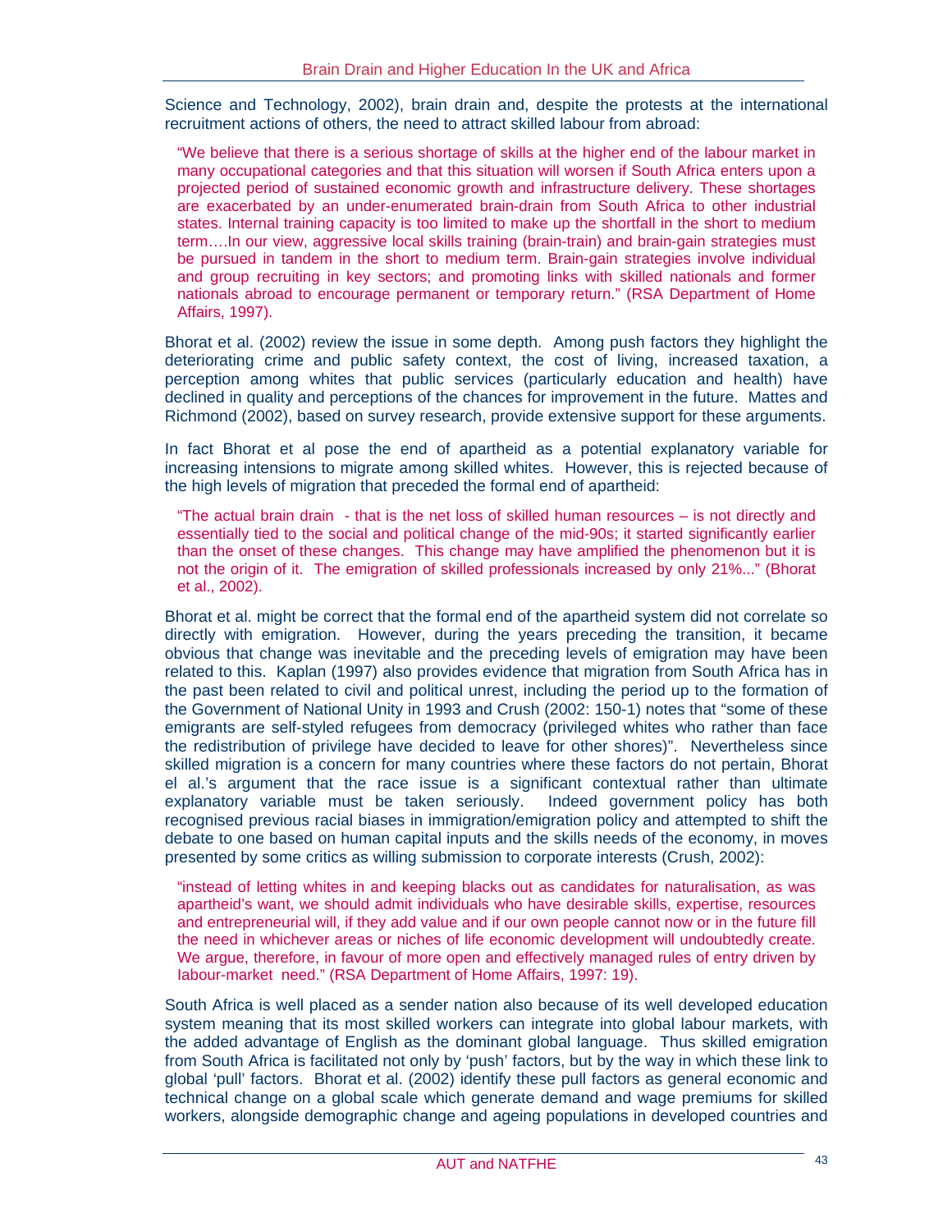Science and Technology, 2002), brain drain and, despite the protests at the international recruitment actions of others, the need to attract skilled labour from abroad:

> "We believe that there is a serious shortage of skills at the higher end of the labour market in many occupational categories and that this situation will worsen if South Africa enters upon a projected period of sustained economic growth and infrastructure delivery. These shortages are exacerbated by an under-enumerated brain-drain from South Africa to other industrial states. Internal training capacity is too limited to make up the shortfall in the short to medium term….In our view, aggressive local skills training (brain-train) and brain-gain strategies must be pursued in tandem in the short to medium term. Brain-gain strategies involve individual and group recruiting in key sectors; and promoting links with skilled nationals and former nationals abroad to encourage permanent or temporary return." (RSA Department of Home Affairs, 1997).

Bhorat et al. (2002) review the issue in some depth. Among push factors they highlight the deteriorating crime and public safety context, the cost of living, increased taxation, a perception among whites that public services (particularly education and health) have declined in quality and perceptions of the chances for improvement in the future. Mattes and Richmond (2002), based on survey research, provide extensive support for these arguments.

In fact Bhorat et al pose the end of apartheid as a potential explanatory variable for increasing intensions to migrate among skilled whites. However, this is rejected because of the high levels of migration that preceded the formal end of apartheid:

> "The actual brain drain - that is the net loss of skilled human resources – is not directly and essentially tied to the social and political change of the mid-90s; it started significantly earlier than the onset of these changes. This change may have amplified the phenomenon but it is not the origin of it. The emigration of skilled professionals increased by only 21%..." (Bhorat et al., 2002).

Bhorat et al. might be correct that the formal end of the apartheid system did not correlate so directly with emigration. However, during the years preceding the transition, it became obvious that change was inevitable and the preceding levels of emigration may have been related to this. Kaplan (1997) also provides evidence that migration from South Africa has in the past been related to civil and political unrest, including the period up to the formation of the Government of National Unity in 1993 and Crush (2002: 150-1) notes that "some of these emigrants are self-styled refugees from democracy (privileged whites who rather than face the redistribution of privilege have decided to leave for other shores)". Nevertheless since skilled migration is a concern for many countries where these factors do not pertain, Bhorat el al.'s argument that the race issue is a significant contextual rather than ultimate explanatory variable must be taken seriously. Indeed government policy has both recognised previous racial biases in immigration/emigration policy and attempted to shift the debate to one based on human capital inputs and the skills needs of the economy, in moves presented by some critics as willing submission to corporate interests (Crush, 2002):

> "instead of letting whites in and keeping blacks out as candidates for naturalisation, as was apartheid's want, we should admit individuals who have desirable skills, expertise, resources and entrepreneurial will, if they add value and if our own people cannot now or in the future fill the need in whichever areas or niches of life economic development will undoubtedly create. We argue, therefore, in favour of more open and effectively managed rules of entry driven by labour-market need." (RSA Department of Home Affairs, 1997: 19).

South Africa is well placed as a sender nation also because of its well developed education system meaning that its most skilled workers can integrate into global labour markets, with the added advantage of English as the dominant global language. Thus skilled emigration from South Africa is facilitated not only by 'push' factors, but by the way in which these link to global 'pull' factors. Bhorat et al. (2002) identify these pull factors as general economic and technical change on a global scale which generate demand and wage premiums for skilled workers, alongside demographic change and ageing populations in developed countries and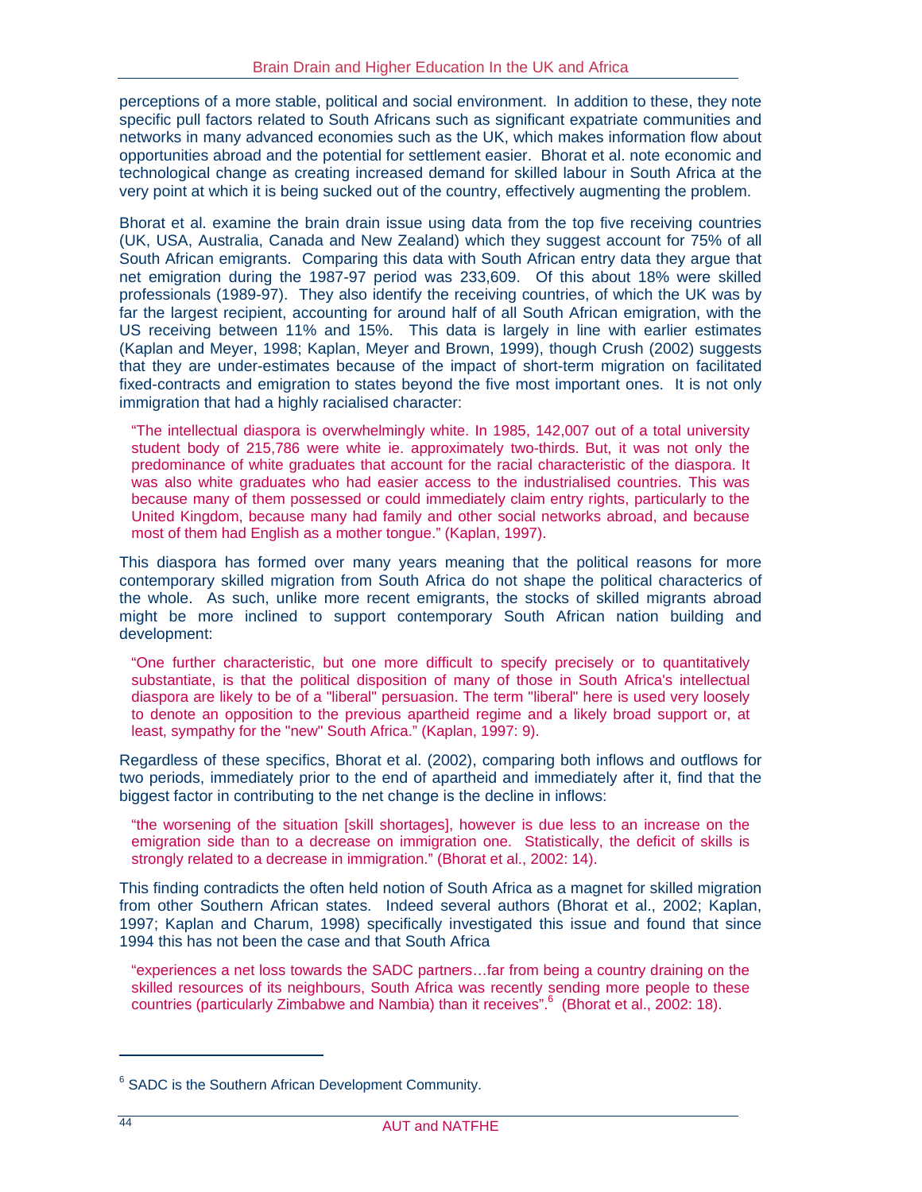perceptions of a more stable, political and social environment. In addition to these, they note specific pull factors related to South Africans such as significant expatriate communities and networks in many advanced economies such as the UK, which makes information flow about opportunities abroad and the potential for settlement easier. Bhorat et al. note economic and technological change as creating increased demand for skilled labour in South Africa at the very point at which it is being sucked out of the country, effectively augmenting the problem.

Bhorat et al. examine the brain drain issue using data from the top five receiving countries (UK, USA, Australia, Canada and New Zealand) which they suggest account for 75% of all South African emigrants. Comparing this data with South African entry data they argue that net emigration during the 1987-97 period was 233,609. Of this about 18% were skilled professionals (1989-97). They also identify the receiving countries, of which the UK was by far the largest recipient, accounting for around half of all South African emigration, with the US receiving between 11% and 15%. This data is largely in line with earlier estimates (Kaplan and Meyer, 1998; Kaplan, Meyer and Brown, 1999), though Crush (2002) suggests that they are under-estimates because of the impact of short-term migration on facilitated fixed-contracts and emigration to states beyond the five most important ones. It is not only immigration that had a highly racialised character:

> "The intellectual diaspora is overwhelmingly white. In 1985, 142,007 out of a total university student body of 215,786 were white ie. approximately two-thirds. But, it was not only the predominance of white graduates that account for the racial characteristic of the diaspora. It was also white graduates who had easier access to the industrialised countries. This was because many of them possessed or could immediately claim entry rights, particularly to the United Kingdom, because many had family and other social networks abroad, and because most of them had English as a mother tongue." (Kaplan, 1997).

This diaspora has formed over many years meaning that the political reasons for more contemporary skilled migration from South Africa do not shape the political charactercs of the whole. As such, unlike more recent emigrants, the stocks of skilled migrants abroad might be more inclined to support contemporary South African nation building and development:

> "One further characteristic, but one more difficult to specify precisely or to quantitatively substantiate, is that the political disposition of many of those in South Africa's intellectual diaspora are likely to be of a "liberal" persuasion. The term "liberal" here is used very loosely to denote an opposition to the previous apartheid regime and a likely broad support or, at least, sympathy for the "new" South Africa." (Kaplan, 1997: 9).

Regardless of these specifics, Bhorat et al. (2002), comparing both inflows and outflows for two periods, immediately prior to the end of apartheid and immediately after it, find that the biggest factor in contributing to the net change is the decline in inflows:

> "the worsening of the situation [skill shortages], however is due less to an increase on the emigration side than to a decrease on immigration one. Statistically, the deficit of skills is strongly related to a decrease in immigration." (Bhorat et al., 2002: 14).

This finding contradicts the often held notion of South Africa as a magnet for skilled migration from other Southern African states. Indeed several authors (Bhorat et al., 2002; Kaplan, 1997; Kaplan and Charum, 1998) specifically investigated this issue and found that since 1994 this has not been the case and that South Africa

> "experiences a net loss towards the SADC partners…far from being a country draining on the skilled resources of its neighbours, South Africa was recently sending more people to these countries (particularly Zimbabwe and Nambia) than it receives".[6] (Bhorat et al., 2002: 18).

---

[6] SADC is the Southern African Development Community.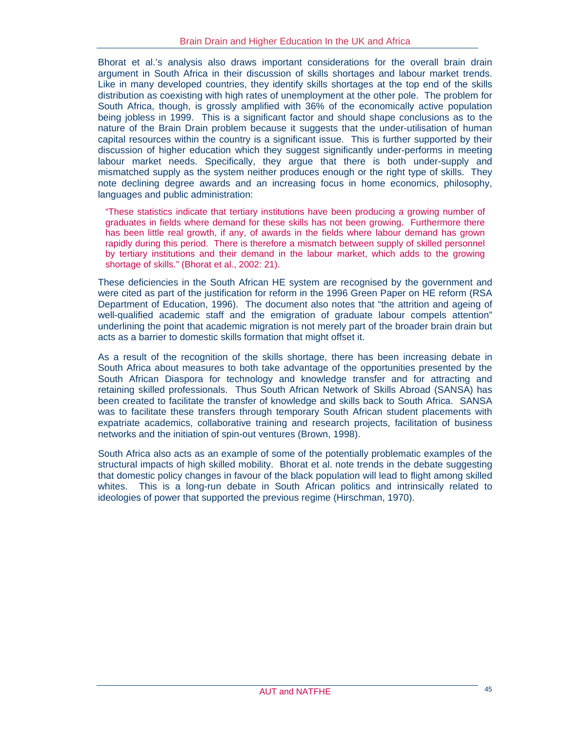Bhorat et al.'s analysis also draws important considerations for the overall brain drain argument in South Africa in their discussion of skills shortages and labour market trends. Like in many developed countries, they identify skills shortages at the top end of the skills distribution as coexisting with high rates of unemployment at the other pole. The problem for South Africa, though, is grossly amplified with 36% of the economically active population being jobless in 1999. This is a significant factor and should shape conclusions as to the nature of the Brain Drain problem because it suggests that the under-utilisation of human capital resources within the country is a significant issue. This is further supported by their discussion of higher education which they suggest significantly under-performs in meeting labour market needs. Specifically, they argue that there is both under-supply and mismatched supply as the system neither produces enough or the right type of skills. They note declining degree awards and an increasing focus in home economics, philosophy, languages and public administration:

> "These statistics indicate that tertiary institutions have been producing a growing number of graduates in fields where demand for these skills has not been growing. Furthermore there has been little real growth, if any, of awards in the fields where labour demand has grown rapidly during this period. There is therefore a mismatch between supply of skilled personnel by tertiary institutions and their demand in the labour market, which adds to the growing shortage of skills." (Bhorat et al., 2002: 21).

These deficiencies in the South African HE system are recognised by the government and were cited as part of the justification for reform in the 1996 Green Paper on HE reform (RSA Department of Education, 1996). The document also notes that "the attrition and ageing of well-qualified academic staff and the emigration of graduate labour compels attention" underlining the point that academic migration is not merely part of the broader brain drain but acts as a barrier to domestic skills formation that might offset it.

As a result of the recognition of the skills shortage, there has been increasing debate in South Africa about measures to both take advantage of the opportunities presented by the South African Diaspora for technology and knowledge transfer and for attracting and retaining skilled professionals. Thus South African Network of Skills Abroad (SANSA) has been created to facilitate the transfer of knowledge and skills back to South Africa. SANSA was to facilitate these transfers through temporary South African student placements with expatriate academics, collaborative training and research projects, facilitation of business networks and the initiation of spin-out ventures (Brown, 1998).

South Africa also acts as an example of some of the potentially problematic examples of the structural impacts of high skilled mobility. Bhorat et al. note trends in the debate suggesting that domestic policy changes in favour of the black population will lead to flight among skilled whites. This is a long-run debate in South African politics and intrinsically related to ideologies of power that supported the previous regime (Hirschman, 1970).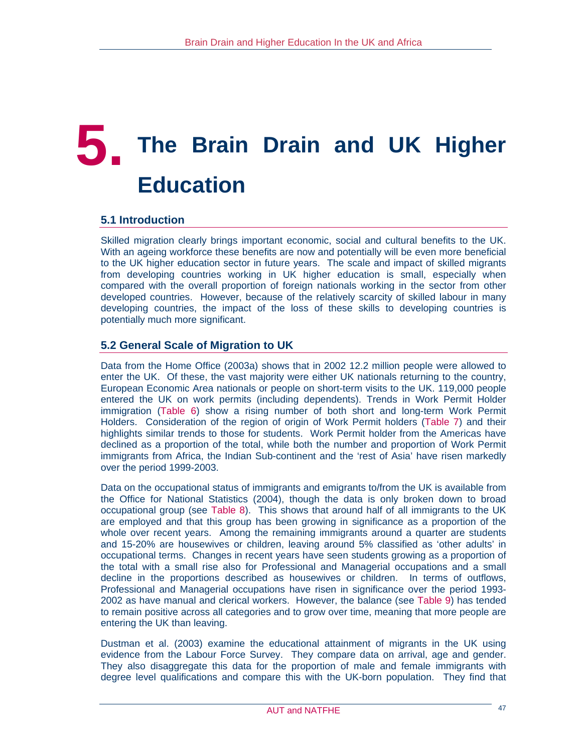# 5. The Brain Drain and UK Higher Education

## 5.1 Introduction

Skilled migration clearly brings important economic, social and cultural benefits to the UK. With an ageing workforce these benefits are now and potentially will be even more beneficial to the UK higher education sector in future years. The scale and impact of skilled migrants from developing countries working in UK higher education is small, especially when compared with the overall proportion of foreign nationals working in the sector from other developed countries. However, because of the relatively scarcity of skilled labour in many developing countries, the impact of the loss of these skills to developing countries is potentially much more significant.

## 5.2 General Scale of Migration to UK

Data from the Home Office (2003a) shows that in 2002 12.2 million people were allowed to enter the UK. Of these, the vast majority were either UK nationals returning to the country, European Economic Area nationals or people on short-term visits to the UK. 119,000 people entered the UK on work permits (including dependents). Trends in Work Permit Holder immigration (Table 6) show a rising number of both short and long-term Work Permit Holders. Consideration of the region of origin of Work Permit holders (Table 7) and their highlights similar trends to those for students. Work Permit holder from the Americas have declined as a proportion of the total, while both the number and proportion of Work Permit immigrants from Africa, the Indian Sub-continent and the 'rest of Asia' have risen markedly over the period 1999-2003.

Data on the occupational status of immigrants and emigrants to/from the UK is available from the Office for National Statistics (2004), though the data is only broken down to broad occupational group (see Table 8). This shows that around half of all immigrants to the UK are employed and that this group has been growing in significance as a proportion of the whole over recent years. Among the remaining immigrants around a quarter are students and 15-20% are housewives or children, leaving around 5% classified as 'other adults' in occupational terms. Changes in recent years have seen students growing as a proportion of the total with a small rise also for Professional and Managerial occupations and a small decline in the proportions described as housewives or children. In terms of outflows, Professional and Managerial occupations have risen in significance over the period 1993-2002 as have manual and clerical workers. However, the balance (see Table 9) has tended to remain positive across all categories and to grow over time, meaning that more people are entering the UK than leaving.

Dustman et al. (2003) examine the educational attainment of migrants in the UK using evidence from the Labour Force Survey. They compare data on arrival, age and gender. They also disaggregate this data for the proportion of male and female immigrants with degree level qualifications and compare this with the UK-born population. They find that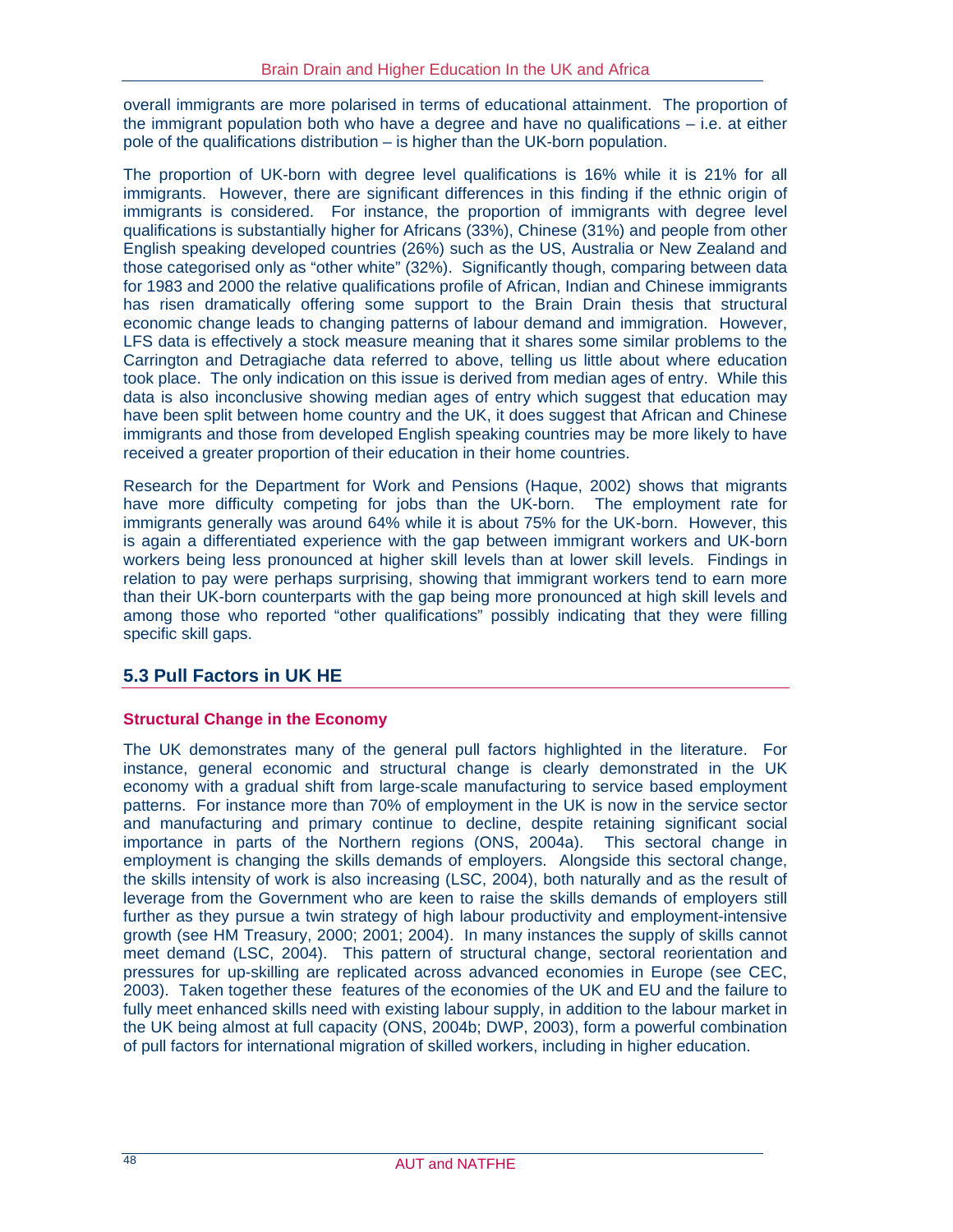overall immigrants are more polarised in terms of educational attainment. The proportion of the immigrant population both who have a degree and have no qualifications – i.e. at either pole of the qualifications distribution – is higher than the UK-born population.

The proportion of UK-born with degree level qualifications is 16% while it is 21% for all immigrants. However, there are significant differences in this finding if the ethnic origin of immigrants is considered. For instance, the proportion of immigrants with degree level qualifications is substantially higher for Africans (33%), Chinese (31%) and people from other English speaking developed countries (26%) such as the US, Australia or New Zealand and those categorised only as "other white" (32%). Significantly though, comparing between data for 1983 and 2000 the relative qualifications profile of African, Indian and Chinese immigrants has risen dramatically offering some support to the Brain Drain thesis that structural economic change leads to changing patterns of labour demand and immigration. However, LFS data is effectively a stock measure meaning that it shares some similar problems to the Carrington and Detragiache data referred to above, telling us little about where education took place. The only indication on this issue is derived from median ages of entry. While this data is also inconclusive showing median ages of entry which suggest that education may have been split between home country and the UK, it does suggest that African and Chinese immigrants and those from developed English speaking countries may be more likely to have received a greater proportion of their education in their home countries.

Research for the Department for Work and Pensions (Haque, 2002) shows that migrants have more difficulty competing for jobs than the UK-born. The employment rate for immigrants generally was around 64% while it is about 75% for the UK-born. However, this is again a differentiated experience with the gap between immigrant workers and UK-born workers being less pronounced at higher skill levels than at lower skill levels. Findings in relation to pay were perhaps surprising, showing that immigrant workers tend to earn more than their UK-born counterparts with the gap being more pronounced at high skill levels and among those who reported "other qualifications" possibly indicating that they were filling specific skill gaps.

## 5.3 Pull Factors in UK HE

### Structural Change in the Economy

The UK demonstrates many of the general pull factors highlighted in the literature. For instance, general economic and structural change is clearly demonstrated in the UK economy with a gradual shift from large-scale manufacturing to service based employment patterns. For instance more than 70% of employment in the UK is now in the service sector and manufacturing and primary continue to decline, despite retaining significant social importance in parts of the Northern regions (ONS, 2004a). This sectoral change in employment is changing the skills demands of employers. Alongside this sectoral change, the skills intensity of work is also increasing (LSC, 2004), both naturally and as the result of leverage from the Government who are keen to raise the skills demands of employers still further as they pursue a twin strategy of high labour productivity and employment-intensive growth (see HM Treasury, 2000; 2001; 2004). In many instances the supply of skills cannot meet demand (LSC, 2004). This pattern of structural change, sectoral reorientation and pressures for up-skilling are replicated across advanced economies in Europe (see CEC, 2003). Taken together these features of the economies of the UK and EU and the failure to fully meet enhanced skills need with existing labour supply, in addition to the labour market in the UK being almost at full capacity (ONS, 2004b; DWP, 2003), form a powerful combination of pull factors for international migration of skilled workers, including in higher education.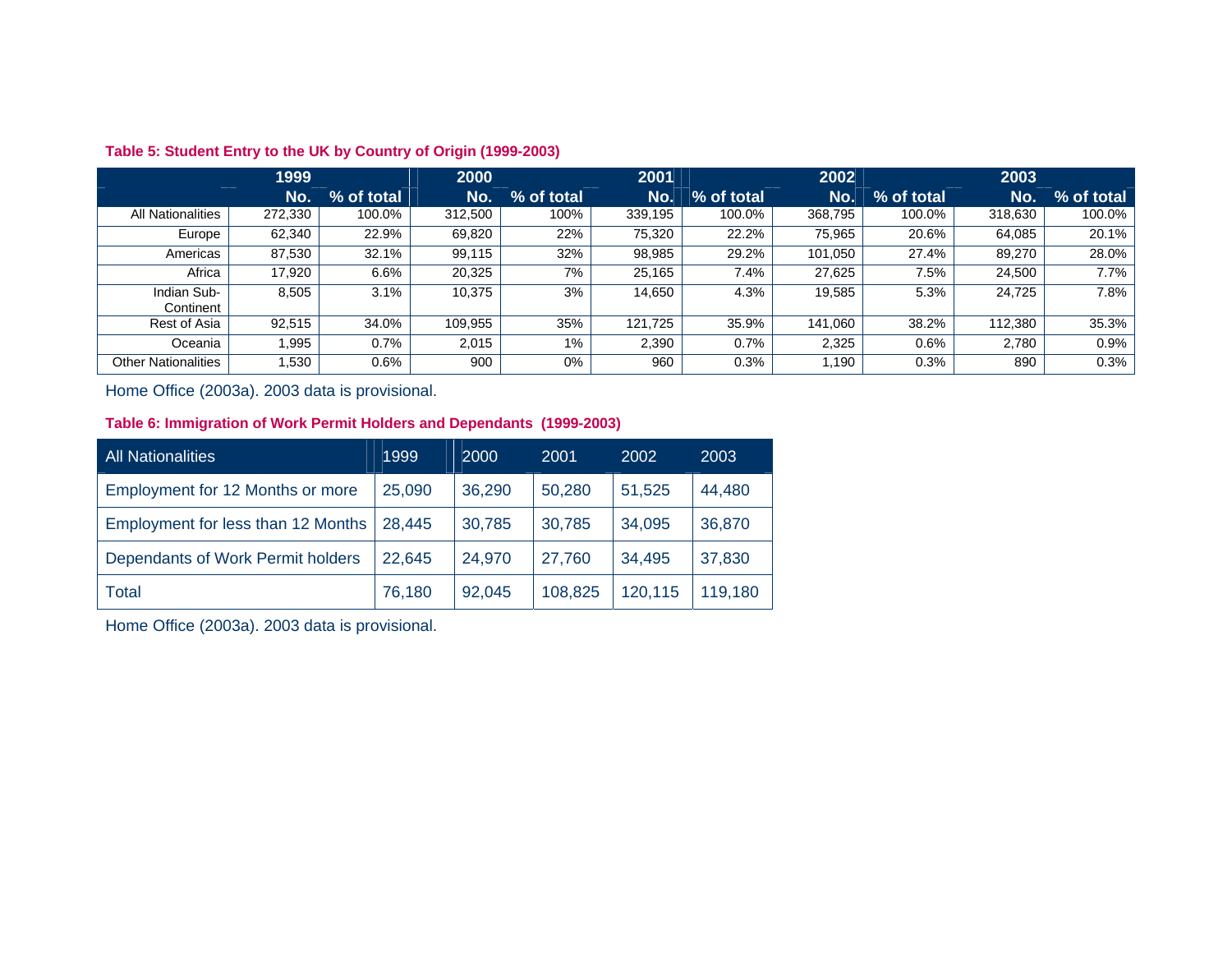**Table 5: Student Entry to the UK by Country of Origin (1999-2003)**

| | 1999 | | 2000 | | 2001 | | 2002 | | 2003 | |
|---|---|---|---|---|---|---|---|---|---|---|
| | No. | % of total | No. | % of total | No. | % of total | No. | % of total | No. | % of total |
| All Nationalities | 272,330 | 100.0% | 312,500 | 100% | 339,195 | 100.0% | 368,795 | 100.0% | 318,630 | 100.0% |
| Europe | 62,340 | 22.9% | 69,820 | 22% | 75,320 | 22.2% | 75,965 | 20.6% | 64,085 | 20.1% |
| Americas | 87,530 | 32.1% | 99,115 | 32% | 98,985 | 29.2% | 101,050 | 27.4% | 89,270 | 28.0% |
| Africa | 17,920 | 6.6% | 20,325 | 7% | 25,165 | 7.4% | 27,625 | 7.5% | 24,500 | 7.7% |
| Indian Sub-Continent | 8,505 | 3.1% | 10,375 | 3% | 14,650 | 4.3% | 19,585 | 5.3% | 24,725 | 7.8% |
| Rest of Asia | 92,515 | 34.0% | 109,955 | 35% | 121,725 | 35.9% | 141,060 | 38.2% | 112,380 | 35.3% |
| Oceania | 1,995 | 0.7% | 2,015 | 1% | 2,390 | 0.7% | 2,325 | 0.6% | 2,780 | 0.9% |
| Other Nationalities | 1,530 | 0.6% | 900 | 0% | 960 | 0.3% | 1,190 | 0.3% | 890 | 0.3% |

Home Office (2003a). 2003 data is provisional.

**Table 6: Immigration of Work Permit Holders and Dependants (1999-2003)**

| All Nationalities | 1999 | 2000 | 2001 | 2002 | 2003 |
|---|---|---|---|---|---|
| Employment for 12 Months or more | 25,090 | 36,290 | 50,280 | 51,525 | 44,480 |
| Employment for less than 12 Months | 28,445 | 30,785 | 30,785 | 34,095 | 36,870 |
| Dependants of Work Permit holders | 22,645 | 24,970 | 27,760 | 34,495 | 37,830 |
| Total | 76,180 | 92,045 | 108,825 | 120,115 | 119,180 |

Home Office (2003a). 2003 data is provisional.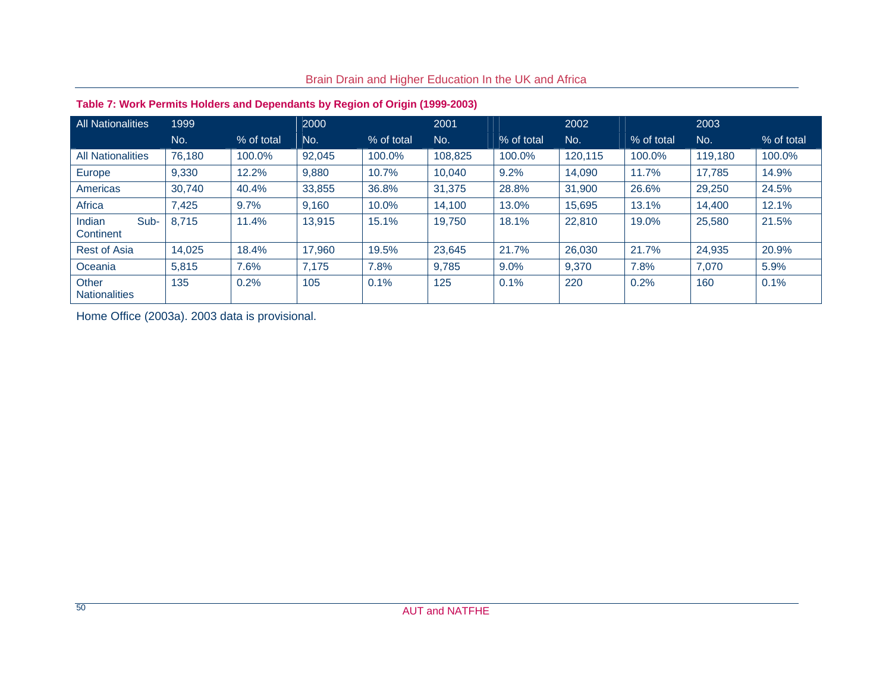**Table 7: Work Permits Holders and Dependants by Region of Origin (1999-2003)**

| All Nationalities | 1999 | | 2000 | | 2001 | | 2002 | | 2003 | |
|---|---|---|---|---|---|---|---|---|---|---|
| | No. | % of total | No. | % of total | No. | % of total | No. | % of total | No. | % of total |
| All Nationalities | 76,180 | 100.0% | 92,045 | 100.0% | 108,825 | 100.0% | 120,115 | 100.0% | 119,180 | 100.0% |
| Europe | 9,330 | 12.2% | 9,880 | 10.7% | 10,040 | 9.2% | 14,090 | 11.7% | 17,785 | 14.9% |
| Americas | 30,740 | 40.4% | 33,855 | 36.8% | 31,375 | 28.8% | 31,900 | 26.6% | 29,250 | 24.5% |
| Africa | 7,425 | 9.7% | 9,160 | 10.0% | 14,100 | 13.0% | 15,695 | 13.1% | 14,400 | 12.1% |
| Indian Sub-Continent | 8,715 | 11.4% | 13,915 | 15.1% | 19,750 | 18.1% | 22,810 | 19.0% | 25,580 | 21.5% |
| Rest of Asia | 14,025 | 18.4% | 17,960 | 19.5% | 23,645 | 21.7% | 26,030 | 21.7% | 24,935 | 20.9% |
| Oceania | 5,815 | 7.6% | 7,175 | 7.8% | 9,785 | 9.0% | 9,370 | 7.8% | 7,070 | 5.9% |
| Other Nationalities | 135 | 0.2% | 105 | 0.1% | 125 | 0.1% | 220 | 0.2% | 160 | 0.1% |

Home Office (2003a). 2003 data is provisional.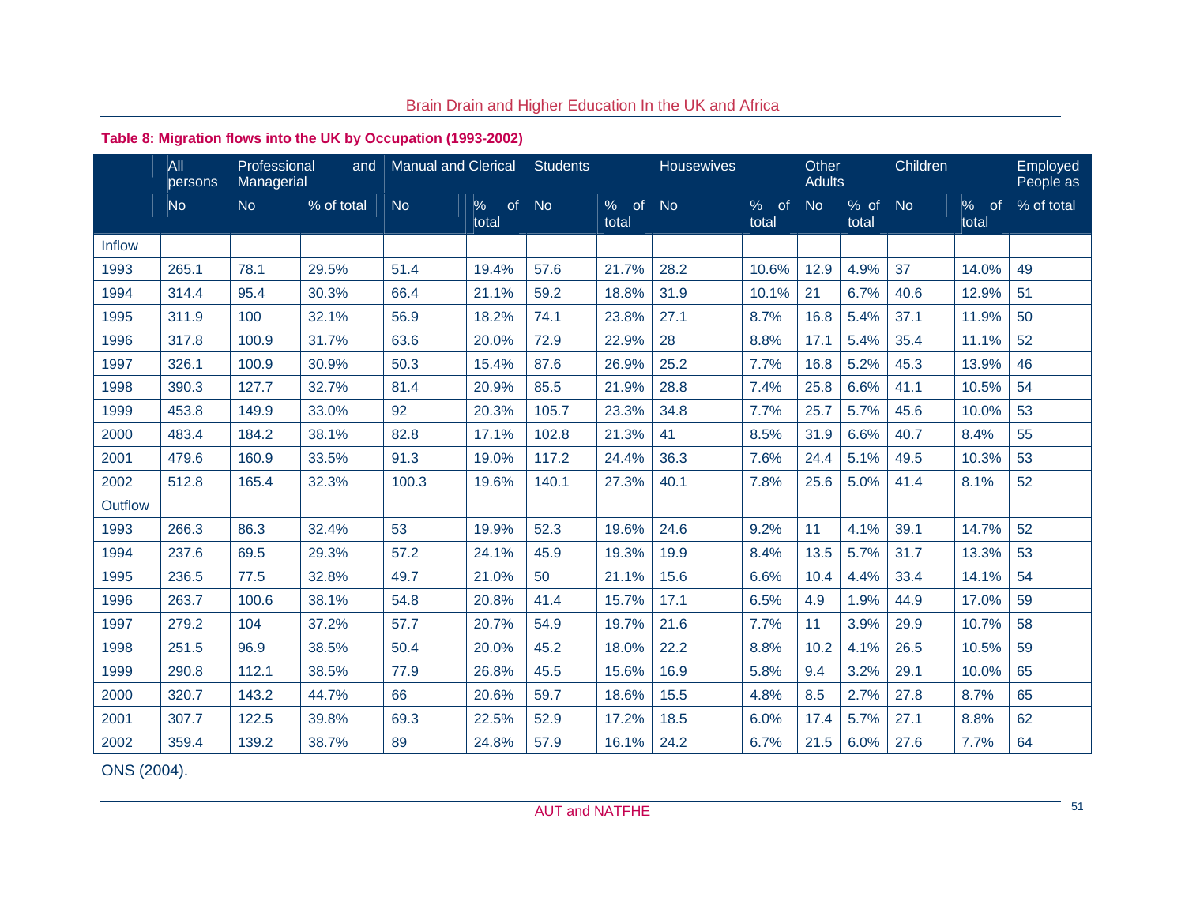**Table 8: Migration flows into the UK by Occupation (1993-2002)**

| | All persons | Professional and Managerial | | Manual and Clerical | | Students | | Housewives | | Other Adults | | Children | | Employed People as |
|---|---|---|---|---|---|---|---|---|---|---|---|---|---|---|
| | No | No | % of total | No | % of total | No | % of total | No | % of total | No | % of total | No | % of total | % of total |
| Inflow | | | | | | | | | | | | | | |
| 1993 | 265.1 | 78.1 | 29.5% | 51.4 | 19.4% | 57.6 | 21.7% | 28.2 | 10.6% | 12.9 | 4.9% | 37 | 14.0% | 49 |
| 1994 | 314.4 | 95.4 | 30.3% | 66.4 | 21.1% | 59.2 | 18.8% | 31.9 | 10.1% | 21 | 6.7% | 40.6 | 12.9% | 51 |
| 1995 | 311.9 | 100 | 32.1% | 56.9 | 18.2% | 74.1 | 23.8% | 27.1 | 8.7% | 16.8 | 5.4% | 37.1 | 11.9% | 50 |
| 1996 | 317.8 | 100.9 | 31.7% | 63.6 | 20.0% | 72.9 | 22.9% | 28 | 8.8% | 17.1 | 5.4% | 35.4 | 11.1% | 52 |
| 1997 | 326.1 | 100.9 | 30.9% | 50.3 | 15.4% | 87.6 | 26.9% | 25.2 | 7.7% | 16.8 | 5.2% | 45.3 | 13.9% | 46 |
| 1998 | 390.3 | 127.7 | 32.7% | 81.4 | 20.9% | 85.5 | 21.9% | 28.8 | 7.4% | 25.8 | 6.6% | 41.1 | 10.5% | 54 |
| 1999 | 453.8 | 149.9 | 33.0% | 92 | 20.3% | 105.7 | 23.3% | 34.8 | 7.7% | 25.7 | 5.7% | 45.6 | 10.0% | 53 |
| 2000 | 483.4 | 184.2 | 38.1% | 82.8 | 17.1% | 102.8 | 21.3% | 41 | 8.5% | 31.9 | 6.6% | 40.7 | 8.4% | 55 |
| 2001 | 479.6 | 160.9 | 33.5% | 91.3 | 19.0% | 117.2 | 24.4% | 36.3 | 7.6% | 24.4 | 5.1% | 49.5 | 10.3% | 53 |
| 2002 | 512.8 | 165.4 | 32.3% | 100.3 | 19.6% | 140.1 | 27.3% | 40.1 | 7.8% | 25.6 | 5.0% | 41.4 | 8.1% | 52 |
| Outflow | | | | | | | | | | | | | | |
| 1993 | 266.3 | 86.3 | 32.4% | 53 | 19.9% | 52.3 | 19.6% | 24.6 | 9.2% | 11 | 4.1% | 39.1 | 14.7% | 52 |
| 1994 | 237.6 | 69.5 | 29.3% | 57.2 | 24.1% | 45.9 | 19.3% | 19.9 | 8.4% | 13.5 | 5.7% | 31.7 | 13.3% | 53 |
| 1995 | 236.5 | 77.5 | 32.8% | 49.7 | 21.0% | 50 | 21.1% | 15.6 | 6.6% | 10.4 | 4.4% | 33.4 | 14.1% | 54 |
| 1996 | 263.7 | 100.6 | 38.1% | 54.8 | 20.8% | 41.4 | 15.7% | 17.1 | 6.5% | 4.9 | 1.9% | 44.9 | 17.0% | 59 |
| 1997 | 279.2 | 104 | 37.2% | 57.7 | 20.7% | 54.9 | 19.7% | 21.6 | 7.7% | 11 | 3.9% | 29.9 | 10.7% | 58 |
| 1998 | 251.5 | 96.9 | 38.5% | 50.4 | 20.0% | 45.2 | 18.0% | 22.2 | 8.8% | 10.2 | 4.1% | 26.5 | 10.5% | 59 |
| 1999 | 290.8 | 112.1 | 38.5% | 77.9 | 26.8% | 45.5 | 15.6% | 16.9 | 5.8% | 9.4 | 3.2% | 29.1 | 10.0% | 65 |
| 2000 | 320.7 | 143.2 | 44.7% | 66 | 20.6% | 59.7 | 18.6% | 15.5 | 4.8% | 8.5 | 2.7% | 27.8 | 8.7% | 65 |
| 2001 | 307.7 | 122.5 | 39.8% | 69.3 | 22.5% | 52.9 | 17.2% | 18.5 | 6.0% | 17.4 | 5.7% | 27.1 | 8.8% | 62 |
| 2002 | 359.4 | 139.2 | 38.7% | 89 | 24.8% | 57.9 | 16.1% | 24.2 | 6.7% | 21.5 | 6.0% | 27.6 | 7.7% | 64 |

ONS (2004).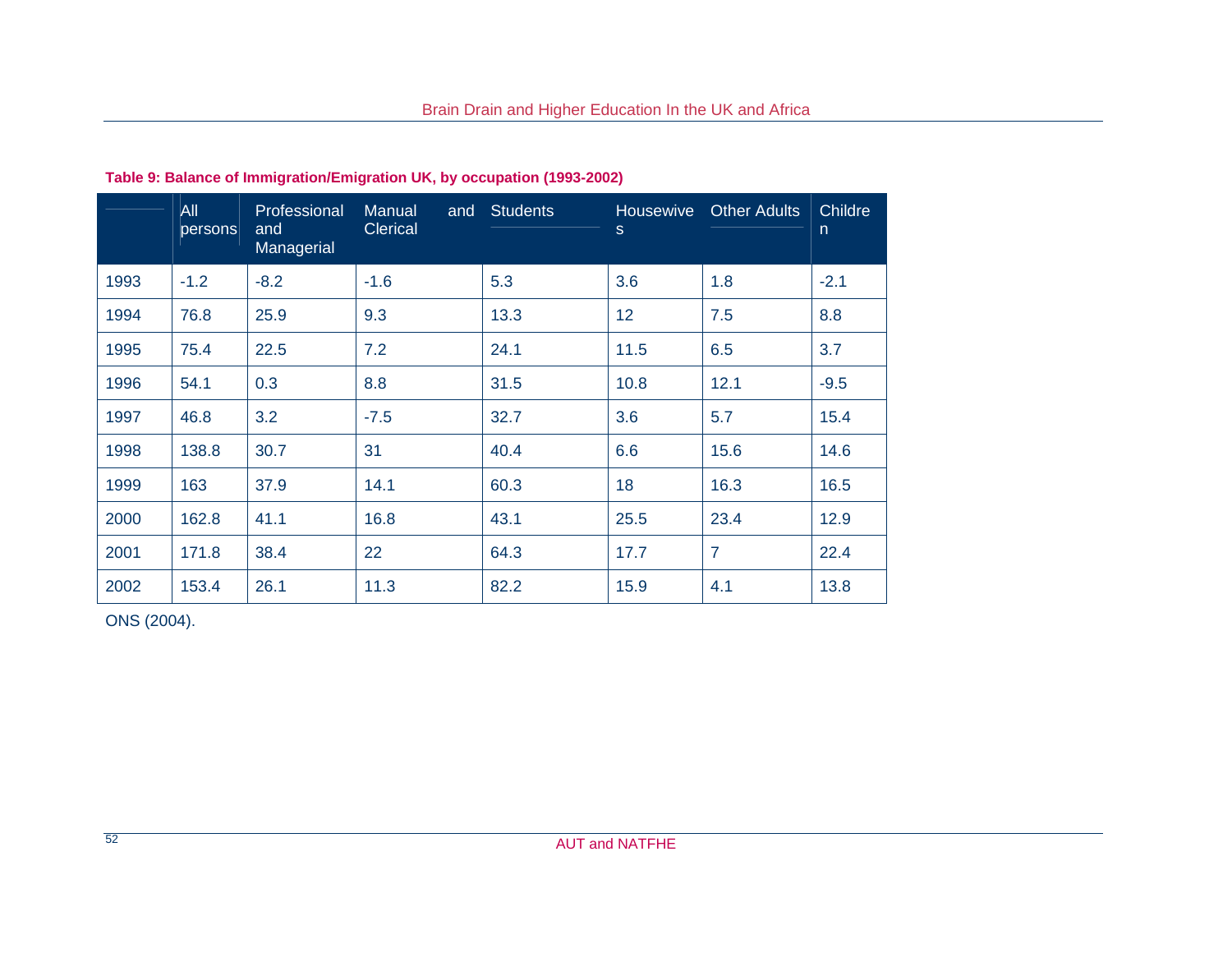**Table 9: Balance of Immigration/Emigration UK, by occupation (1993-2002)**

| | All persons | Professional and Managerial | Manual and Clerical | Students | Housewives | Other Adults | Children |
|---|---|---|---|---|---|---|---|
| 1993 | -1.2 | -8.2 | -1.6 | 5.3 | 3.6 | 1.8 | -2.1 |
| 1994 | 76.8 | 25.9 | 9.3 | 13.3 | 12 | 7.5 | 8.8 |
| 1995 | 75.4 | 22.5 | 7.2 | 24.1 | 11.5 | 6.5 | 3.7 |
| 1996 | 54.1 | 0.3 | 8.8 | 31.5 | 10.8 | 12.1 | -9.5 |
| 1997 | 46.8 | 3.2 | -7.5 | 32.7 | 3.6 | 5.7 | 15.4 |
| 1998 | 138.8 | 30.7 | 31 | 40.4 | 6.6 | 15.6 | 14.6 |
| 1999 | 163 | 37.9 | 14.1 | 60.3 | 18 | 16.3 | 16.5 |
| 2000 | 162.8 | 41.1 | 16.8 | 43.1 | 25.5 | 23.4 | 12.9 |
| 2001 | 171.8 | 38.4 | 22 | 64.3 | 17.7 | 7 | 22.4 |
| 2002 | 153.4 | 26.1 | 11.3 | 82.2 | 15.9 | 4.1 | 13.8 |

ONS (2004).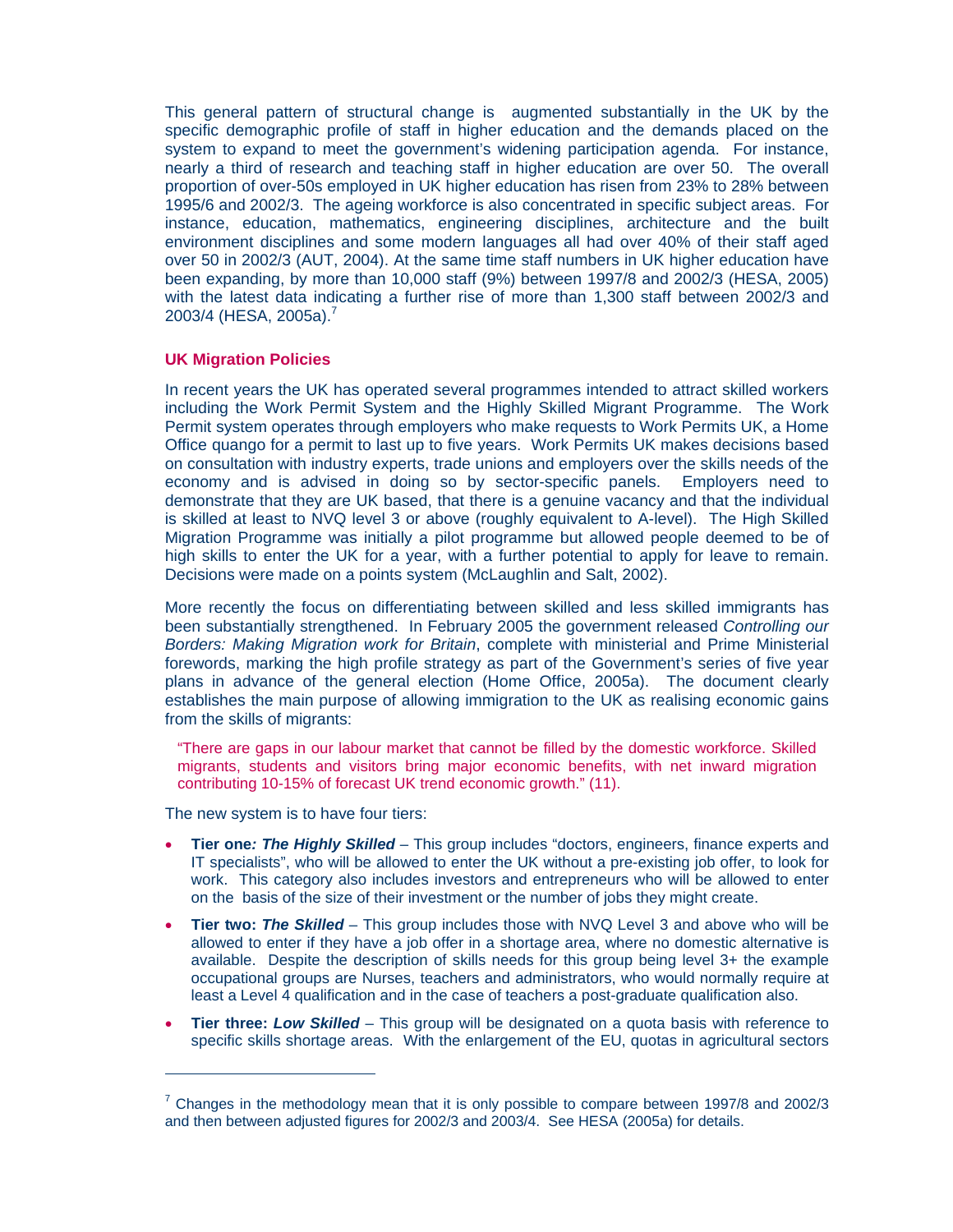This general pattern of structural change is augmented substantially in the UK by the specific demographic profile of staff in higher education and the demands placed on the system to expand to meet the government's widening participation agenda. For instance, nearly a third of research and teaching staff in higher education are over 50. The overall proportion of over-50s employed in UK higher education has risen from 23% to 28% between 1995/6 and 2002/3. The ageing workforce is also concentrated in specific subject areas. For instance, education, mathematics, engineering disciplines, architecture and the built environment disciplines and some modern languages all had over 40% of their staff aged over 50 in 2002/3 (AUT, 2004). At the same time staff numbers in UK higher education have been expanding, by more than 10,000 staff (9%) between 1997/8 and 2002/3 (HESA, 2005) with the latest data indicating a further rise of more than 1,300 staff between 2002/3 and 2003/4 (HESA, 2005a).[7]

## UK Migration Policies

In recent years the UK has operated several programmes intended to attract skilled workers including the Work Permit System and the Highly Skilled Migrant Programme. The Work Permit system operates through employers who make requests to Work Permits UK, a Home Office quango for a permit to last up to five years. Work Permits UK makes decisions based on consultation with industry experts, trade unions and employers over the skills needs of the economy and is advised in doing so by sector-specific panels. Employers need to demonstrate that they are UK based, that there is a genuine vacancy and that the individual is skilled at least to NVQ level 3 or above (roughly equivalent to A-level). The High Skilled Migration Programme was initially a pilot programme but allowed people deemed to be of high skills to enter the UK for a year, with a further potential to apply for leave to remain. Decisions were made on a points system (McLaughlin and Salt, 2002).

More recently the focus on differentiating between skilled and less skilled immigrants has been substantially strengthened. In February 2005 the government released *Controlling our Borders: Making Migration work for Britain*, complete with ministerial and Prime Ministerial forewords, marking the high profile strategy as part of the Government's series of five year plans in advance of the general election (Home Office, 2005a). The document clearly establishes the main purpose of allowing immigration to the UK as realising economic gains from the skills of migrants:

> "There are gaps in our labour market that cannot be filled by the domestic workforce. Skilled migrants, students and visitors bring major economic benefits, with net inward migration contributing 10-15% of forecast UK trend economic growth." (11).

The new system is to have four tiers:

- **Tier one*: The Highly Skilled*** – This group includes "doctors, engineers, finance experts and IT specialists", who will be allowed to enter the UK without a pre-existing job offer, to look for work. This category also includes investors and entrepreneurs who will be allowed to enter on the basis of the size of their investment or the number of jobs they might create.
- **Tier two: *The Skilled*** – This group includes those with NVQ Level 3 and above who will be allowed to enter if they have a job offer in a shortage area, where no domestic alternative is available. Despite the description of skills needs for this group being level 3+ the example occupational groups are Nurses, teachers and administrators, who would normally require at least a Level 4 qualification and in the case of teachers a post-graduate qualification also.
- **Tier three: *Low Skilled*** – This group will be designated on a quota basis with reference to specific skills shortage areas. With the enlargement of the EU, quotas in agricultural sectors

---

[7] Changes in the methodology mean that it is only possible to compare between 1997/8 and 2002/3 and then between adjusted figures for 2002/3 and 2003/4. See HESA (2005a) for details.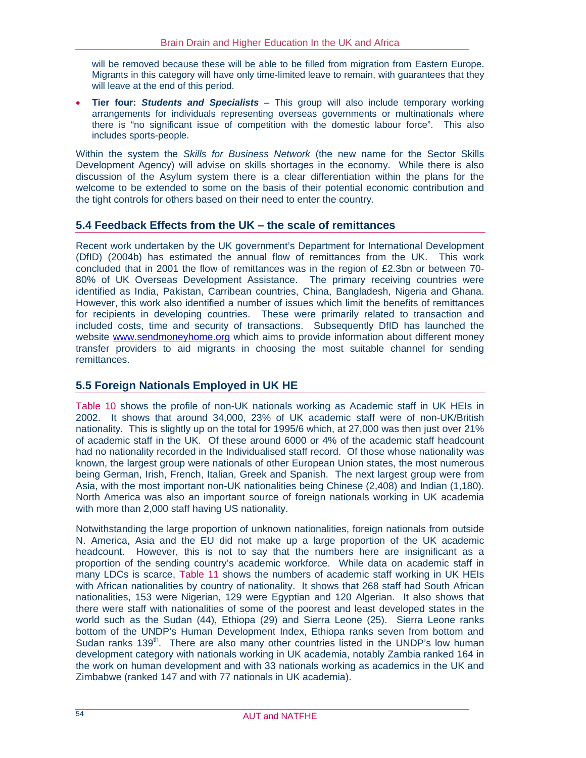will be removed because these will be able to be filled from migration from Eastern Europe. Migrants in this category will have only time-limited leave to remain, with guarantees that they will leave at the end of this period.

- **Tier four: *Students and Specialists*** – This group will also include temporary working arrangements for individuals representing overseas governments or multinationals where there is "no significant issue of competition with the domestic labour force". This also includes sports-people.

Within the system the *Skills for Business Network* (the new name for the Sector Skills Development Agency) will advise on skills shortages in the economy. While there is also discussion of the Asylum system there is a clear differentiation within the plans for the welcome to be extended to some on the basis of their potential economic contribution and the tight controls for others based on their need to enter the country.

## 5.4 Feedback Effects from the UK – the scale of remittances

Recent work undertaken by the UK government's Department for International Development (DfID) (2004b) has estimated the annual flow of remittances from the UK. This work concluded that in 2001 the flow of remittances was in the region of £2.3bn or between 70-80% of UK Overseas Development Assistance. The primary receiving countries were identified as India, Pakistan, Carribean countries, China, Bangladesh, Nigeria and Ghana. However, this work also identified a number of issues which limit the benefits of remittances for recipients in developing countries. These were primarily related to transaction and included costs, time and security of transactions. Subsequently DfID has launched the website www.sendmoneyhome.org which aims to provide information about different money transfer providers to aid migrants in choosing the most suitable channel for sending remittances.

## 5.5 Foreign Nationals Employed in UK HE

Table 10 shows the profile of non-UK nationals working as Academic staff in UK HEIs in 2002. It shows that around 34,000, 23% of UK academic staff were of non-UK/British nationality. This is slightly up on the total for 1995/6 which, at 27,000 was then just over 21% of academic staff in the UK. Of these around 6000 or 4% of the academic staff headcount had no nationality recorded in the Individualised staff record. Of those whose nationality was known, the largest group were nationals of other European Union states, the most numerous being German, Irish, French, Italian, Greek and Spanish. The next largest group were from Asia, with the most important non-UK nationalities being Chinese (2,408) and Indian (1,180). North America was also an important source of foreign nationals working in UK academia with more than 2,000 staff having US nationality.

Notwithstanding the large proportion of unknown nationalities, foreign nationals from outside N. America, Asia and the EU did not make up a large proportion of the UK academic headcount. However, this is not to say that the numbers here are insignificant as a proportion of the sending country's academic workforce. While data on academic staff in many LDCs is scarce, Table 11 shows the numbers of academic staff working in UK HEIs with African nationalities by country of nationality. It shows that 268 staff had South African nationalities, 153 were Nigerian, 129 were Egyptian and 120 Algerian. It also shows that there were staff with nationalities of some of the poorest and least developed states in the world such as the Sudan (44), Ethiopa (29) and Sierra Leone (25). Sierra Leone ranks bottom of the UNDP's Human Development Index, Ethiopa ranks seven from bottom and Sudan ranks 139th. There are also many other countries listed in the UNDP's low human development category with nationals working in UK academia, notably Zambia ranked 164 in the work on human development and with 33 nationals working as academics in the UK and Zimbabwe (ranked 147 and with 77 nationals in UK academia).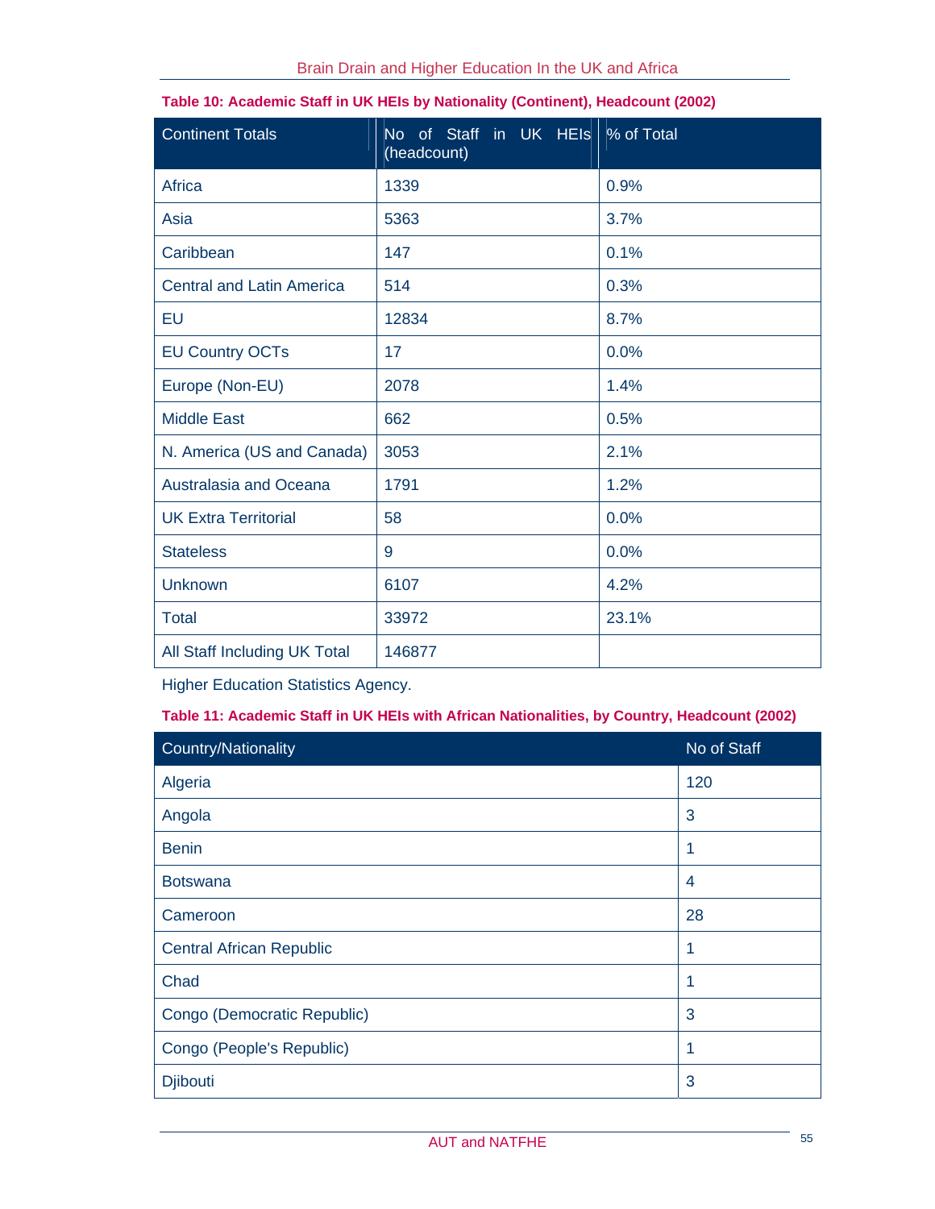**Table 10: Academic Staff in UK HEIs by Nationality (Continent), Headcount (2002)**

| Continent Totals | No of Staff in UK HEIs (headcount) | % of Total |
|---|---|---|
| Africa | 1339 | 0.9% |
| Asia | 5363 | 3.7% |
| Caribbean | 147 | 0.1% |
| Central and Latin America | 514 | 0.3% |
| EU | 12834 | 8.7% |
| EU Country OCTs | 17 | 0.0% |
| Europe (Non-EU) | 2078 | 1.4% |
| Middle East | 662 | 0.5% |
| N. America (US and Canada) | 3053 | 2.1% |
| Australasia and Oceana | 1791 | 1.2% |
| UK Extra Territorial | 58 | 0.0% |
| Stateless | 9 | 0.0% |
| Unknown | 6107 | 4.2% |
| Total | 33972 | 23.1% |
| All Staff Including UK Total | 146877 | |

Higher Education Statistics Agency.

**Table 11: Academic Staff in UK HEIs with African Nationalities, by Country, Headcount (2002)**

| Country/Nationality | No of Staff |
|---|---|
| Algeria | 120 |
| Angola | 3 |
| Benin | 1 |
| Botswana | 4 |
| Cameroon | 28 |
| Central African Republic | 1 |
| Chad | 1 |
| Congo (Democratic Republic) | 3 |
| Congo (People's Republic) | 1 |
| Djibouti | 3 |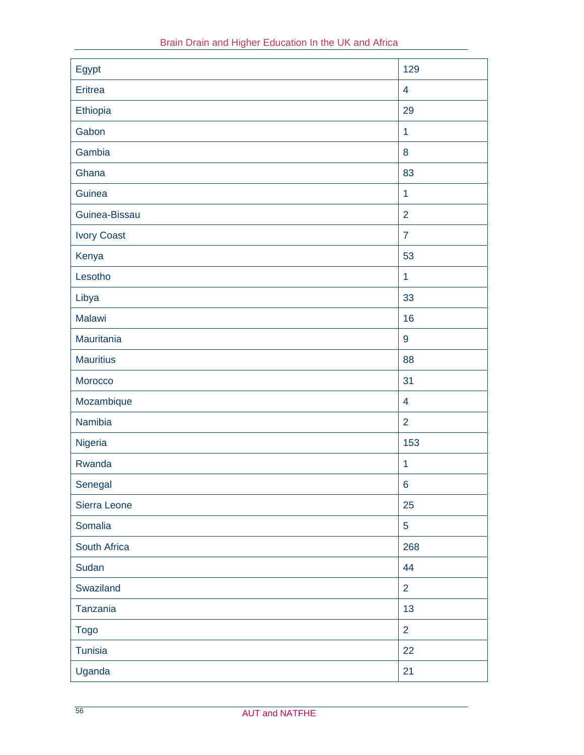| Egypt | 129 |
|---|---|
| Eritrea | 4 |
| Ethiopia | 29 |
| Gabon | 1 |
| Gambia | 8 |
| Ghana | 83 |
| Guinea | 1 |
| Guinea-Bissau | 2 |
| Ivory Coast | 7 |
| Kenya | 53 |
| Lesotho | 1 |
| Libya | 33 |
| Malawi | 16 |
| Mauritania | 9 |
| Mauritius | 88 |
| Morocco | 31 |
| Mozambique | 4 |
| Namibia | 2 |
| Nigeria | 153 |
| Rwanda | 1 |
| Senegal | 6 |
| Sierra Leone | 25 |
| Somalia | 5 |
| South Africa | 268 |
| Sudan | 44 |
| Swaziland | 2 |
| Tanzania | 13 |
| Togo | 2 |
| Tunisia | 22 |
| Uganda | 21 |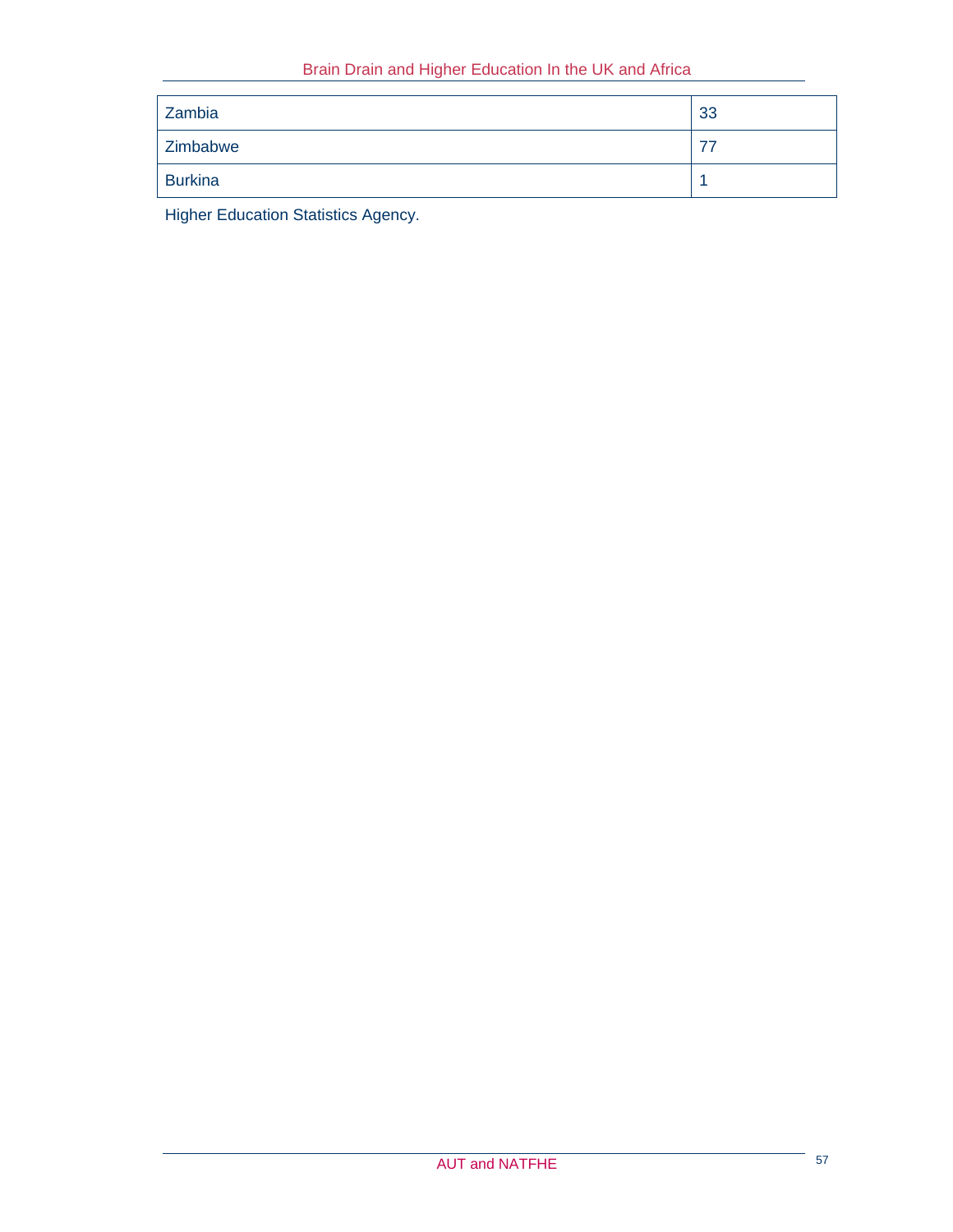| Zambia | 33 |
|---|---|
| Zimbabwe | 77 |
| Burkina | 1 |

Higher Education Statistics Agency.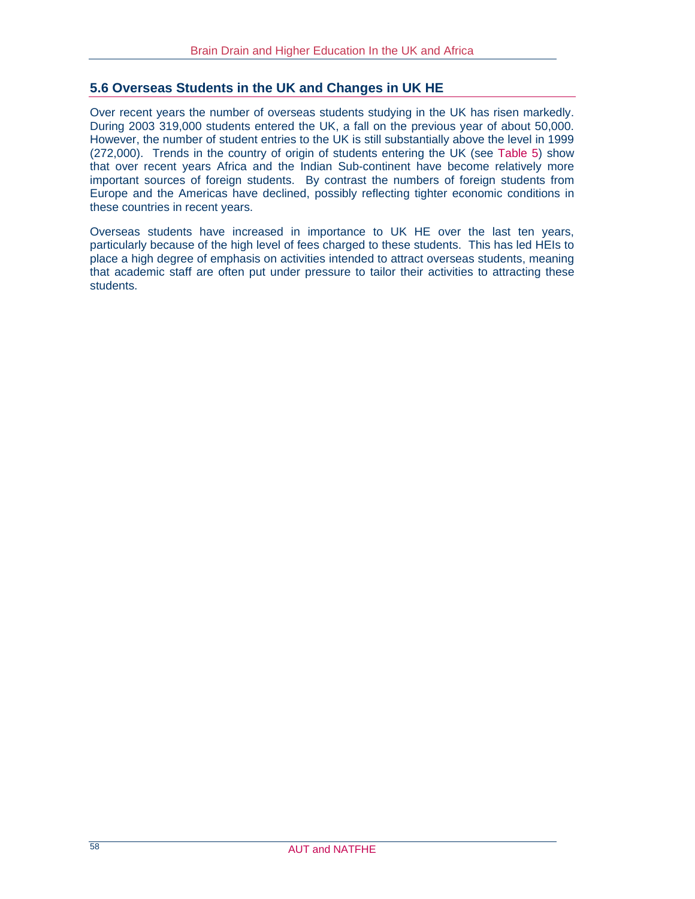## 5.6 Overseas Students in the UK and Changes in UK HE

Over recent years the number of overseas students studying in the UK has risen markedly. During 2003 319,000 students entered the UK, a fall on the previous year of about 50,000. However, the number of student entries to the UK is still substantially above the level in 1999 (272,000). Trends in the country of origin of students entering the UK (see Table 5) show that over recent years Africa and the Indian Sub-continent have become relatively more important sources of foreign students. By contrast the numbers of foreign students from Europe and the Americas have declined, possibly reflecting tighter economic conditions in these countries in recent years.

Overseas students have increased in importance to UK HE over the last ten years, particularly because of the high level of fees charged to these students. This has led HEIs to place a high degree of emphasis on activities intended to attract overseas students, meaning that academic staff are often put under pressure to tailor their activities to attracting these students.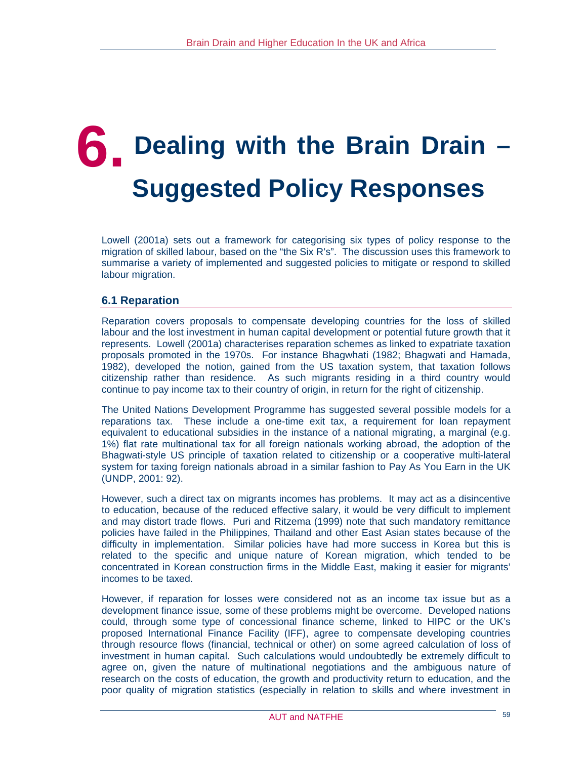# 6. Dealing with the Brain Drain – Suggested Policy Responses

Lowell (2001a) sets out a framework for categorising six types of policy response to the migration of skilled labour, based on the "the Six R's". The discussion uses this framework to summarise a variety of implemented and suggested policies to mitigate or respond to skilled labour migration.

## 6.1 Reparation

Reparation covers proposals to compensate developing countries for the loss of skilled labour and the lost investment in human capital development or potential future growth that it represents. Lowell (2001a) characterises reparation schemes as linked to expatriate taxation proposals promoted in the 1970s. For instance Bhagwhati (1982; Bhagwati and Hamada, 1982), developed the notion, gained from the US taxation system, that taxation follows citizenship rather than residence. As such migrants residing in a third country would continue to pay income tax to their country of origin, in return for the right of citizenship.

The United Nations Development Programme has suggested several possible models for a reparations tax. These include a one-time exit tax, a requirement for loan repayment equivalent to educational subsidies in the instance of a national migrating, a marginal (e.g. 1%) flat rate multinational tax for all foreign nationals working abroad, the adoption of the Bhagwati-style US principle of taxation related to citizenship or a cooperative multi-lateral system for taxing foreign nationals abroad in a similar fashion to Pay As You Earn in the UK (UNDP, 2001: 92).

However, such a direct tax on migrants incomes has problems. It may act as a disincentive to education, because of the reduced effective salary, it would be very difficult to implement and may distort trade flows. Puri and Ritzema (1999) note that such mandatory remittance policies have failed in the Philippines, Thailand and other East Asian states because of the difficulty in implementation. Similar policies have had more success in Korea but this is related to the specific and unique nature of Korean migration, which tended to be concentrated in Korean construction firms in the Middle East, making it easier for migrants' incomes to be taxed.

However, if reparation for losses were considered not as an income tax issue but as a development finance issue, some of these problems might be overcome. Developed nations could, through some type of concessional finance scheme, linked to HIPC or the UK's proposed International Finance Facility (IFF), agree to compensate developing countries through resource flows (financial, technical or other) on some agreed calculation of loss of investment in human capital. Such calculations would undoubtedly be extremely difficult to agree on, given the nature of multinational negotiations and the ambiguous nature of research on the costs of education, the growth and productivity return to education, and the poor quality of migration statistics (especially in relation to skills and where investment in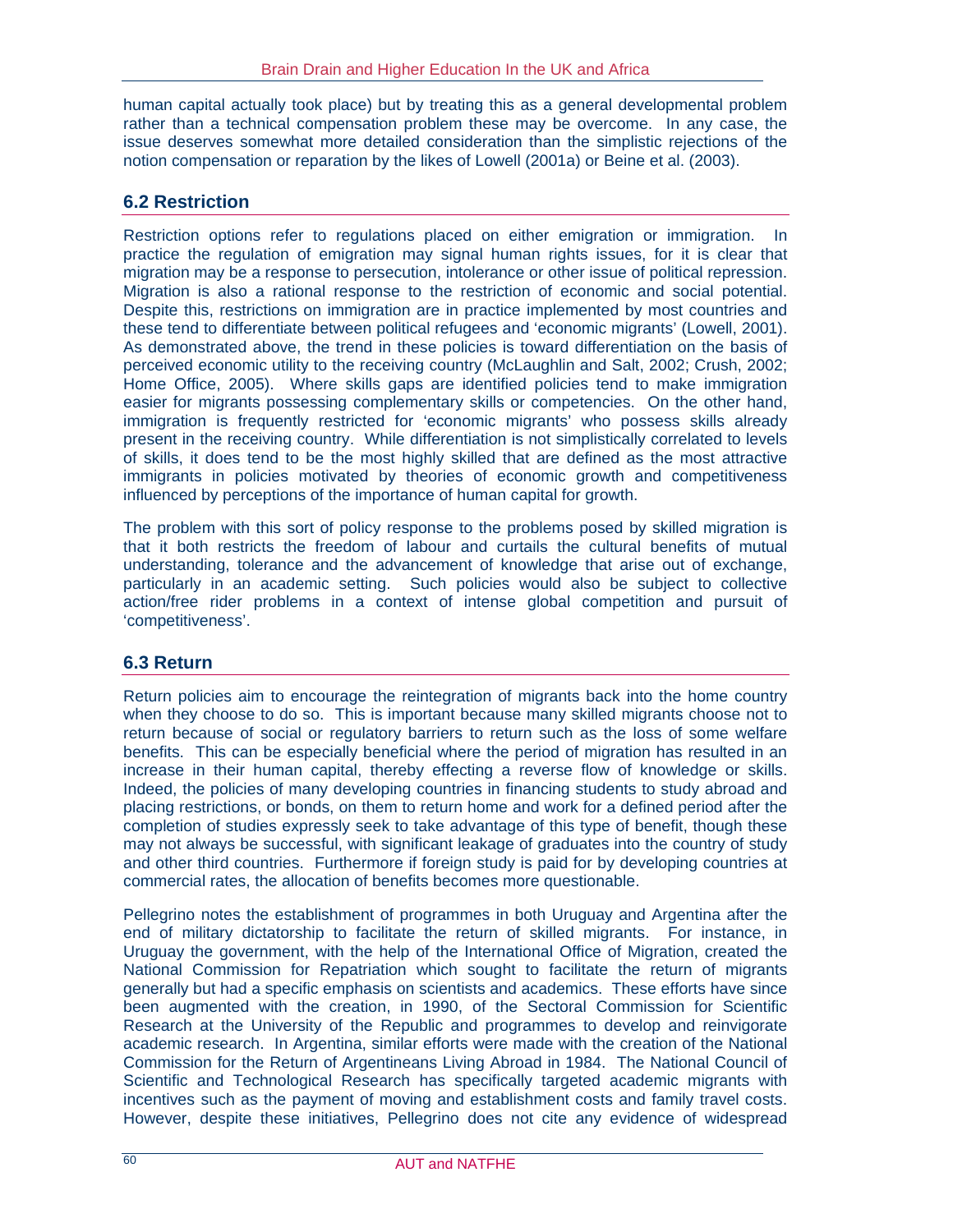human capital actually took place) but by treating this as a general developmental problem rather than a technical compensation problem these may be overcome. In any case, the issue deserves somewhat more detailed consideration than the simplistic rejections of the notion compensation or reparation by the likes of Lowell (2001a) or Beine et al. (2003).

## 6.2 Restriction

Restriction options refer to regulations placed on either emigration or immigration. In practice the regulation of emigration may signal human rights issues, for it is clear that migration may be a response to persecution, intolerance or other issue of political repression. Migration is also a rational response to the restriction of economic and social potential. Despite this, restrictions on immigration are in practice implemented by most countries and these tend to differentiate between political refugees and 'economic migrants' (Lowell, 2001). As demonstrated above, the trend in these policies is toward differentiation on the basis of perceived economic utility to the receiving country (McLaughlin and Salt, 2002; Crush, 2002; Home Office, 2005). Where skills gaps are identified policies tend to make immigration easier for migrants possessing complementary skills or competencies. On the other hand, immigration is frequently restricted for 'economic migrants' who possess skills already present in the receiving country. While differentiation is not simplistically correlated to levels of skills, it does tend to be the most highly skilled that are defined as the most attractive immigrants in policies motivated by theories of economic growth and competitiveness influenced by perceptions of the importance of human capital for growth.

The problem with this sort of policy response to the problems posed by skilled migration is that it both restricts the freedom of labour and curtails the cultural benefits of mutual understanding, tolerance and the advancement of knowledge that arise out of exchange, particularly in an academic setting. Such policies would also be subject to collective action/free rider problems in a context of intense global competition and pursuit of 'competitiveness'.

## 6.3 Return

Return policies aim to encourage the reintegration of migrants back into the home country when they choose to do so. This is important because many skilled migrants choose not to return because of social or regulatory barriers to return such as the loss of some welfare benefits. This can be especially beneficial where the period of migration has resulted in an increase in their human capital, thereby effecting a reverse flow of knowledge or skills. Indeed, the policies of many developing countries in financing students to study abroad and placing restrictions, or bonds, on them to return home and work for a defined period after the completion of studies expressly seek to take advantage of this type of benefit, though these may not always be successful, with significant leakage of graduates into the country of study and other third countries. Furthermore if foreign study is paid for by developing countries at commercial rates, the allocation of benefits becomes more questionable.

Pellegrino notes the establishment of programmes in both Uruguay and Argentina after the end of military dictatorship to facilitate the return of skilled migrants. For instance, in Uruguay the government, with the help of the International Office of Migration, created the National Commission for Repatriation which sought to facilitate the return of migrants generally but had a specific emphasis on scientists and academics. These efforts have since been augmented with the creation, in 1990, of the Sectoral Commission for Scientific Research at the University of the Republic and programmes to develop and reinvigorate academic research. In Argentina, similar efforts were made with the creation of the National Commission for the Return of Argentineans Living Abroad in 1984. The National Council of Scientific and Technological Research has specifically targeted academic migrants with incentives such as the payment of moving and establishment costs and family travel costs. However, despite these initiatives, Pellegrino does not cite any evidence of widespread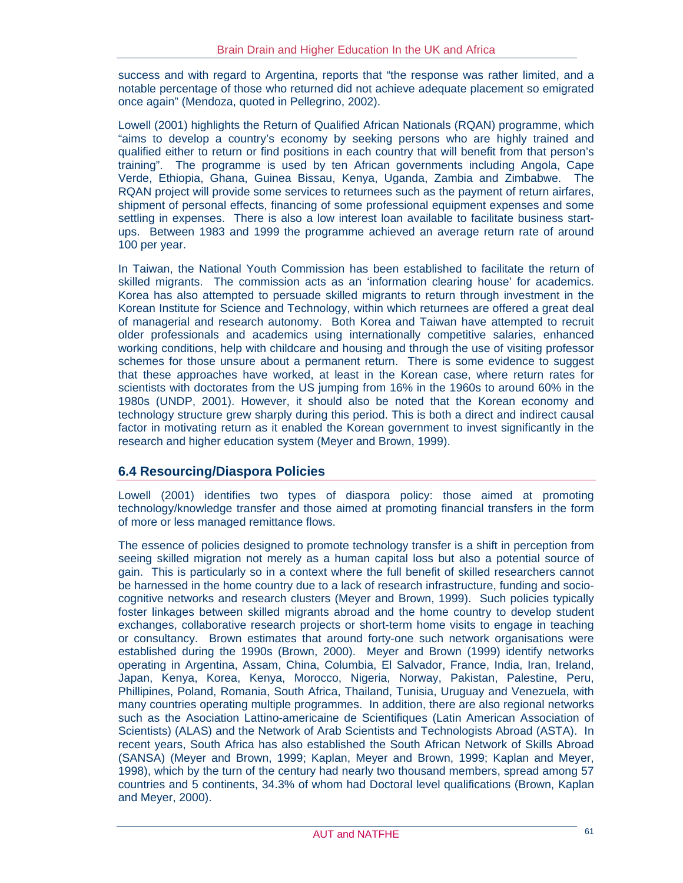success and with regard to Argentina, reports that "the response was rather limited, and a notable percentage of those who returned did not achieve adequate placement so emigrated once again" (Mendoza, quoted in Pellegrino, 2002).

Lowell (2001) highlights the Return of Qualified African Nationals (RQAN) programme, which "aims to develop a country's economy by seeking persons who are highly trained and qualified either to return or find positions in each country that will benefit from that person's training". The programme is used by ten African governments including Angola, Cape Verde, Ethiopia, Ghana, Guinea Bissau, Kenya, Uganda, Zambia and Zimbabwe. The RQAN project will provide some services to returnees such as the payment of return airfares, shipment of personal effects, financing of some professional equipment expenses and some settling in expenses. There is also a low interest loan available to facilitate business start-ups. Between 1983 and 1999 the programme achieved an average return rate of around 100 per year.

In Taiwan, the National Youth Commission has been established to facilitate the return of skilled migrants. The commission acts as an 'information clearing house' for academics. Korea has also attempted to persuade skilled migrants to return through investment in the Korean Institute for Science and Technology, within which returnees are offered a great deal of managerial and research autonomy. Both Korea and Taiwan have attempted to recruit older professionals and academics using internationally competitive salaries, enhanced working conditions, help with childcare and housing and through the use of visiting professor schemes for those unsure about a permanent return. There is some evidence to suggest that these approaches have worked, at least in the Korean case, where return rates for scientists with doctorates from the US jumping from 16% in the 1960s to around 60% in the 1980s (UNDP, 2001). However, it should also be noted that the Korean economy and technology structure grew sharply during this period. This is both a direct and indirect causal factor in motivating return as it enabled the Korean government to invest significantly in the research and higher education system (Meyer and Brown, 1999).

## 6.4 Resourcing/Diaspora Policies

Lowell (2001) identifies two types of diaspora policy: those aimed at promoting technology/knowledge transfer and those aimed at promoting financial transfers in the form of more or less managed remittance flows.

The essence of policies designed to promote technology transfer is a shift in perception from seeing skilled migration not merely as a human capital loss but also a potential source of gain. This is particularly so in a context where the full benefit of skilled researchers cannot be harnessed in the home country due to a lack of research infrastructure, funding and socio-cognitive networks and research clusters (Meyer and Brown, 1999). Such policies typically foster linkages between skilled migrants abroad and the home country to develop student exchanges, collaborative research projects or short-term home visits to engage in teaching or consultancy. Brown estimates that around forty-one such network organisations were established during the 1990s (Brown, 2000). Meyer and Brown (1999) identify networks operating in Argentina, Assam, China, Columbia, El Salvador, France, India, Iran, Ireland, Japan, Kenya, Korea, Kenya, Morocco, Nigeria, Norway, Pakistan, Palestine, Peru, Phillipines, Poland, Romania, South Africa, Thailand, Tunisia, Uruguay and Venezuela, with many countries operating multiple programmes. In addition, there are also regional networks such as the Asociation Lattino-americaine de Scientifiques (Latin American Association of Scientists) (ALAS) and the Network of Arab Scientists and Technologists Abroad (ASTA). In recent years, South Africa has also established the South African Network of Skills Abroad (SANSA) (Meyer and Brown, 1999; Kaplan, Meyer and Brown, 1999; Kaplan and Meyer, 1998), which by the turn of the century had nearly two thousand members, spread among 57 countries and 5 continents, 34.3% of whom had Doctoral level qualifications (Brown, Kaplan and Meyer, 2000).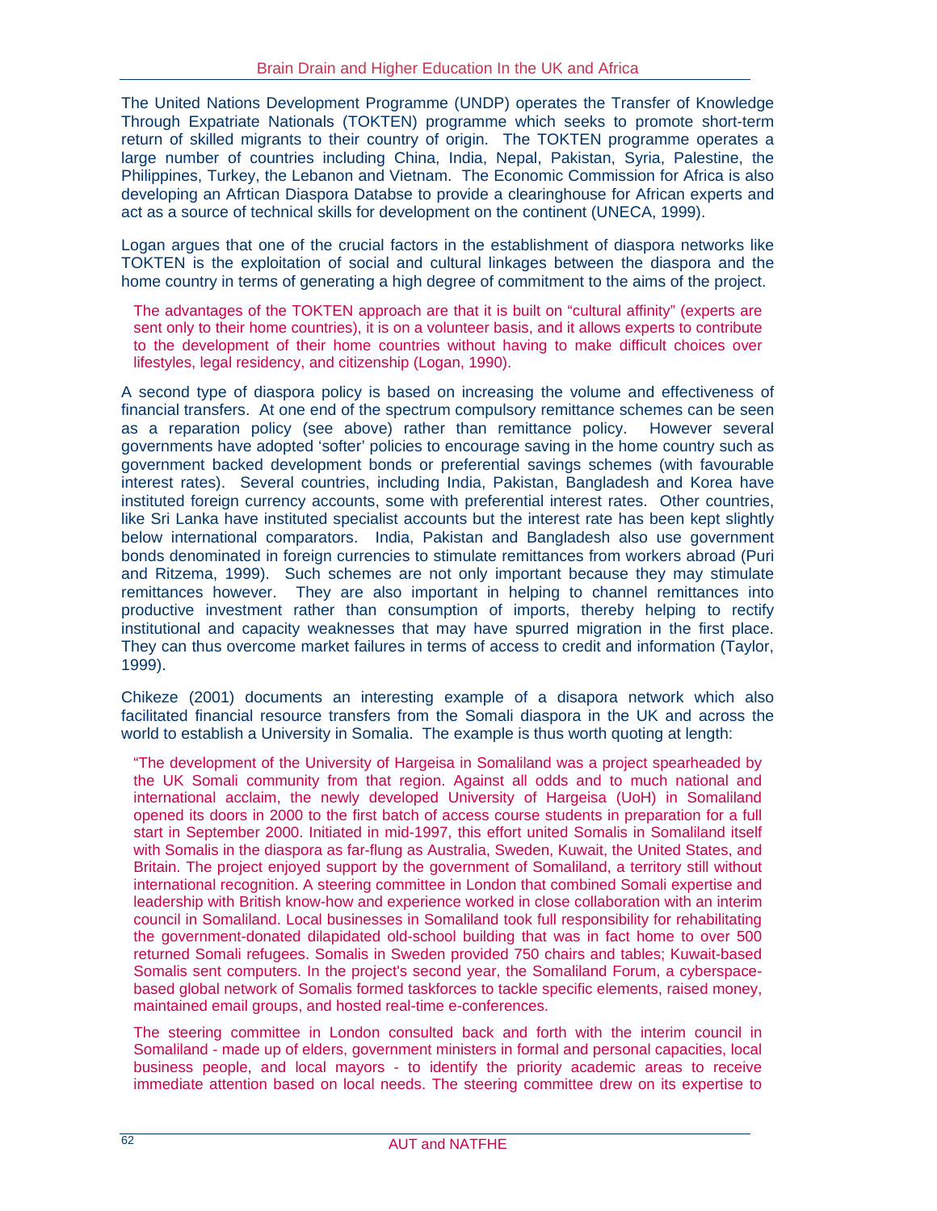The United Nations Development Programme (UNDP) operates the Transfer of Knowledge Through Expatriate Nationals (TOKTEN) programme which seeks to promote short-term return of skilled migrants to their country of origin. The TOKTEN programme operates a large number of countries including China, India, Nepal, Pakistan, Syria, Palestine, the Philippines, Turkey, the Lebanon and Vietnam. The Economic Commission for Africa is also developing an Afrtican Diaspora Databse to provide a clearinghouse for African experts and act as a source of technical skills for development on the continent (UNECA, 1999).

Logan argues that one of the crucial factors in the establishment of diaspora networks like TOKTEN is the exploitation of social and cultural linkages between the diaspora and the home country in terms of generating a high degree of commitment to the aims of the project.

> The advantages of the TOKTEN approach are that it is built on "cultural affinity" (experts are sent only to their home countries), it is on a volunteer basis, and it allows experts to contribute to the development of their home countries without having to make difficult choices over lifestyles, legal residency, and citizenship (Logan, 1990).

A second type of diaspora policy is based on increasing the volume and effectiveness of financial transfers. At one end of the spectrum compulsory remittance schemes can be seen as a reparation policy (see above) rather than remittance policy. However several governments have adopted 'softer' policies to encourage saving in the home country such as government backed development bonds or preferential savings schemes (with favourable interest rates). Several countries, including India, Pakistan, Bangladesh and Korea have instituted foreign currency accounts, some with preferential interest rates. Other countries, like Sri Lanka have instituted specialist accounts but the interest rate has been kept slightly below international comparators. India, Pakistan and Bangladesh also use government bonds denominated in foreign currencies to stimulate remittances from workers abroad (Puri and Ritzema, 1999). Such schemes are not only important because they may stimulate remittances however. They are also important in helping to channel remittances into productive investment rather than consumption of imports, thereby helping to rectify institutional and capacity weaknesses that may have spurred migration in the first place. They can thus overcome market failures in terms of access to credit and information (Taylor, 1999).

Chikeze (2001) documents an interesting example of a disapora network which also facilitated financial resource transfers from the Somali diaspora in the UK and across the world to establish a University in Somalia. The example is thus worth quoting at length:

> "The development of the University of Hargeisa in Somaliland was a project spearheaded by the UK Somali community from that region. Against all odds and to much national and international acclaim, the newly developed University of Hargeisa (UoH) in Somaliland opened its doors in 2000 to the first batch of access course students in preparation for a full start in September 2000. Initiated in mid-1997, this effort united Somalis in Somaliland itself with Somalis in the diaspora as far-flung as Australia, Sweden, Kuwait, the United States, and Britain. The project enjoyed support by the government of Somaliland, a territory still without international recognition. A steering committee in London that combined Somali expertise and leadership with British know-how and experience worked in close collaboration with an interim council in Somaliland. Local businesses in Somaliland took full responsibility for rehabilitating the government-donated dilapidated old-school building that was in fact home to over 500 returned Somali refugees. Somalis in Sweden provided 750 chairs and tables; Kuwait-based Somalis sent computers. In the project's second year, the Somaliland Forum, a cyberspace-based global network of Somalis formed taskforces to tackle specific elements, raised money, maintained email groups, and hosted real-time e-conferences.
>
> The steering committee in London consulted back and forth with the interim council in Somaliland - made up of elders, government ministers in formal and personal capacities, local business people, and local mayors - to identify the priority academic areas to receive immediate attention based on local needs. The steering committee drew on its expertise to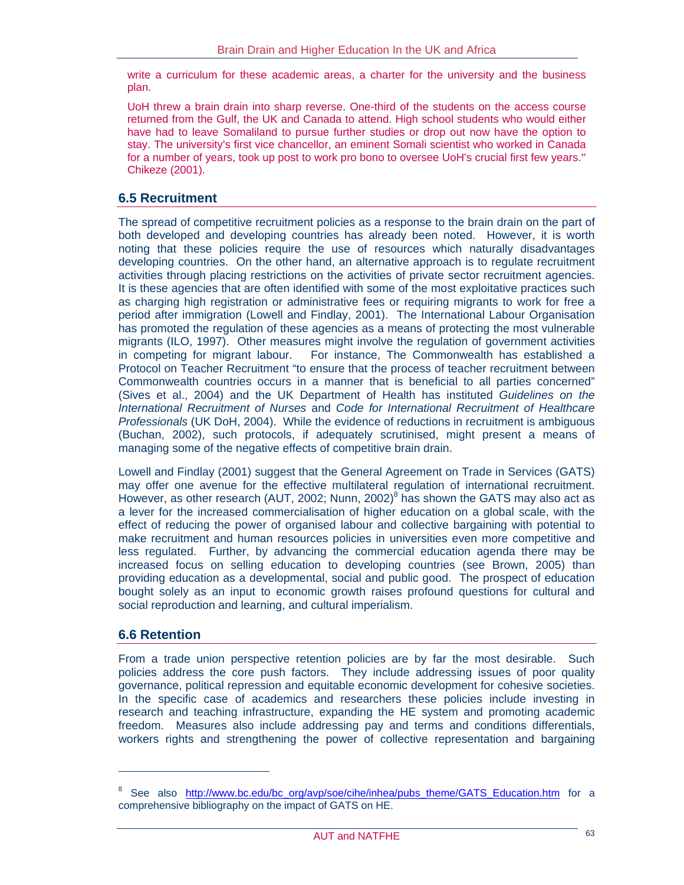write a curriculum for these academic areas, a charter for the university and the business plan.

UoH threw a brain drain into sharp reverse. One-third of the students on the access course returned from the Gulf, the UK and Canada to attend. High school students who would either have had to leave Somaliland to pursue further studies or drop out now have the option to stay. The university's first vice chancellor, an eminent Somali scientist who worked in Canada for a number of years, took up post to work pro bono to oversee UoH's crucial first few years." Chikeze (2001).

## 6.5 Recruitment

The spread of competitive recruitment policies as a response to the brain drain on the part of both developed and developing countries has already been noted. However, it is worth noting that these policies require the use of resources which naturally disadvantages developing countries. On the other hand, an alternative approach is to regulate recruitment activities through placing restrictions on the activities of private sector recruitment agencies. It is these agencies that are often identified with some of the most exploitative practices such as charging high registration or administrative fees or requiring migrants to work for free a period after immigration (Lowell and Findlay, 2001). The International Labour Organisation has promoted the regulation of these agencies as a means of protecting the most vulnerable migrants (ILO, 1997). Other measures might involve the regulation of government activities in competing for migrant labour. For instance, The Commonwealth has established a Protocol on Teacher Recruitment "to ensure that the process of teacher recruitment between Commonwealth countries occurs in a manner that is beneficial to all parties concerned" (Sives et al., 2004) and the UK Department of Health has instituted *Guidelines on the International Recruitment of Nurses* and *Code for International Recruitment of Healthcare Professionals* (UK DoH, 2004). While the evidence of reductions in recruitment is ambiguous (Buchan, 2002), such protocols, if adequately scrutinised, might present a means of managing some of the negative effects of competitive brain drain.

Lowell and Findlay (2001) suggest that the General Agreement on Trade in Services (GATS) may offer one avenue for the effective multilateral regulation of international recruitment. However, as other research (AUT, 2002; Nunn, 2002)[8] has shown the GATS may also act as a lever for the increased commercialisation of higher education on a global scale, with the effect of reducing the power of organised labour and collective bargaining with potential to make recruitment and human resources policies in universities even more competitive and less regulated. Further, by advancing the commercial education agenda there may be increased focus on selling education to developing countries (see Brown, 2005) than providing education as a developmental, social and public good. The prospect of education bought solely as an input to economic growth raises profound questions for cultural and social reproduction and learning, and cultural imperialism.

## 6.6 Retention

From a trade union perspective retention policies are by far the most desirable. Such policies address the core push factors. They include addressing issues of poor quality governance, political repression and equitable economic development for cohesive societies. In the specific case of academics and researchers these policies include investing in research and teaching infrastructure, expanding the HE system and promoting academic freedom. Measures also include addressing pay and terms and conditions differentials, workers rights and strengthening the power of collective representation and bargaining

---

[8] See also http://www.bc.edu/bc_org/avp/soe/cihe/inhea/pubs_theme/GATS_Education.htm for a comprehensive bibliography on the impact of GATS on HE.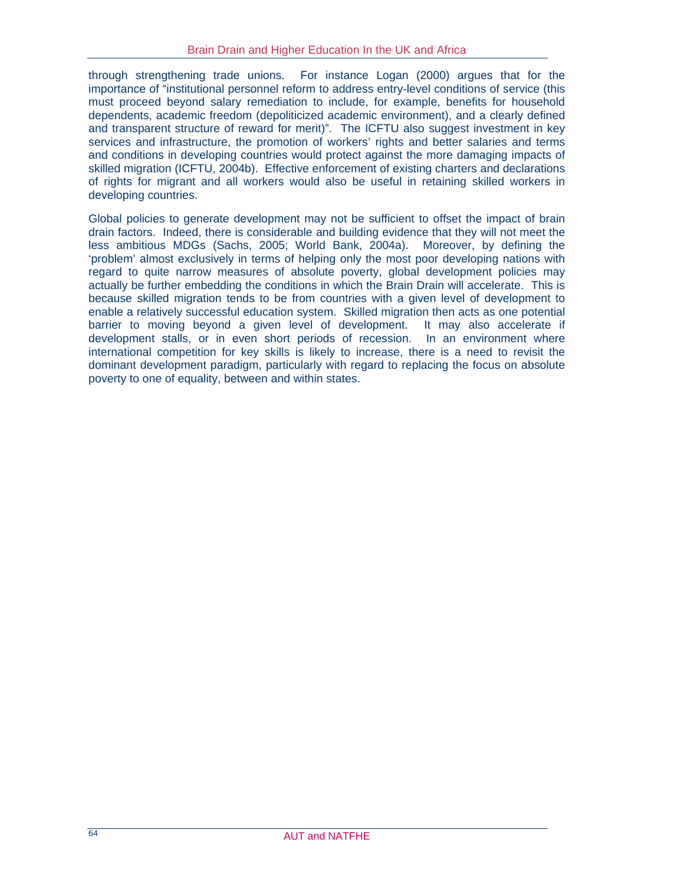through strengthening trade unions. For instance Logan (2000) argues that for the importance of "institutional personnel reform to address entry-level conditions of service (this must proceed beyond salary remediation to include, for example, benefits for household dependents, academic freedom (depoliticized academic environment), and a clearly defined and transparent structure of reward for merit)". The ICFTU also suggest investment in key services and infrastructure, the promotion of workers' rights and better salaries and terms and conditions in developing countries would protect against the more damaging impacts of skilled migration (ICFTU, 2004b). Effective enforcement of existing charters and declarations of rights for migrant and all workers would also be useful in retaining skilled workers in developing countries.

Global policies to generate development may not be sufficient to offset the impact of brain drain factors. Indeed, there is considerable and building evidence that they will not meet the less ambitious MDGs (Sachs, 2005; World Bank, 2004a). Moreover, by defining the 'problem' almost exclusively in terms of helping only the most poor developing nations with regard to quite narrow measures of absolute poverty, global development policies may actually be further embedding the conditions in which the Brain Drain will accelerate. This is because skilled migration tends to be from countries with a given level of development to enable a relatively successful education system. Skilled migration then acts as one potential barrier to moving beyond a given level of development. It may also accelerate if development stalls, or in even short periods of recession. In an environment where international competition for key skills is likely to increase, there is a need to revisit the dominant development paradigm, particularly with regard to replacing the focus on absolute poverty to one of equality, between and within states.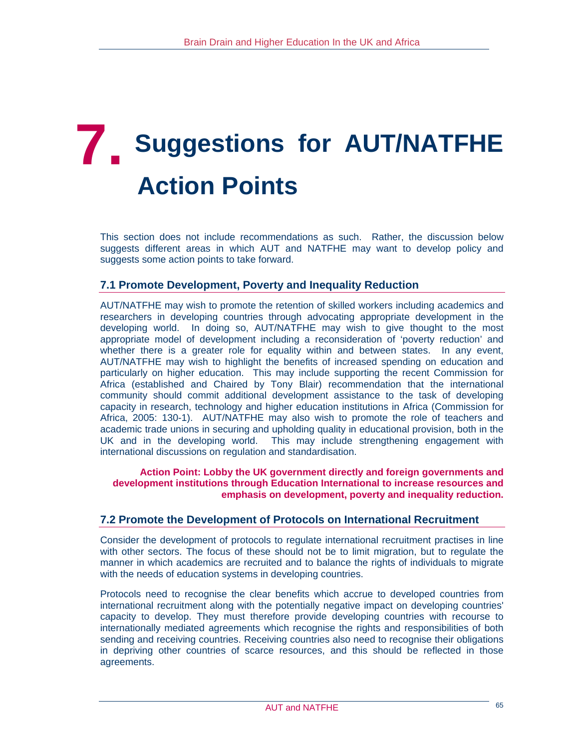# 7. Suggestions for AUT/NATFHE Action Points

This section does not include recommendations as such. Rather, the discussion below suggests different areas in which AUT and NATFHE may want to develop policy and suggests some action points to take forward.

## 7.1 Promote Development, Poverty and Inequality Reduction

AUT/NATFHE may wish to promote the retention of skilled workers including academics and researchers in developing countries through advocating appropriate development in the developing world. In doing so, AUT/NATFHE may wish to give thought to the most appropriate model of development including a reconsideration of 'poverty reduction' and whether there is a greater role for equality within and between states. In any event, AUT/NATFHE may wish to highlight the benefits of increased spending on education and particularly on higher education. This may include supporting the recent Commission for Africa (established and Chaired by Tony Blair) recommendation that the international community should commit additional development assistance to the task of developing capacity in research, technology and higher education institutions in Africa (Commission for Africa, 2005: 130-1). AUT/NATFHE may also wish to promote the role of teachers and academic trade unions in securing and upholding quality in educational provision, both in the UK and in the developing world. This may include strengthening engagement with international discussions on regulation and standardisation.

**Action Point: Lobby the UK government directly and foreign governments and development institutions through Education International to increase resources and emphasis on development, poverty and inequality reduction.**

## 7.2 Promote the Development of Protocols on International Recruitment

Consider the development of protocols to regulate international recruitment practises in line with other sectors. The focus of these should not be to limit migration, but to regulate the manner in which academics are recruited and to balance the rights of individuals to migrate with the needs of education systems in developing countries.

Protocols need to recognise the clear benefits which accrue to developed countries from international recruitment along with the potentially negative impact on developing countries' capacity to develop. They must therefore provide developing countries with recourse to internationally mediated agreements which recognise the rights and responsibilities of both sending and receiving countries. Receiving countries also need to recognise their obligations in depriving other countries of scarce resources, and this should be reflected in those agreements.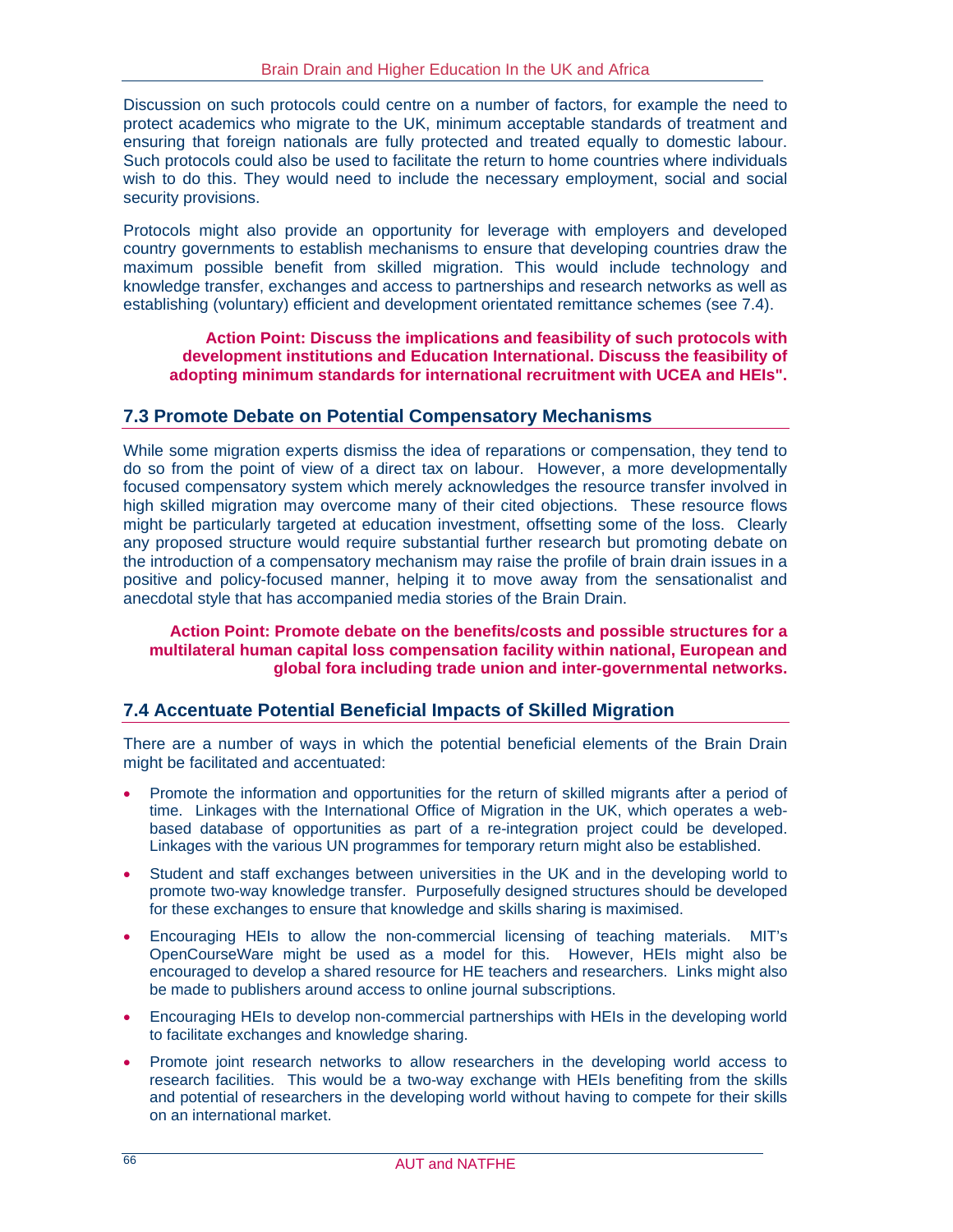Discussion on such protocols could centre on a number of factors, for example the need to protect academics who migrate to the UK, minimum acceptable standards of treatment and ensuring that foreign nationals are fully protected and treated equally to domestic labour. Such protocols could also be used to facilitate the return to home countries where individuals wish to do this. They would need to include the necessary employment, social and social security provisions.

Protocols might also provide an opportunity for leverage with employers and developed country governments to establish mechanisms to ensure that developing countries draw the maximum possible benefit from skilled migration. This would include technology and knowledge transfer, exchanges and access to partnerships and research networks as well as establishing (voluntary) efficient and development orientated remittance schemes (see 7.4).

**Action Point: Discuss the implications and feasibility of such protocols with development institutions and Education International. Discuss the feasibility of adopting minimum standards for international recruitment with UCEA and HEIs".**

## 7.3 Promote Debate on Potential Compensatory Mechanisms

While some migration experts dismiss the idea of reparations or compensation, they tend to do so from the point of view of a direct tax on labour. However, a more developmentally focused compensatory system which merely acknowledges the resource transfer involved in high skilled migration may overcome many of their cited objections. These resource flows might be particularly targeted at education investment, offsetting some of the loss. Clearly any proposed structure would require substantial further research but promoting debate on the introduction of a compensatory mechanism may raise the profile of brain drain issues in a positive and policy-focused manner, helping it to move away from the sensationalist and anecdotal style that has accompanied media stories of the Brain Drain.

**Action Point: Promote debate on the benefits/costs and possible structures for a multilateral human capital loss compensation facility within national, European and global fora including trade union and inter-governmental networks.**

## 7.4 Accentuate Potential Beneficial Impacts of Skilled Migration

There are a number of ways in which the potential beneficial elements of the Brain Drain might be facilitated and accentuated:

- Promote the information and opportunities for the return of skilled migrants after a period of time. Linkages with the International Office of Migration in the UK, which operates a web-based database of opportunities as part of a re-integration project could be developed. Linkages with the various UN programmes for temporary return might also be established.
- Student and staff exchanges between universities in the UK and in the developing world to promote two-way knowledge transfer. Purposefully designed structures should be developed for these exchanges to ensure that knowledge and skills sharing is maximised.
- Encouraging HEIs to allow the non-commercial licensing of teaching materials. MIT's OpenCourseWare might be used as a model for this. However, HEIs might also be encouraged to develop a shared resource for HE teachers and researchers. Links might also be made to publishers around access to online journal subscriptions.
- Encouraging HEIs to develop non-commercial partnerships with HEIs in the developing world to facilitate exchanges and knowledge sharing.
- Promote joint research networks to allow researchers in the developing world access to research facilities. This would be a two-way exchange with HEIs benefiting from the skills and potential of researchers in the developing world without having to compete for their skills on an international market.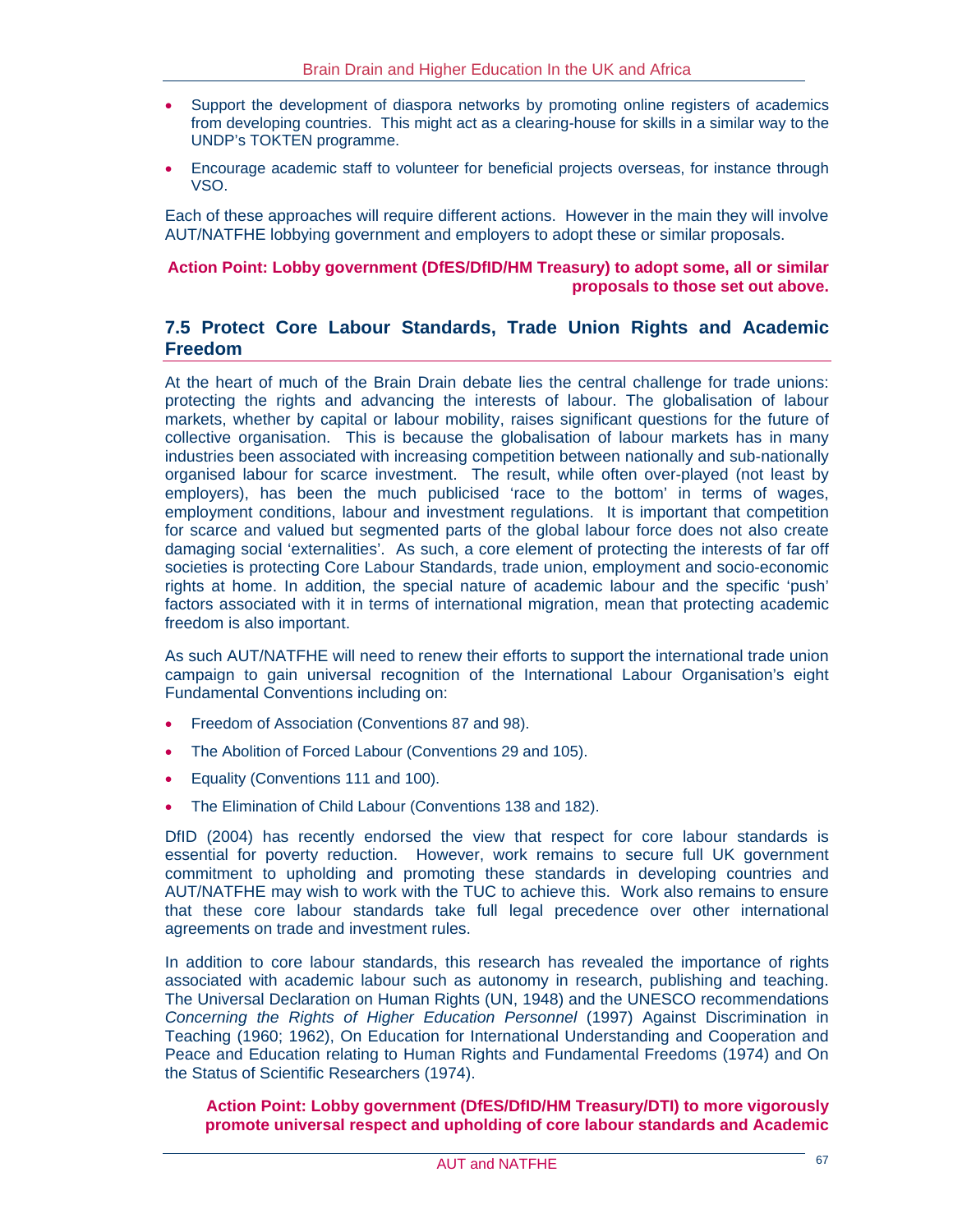- Support the development of diaspora networks by promoting online registers of academics from developing countries. This might act as a clearing-house for skills in a similar way to the UNDP's TOKTEN programme.
- Encourage academic staff to volunteer for beneficial projects overseas, for instance through VSO.

Each of these approaches will require different actions. However in the main they will involve AUT/NATFHE lobbying government and employers to adopt these or similar proposals.

**Action Point: Lobby government (DfES/DfID/HM Treasury) to adopt some, all or similar proposals to those set out above.**

## 7.5 Protect Core Labour Standards, Trade Union Rights and Academic Freedom

At the heart of much of the Brain Drain debate lies the central challenge for trade unions: protecting the rights and advancing the interests of labour. The globalisation of labour markets, whether by capital or labour mobility, raises significant questions for the future of collective organisation. This is because the globalisation of labour markets has in many industries been associated with increasing competition between nationally and sub-nationally organised labour for scarce investment. The result, while often over-played (not least by employers), has been the much publicised 'race to the bottom' in terms of wages, employment conditions, labour and investment regulations. It is important that competition for scarce and valued but segmented parts of the global labour force does not also create damaging social 'externalities'. As such, a core element of protecting the interests of far off societies is protecting Core Labour Standards, trade union, employment and socio-economic rights at home. In addition, the special nature of academic labour and the specific 'push' factors associated with it in terms of international migration, mean that protecting academic freedom is also important.

As such AUT/NATFHE will need to renew their efforts to support the international trade union campaign to gain universal recognition of the International Labour Organisation's eight Fundamental Conventions including on:

- Freedom of Association (Conventions 87 and 98).
- The Abolition of Forced Labour (Conventions 29 and 105).
- Equality (Conventions 111 and 100).
- The Elimination of Child Labour (Conventions 138 and 182).

DfID (2004) has recently endorsed the view that respect for core labour standards is essential for poverty reduction. However, work remains to secure full UK government commitment to upholding and promoting these standards in developing countries and AUT/NATFHE may wish to work with the TUC to achieve this. Work also remains to ensure that these core labour standards take full legal precedence over other international agreements on trade and investment rules.

In addition to core labour standards, this research has revealed the importance of rights associated with academic labour such as autonomy in research, publishing and teaching. The Universal Declaration on Human Rights (UN, 1948) and the UNESCO recommendations *Concerning the Rights of Higher Education Personnel* (1997) Against Discrimination in Teaching (1960; 1962), On Education for International Understanding and Cooperation and Peace and Education relating to Human Rights and Fundamental Freedoms (1974) and On the Status of Scientific Researchers (1974).

**Action Point: Lobby government (DfES/DfID/HM Treasury/DTI) to more vigorously promote universal respect and upholding of core labour standards and Academic**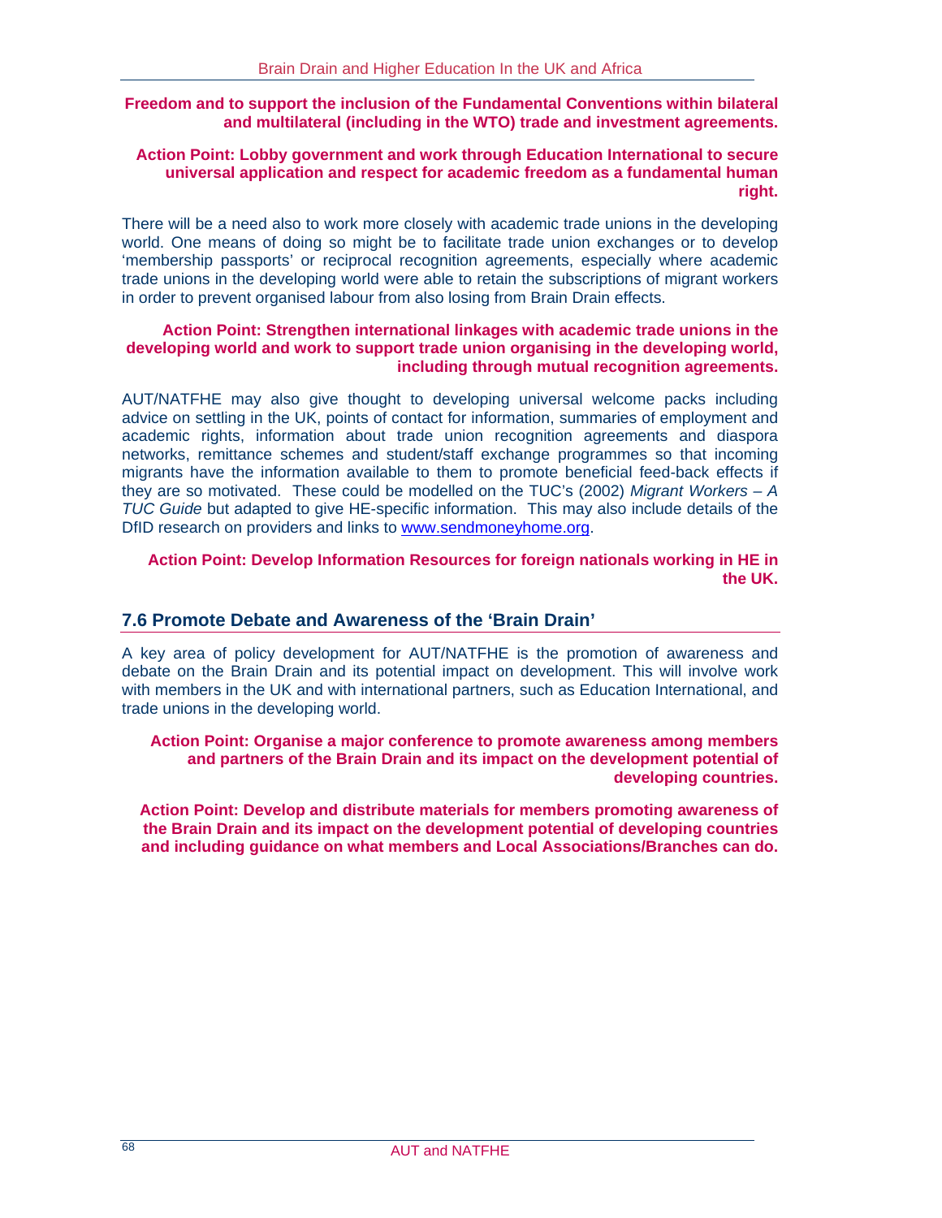**Freedom and to support the inclusion of the Fundamental Conventions within bilateral and multilateral (including in the WTO) trade and investment agreements.**

**Action Point: Lobby government and work through Education International to secure universal application and respect for academic freedom as a fundamental human right.**

There will be a need also to work more closely with academic trade unions in the developing world. One means of doing so might be to facilitate trade union exchanges or to develop 'membership passports' or reciprocal recognition agreements, especially where academic trade unions in the developing world were able to retain the subscriptions of migrant workers in order to prevent organised labour from also losing from Brain Drain effects.

**Action Point: Strengthen international linkages with academic trade unions in the developing world and work to support trade union organising in the developing world, including through mutual recognition agreements.**

AUT/NATFHE may also give thought to developing universal welcome packs including advice on settling in the UK, points of contact for information, summaries of employment and academic rights, information about trade union recognition agreements and diaspora networks, remittance schemes and student/staff exchange programmes so that incoming migrants have the information available to them to promote beneficial feed-back effects if they are so motivated. These could be modelled on the TUC's (2002) *Migrant Workers – A TUC Guide* but adapted to give HE-specific information. This may also include details of the DfID research on providers and links to www.sendmoneyhome.org.

**Action Point: Develop Information Resources for foreign nationals working in HE in the UK.**

## 7.6 Promote Debate and Awareness of the 'Brain Drain'

A key area of policy development for AUT/NATFHE is the promotion of awareness and debate on the Brain Drain and its potential impact on development. This will involve work with members in the UK and with international partners, such as Education International, and trade unions in the developing world.

**Action Point: Organise a major conference to promote awareness among members and partners of the Brain Drain and its impact on the development potential of developing countries.**

**Action Point: Develop and distribute materials for members promoting awareness of the Brain Drain and its impact on the development potential of developing countries and including guidance on what members and Local Associations/Branches can do.**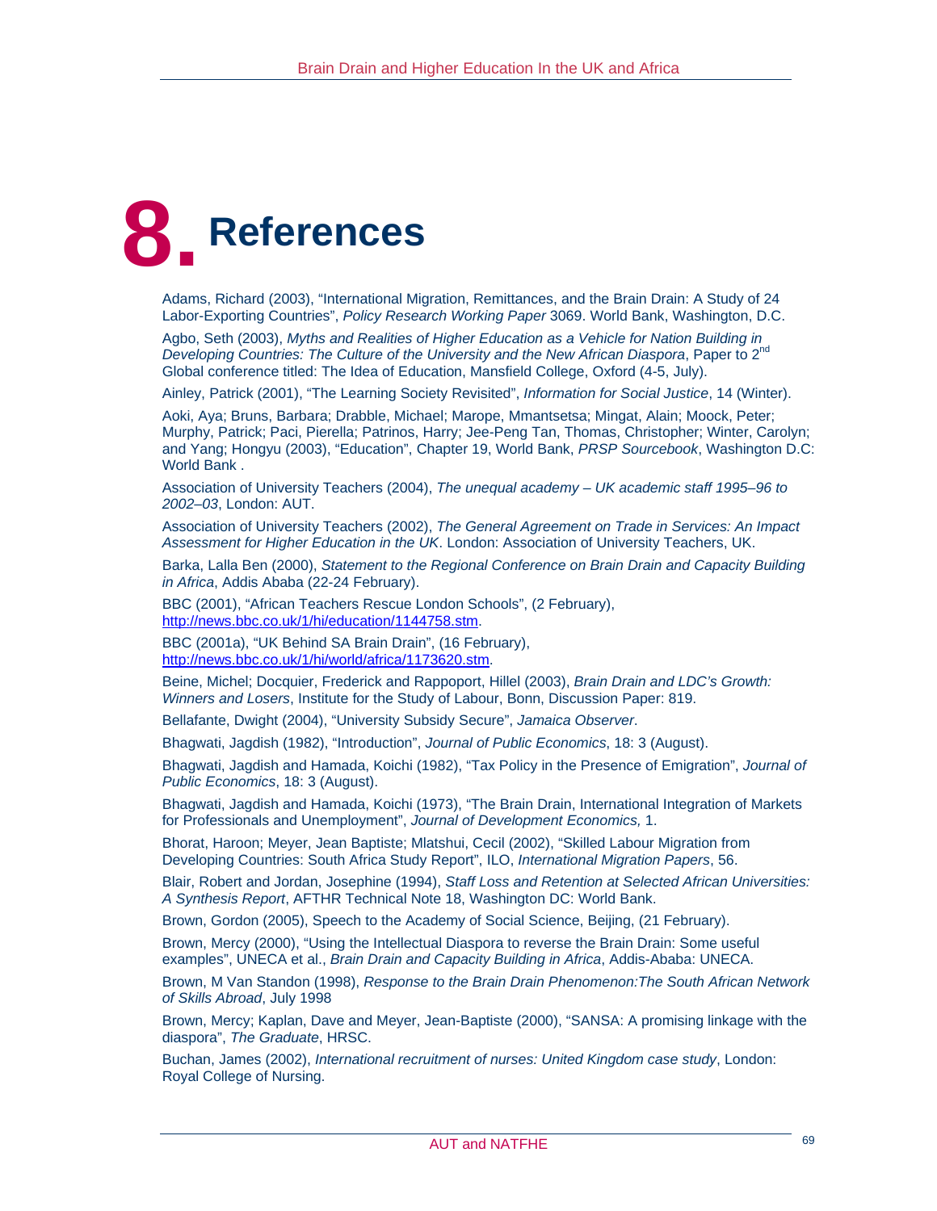# 8. References

Adams, Richard (2003), “International Migration, Remittances, and the Brain Drain: A Study of 24 Labor-Exporting Countries”, *Policy Research Working Paper* 3069. World Bank, Washington, D.C.

Agbo, Seth (2003), *Myths and Realities of Higher Education as a Vehicle for Nation Building in Developing Countries: The Culture of the University and the New African Diaspora*, Paper to 2nd Global conference titled: The Idea of Education, Mansfield College, Oxford (4-5, July).

Ainley, Patrick (2001), “The Learning Society Revisited”, *Information for Social Justice*, 14 (Winter).

Aoki, Aya; Bruns, Barbara; Drabble, Michael; Marope, Mmantsetsa; Mingat, Alain; Moock, Peter; Murphy, Patrick; Paci, Pierella; Patrinos, Harry; Jee-Peng Tan, Thomas, Christopher; Winter, Carolyn; and Yang; Hongyu (2003), “Education”, Chapter 19, World Bank, *PRSP Sourcebook*, Washington D.C: World Bank .

Association of University Teachers (2004), *The unequal academy – UK academic staff 1995–96 to 2002–03*, London: AUT.

Association of University Teachers (2002), *The General Agreement on Trade in Services: An Impact Assessment for Higher Education in the UK*. London: Association of University Teachers, UK.

Barka, Lalla Ben (2000), *Statement to the Regional Conference on Brain Drain and Capacity Building in Africa*, Addis Ababa (22-24 February).

BBC (2001), “African Teachers Rescue London Schools”, (2 February), http://news.bbc.co.uk/1/hi/education/1144758.stm.

BBC (2001a), “UK Behind SA Brain Drain”, (16 February), http://news.bbc.co.uk/1/hi/world/africa/1173620.stm.

Beine, Michel; Docquier, Frederick and Rappoport, Hillel (2003), *Brain Drain and LDC’s Growth: Winners and Losers*, Institute for the Study of Labour, Bonn, Discussion Paper: 819.

Bellafante, Dwight (2004), “University Subsidy Secure”, *Jamaica Observer*.

Bhagwati, Jagdish (1982), “Introduction”, *Journal of Public Economics*, 18: 3 (August).

Bhagwati, Jagdish and Hamada, Koichi (1982), “Tax Policy in the Presence of Emigration”, *Journal of Public Economics*, 18: 3 (August).

Bhagwati, Jagdish and Hamada, Koichi (1973), “The Brain Drain, International Integration of Markets for Professionals and Unemployment”, *Journal of Development Economics,* 1.

Bhorat, Haroon; Meyer, Jean Baptiste; Mlatshui, Cecil (2002), “Skilled Labour Migration from Developing Countries: South Africa Study Report”, ILO, *International Migration Papers*, 56.

Blair, Robert and Jordan, Josephine (1994), *Staff Loss and Retention at Selected African Universities: A Synthesis Report*, AFTHR Technical Note 18, Washington DC: World Bank.

Brown, Gordon (2005), Speech to the Academy of Social Science, Beijing, (21 February).

Brown, Mercy (2000), “Using the Intellectual Diaspora to reverse the Brain Drain: Some useful examples”, UNECA et al., *Brain Drain and Capacity Building in Africa*, Addis-Ababa: UNECA.

Brown, M Van Standon (1998), *Response to the Brain Drain Phenomenon:The South African Network of Skills Abroad*, July 1998

Brown, Mercy; Kaplan, Dave and Meyer, Jean-Baptiste (2000), “SANSA: A promising linkage with the diaspora”, *The Graduate*, HRSC.

Buchan, James (2002), *International recruitment of nurses: United Kingdom case study*, London: Royal College of Nursing.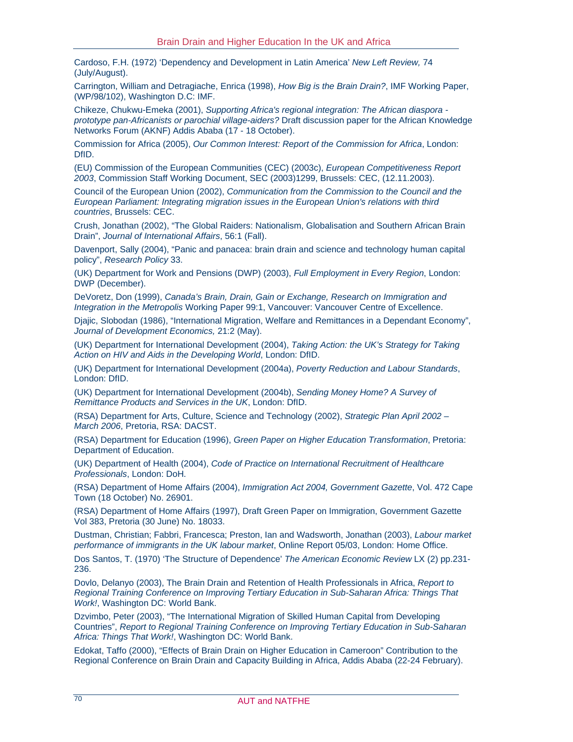Cardoso, F.H. (1972) 'Dependency and Development in Latin America' *New Left Review,* 74 (July/August).

Carrington, William and Detragiache, Enrica (1998), *How Big is the Brain Drain?*, IMF Working Paper, (WP/98/102), Washington D.C: IMF.

Chikeze, Chukwu-Emeka (2001), *Supporting Africa's regional integration: The African diaspora - prototype pan-Africanists or parochial village-aiders?* Draft discussion paper for the African Knowledge Networks Forum (AKNF) Addis Ababa (17 - 18 October).

Commission for Africa (2005), *Our Common Interest: Report of the Commission for Africa*, London: DfID.

(EU) Commission of the European Communities (CEC) (2003c), *European Competitiveness Report 2003*, Commission Staff Working Document, SEC (2003)1299, Brussels: CEC, (12.11.2003).

Council of the European Union (2002), *Communication from the Commission to the Council and the European Parliament: Integrating migration issues in the European Union's relations with third countries*, Brussels: CEC.

Crush, Jonathan (2002), "The Global Raiders: Nationalism, Globalisation and Southern African Brain Drain", *Journal of International Affairs*, 56:1 (Fall).

Davenport, Sally (2004), "Panic and panacea: brain drain and science and technology human capital policy", *Research Policy* 33.

(UK) Department for Work and Pensions (DWP) (2003), *Full Employment in Every Region*, London: DWP (December).

DeVoretz, Don (1999), *Canada's Brain, Drain, Gain or Exchange, Research on Immigration and Integration in the Metropolis* Working Paper 99:1, Vancouver: Vancouver Centre of Excellence.

Djajic, Slobodan (1986), "International Migration, Welfare and Remittances in a Dependant Economy", *Journal of Development Economics,* 21:2 (May).

(UK) Department for International Development (2004), *Taking Action: the UK's Strategy for Taking Action on HIV and Aids in the Developing World*, London: DfID.

(UK) Department for International Development (2004a), *Poverty Reduction and Labour Standards*, London: DfID.

(UK) Department for International Development (2004b), *Sending Money Home? A Survey of Remittance Products and Services in the UK*, London: DfID.

(RSA) Department for Arts, Culture, Science and Technology (2002), *Strategic Plan April 2002 – March 2006*, Pretoria, RSA: DACST.

(RSA) Department for Education (1996), *Green Paper on Higher Education Transformation*, Pretoria: Department of Education.

(UK) Department of Health (2004), *Code of Practice on International Recruitment of Healthcare Professionals*, London: DoH.

(RSA) Department of Home Affairs (2004), *Immigration Act 2004, Government Gazette*, Vol. 472 Cape Town (18 October) No. 26901.

(RSA) Department of Home Affairs (1997), Draft Green Paper on Immigration, Government Gazette Vol 383, Pretoria (30 June) No. 18033.

Dustman, Christian; Fabbri, Francesca; Preston, Ian and Wadsworth, Jonathan (2003), *Labour market performance of immigrants in the UK labour market*, Online Report 05/03, London: Home Office.

Dos Santos, T. (1970) 'The Structure of Dependence' *The American Economic Review* LX (2) pp.231-236.

Dovlo, Delanyo (2003), The Brain Drain and Retention of Health Professionals in Africa, *Report to Regional Training Conference on Improving Tertiary Education in Sub-Saharan Africa: Things That Work!*, Washington DC: World Bank.

Dzvimbo, Peter (2003), "The International Migration of Skilled Human Capital from Developing Countries", *Report to Regional Training Conference on Improving Tertiary Education in Sub-Saharan Africa: Things That Work!*, Washington DC: World Bank.

Edokat, Taffo (2000), "Effects of Brain Drain on Higher Education in Cameroon" Contribution to the Regional Conference on Brain Drain and Capacity Building in Africa, Addis Ababa (22-24 February).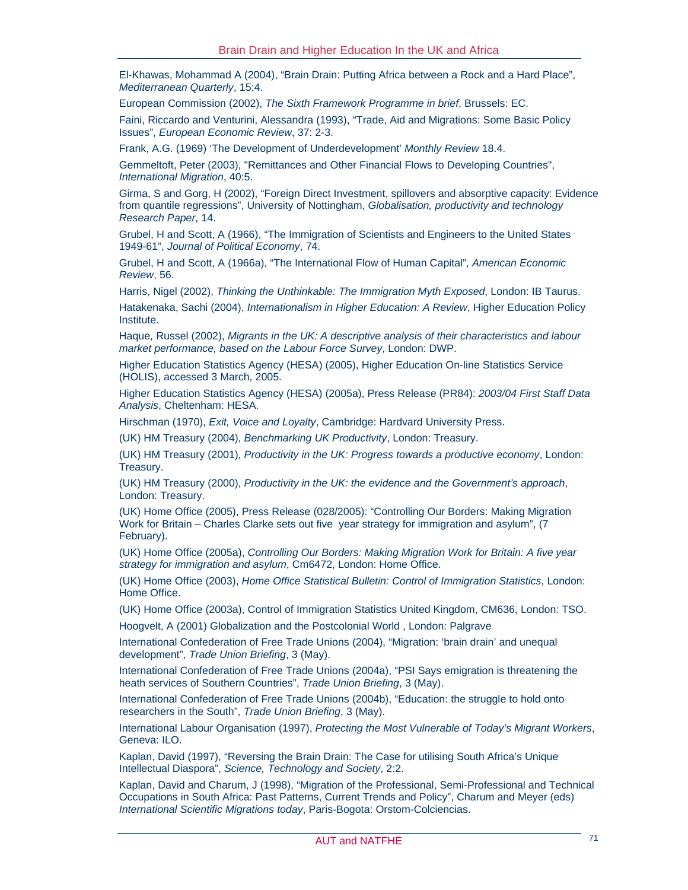El-Khawas, Mohammad A (2004), “Brain Drain: Putting Africa between a Rock and a Hard Place”, *Mediterranean Quarterly*, 15:4.

European Commission (2002), *The Sixth Framework Programme in brief*, Brussels: EC.

Faini, Riccardo and Venturini, Alessandra (1993), “Trade, Aid and Migrations: Some Basic Policy Issues”, *European Economic Review*, 37: 2-3.

Frank, A.G. (1969) ‘The Development of Underdevelopment’ *Monthly Review* 18.4.

Gemmeltoft, Peter (2003), "Remittances and Other Financial Flows to Developing Countries", *International Migration*, 40:5.

Girma, S and Gorg, H (2002), “Foreign Direct Investment, spillovers and absorptive capacity: Evidence from quantile regressions”, University of Nottingham, *Globalisation, productivity and technology Research Paper*, 14.

Grubel, H and Scott, A (1966), “The Immigration of Scientists and Engineers to the United States 1949-61”, *Journal of Political Economy*, 74.

Grubel, H and Scott, A (1966a), “The International Flow of Human Capital”, *American Economic Review*, 56.

Harris, Nigel (2002), *Thinking the Unthinkable: The Immigration Myth Exposed*, London: IB Taurus.

Hatakenaka, Sachi (2004), *Internationalism in Higher Education: A Review*, Higher Education Policy Institute.

Haque, Russel (2002), *Migrants in the UK: A descriptive analysis of their characteristics and labour market performance, based on the Labour Force Survey*, London: DWP.

Higher Education Statistics Agency (HESA) (2005), Higher Education On-line Statistics Service (HOLIS), accessed 3 March, 2005.

Higher Education Statistics Agency (HESA) (2005a), Press Release (PR84): *2003/04 First Staff Data Analysis*, Cheltenham: HESA.

Hirschman (1970), *Exit, Voice and Loyalty*, Cambridge: Hardvard University Press.

(UK) HM Treasury (2004), *Benchmarking UK Productivity*, London: Treasury.

(UK) HM Treasury (2001), *Productivity in the UK: Progress towards a productive economy*, London: Treasury.

(UK) HM Treasury (2000), *Productivity in the UK: the evidence and the Government’s approach*, London: Treasury.

(UK) Home Office (2005), Press Release (028/2005): “Controlling Our Borders: Making Migration Work for Britain – Charles Clarke sets out five year strategy for immigration and asylum”, (7 February).

(UK) Home Office (2005a), *Controlling Our Borders: Making Migration Work for Britain: A five year strategy for immigration and asylum*, Cm6472, London: Home Office.

(UK) Home Office (2003), *Home Office Statistical Bulletin: Control of Immigration Statistics*, London: Home Office.

(UK) Home Office (2003a), Control of Immigration Statistics United Kingdom, CM636, London: TSO.

Hoogvelt, A (2001) Globalization and the Postcolonial World , London: Palgrave

International Confederation of Free Trade Unions (2004), “Migration: ‘brain drain’ and unequal development”, *Trade Union Briefing*, 3 (May).

International Confederation of Free Trade Unions (2004a), “PSI Says emigration is threatening the heath services of Southern Countries”, *Trade Union Briefing*, 3 (May).

International Confederation of Free Trade Unions (2004b), “Education: the struggle to hold onto researchers in the South”, *Trade Union Briefing*, 3 (May).

International Labour Organisation (1997), *Protecting the Most Vulnerable of Today’s Migrant Workers*, Geneva: ILO.

Kaplan, David (1997), “Reversing the Brain Drain: The Case for utilising South Africa’s Unique Intellectual Diaspora”, *Science, Technology and Society*, 2:2.

Kaplan, David and Charum, J (1998), “Migration of the Professional, Semi-Professional and Technical Occupations in South Africa: Past Patterns, Current Trends and Policy”, Charum and Meyer (eds) *International Scientific Migrations today*, Paris-Bogota: Orstom-Colciencias.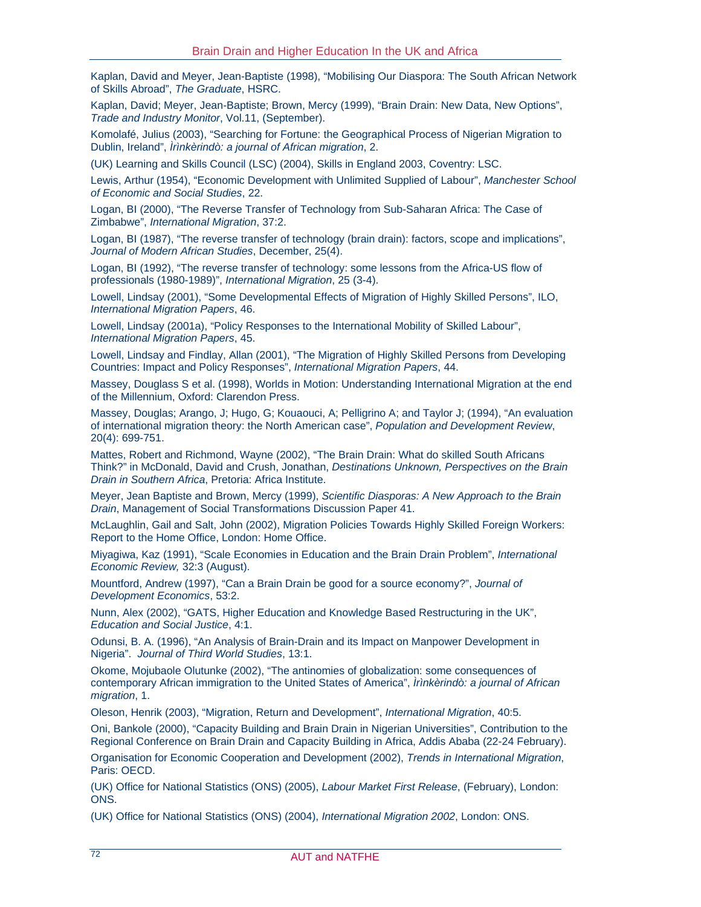Kaplan, David and Meyer, Jean-Baptiste (1998), "Mobilising Our Diaspora: The South African Network of Skills Abroad", *The Graduate*, HSRC.

Kaplan, David; Meyer, Jean-Baptiste; Brown, Mercy (1999), "Brain Drain: New Data, New Options", *Trade and Industry Monitor*, Vol.11, (September).

Komolafé, Julius (2003), "Searching for Fortune: the Geographical Process of Nigerian Migration to Dublin, Ireland", *Ìrìnkèrindò: a journal of African migration*, 2.

(UK) Learning and Skills Council (LSC) (2004), Skills in England 2003, Coventry: LSC.

Lewis, Arthur (1954), "Economic Development with Unlimited Supplied of Labour", *Manchester School of Economic and Social Studies*, 22.

Logan, BI (2000), "The Reverse Transfer of Technology from Sub-Saharan Africa: The Case of Zimbabwe", *International Migration*, 37:2.

Logan, BI (1987), "The reverse transfer of technology (brain drain): factors, scope and implications", *Journal of Modern African Studies*, December, 25(4).

Logan, BI (1992), "The reverse transfer of technology: some lessons from the Africa-US flow of professionals (1980-1989)", *International Migration*, 25 (3-4).

Lowell, Lindsay (2001), "Some Developmental Effects of Migration of Highly Skilled Persons", ILO, *International Migration Papers*, 46.

Lowell, Lindsay (2001a), "Policy Responses to the International Mobility of Skilled Labour", *International Migration Papers*, 45.

Lowell, Lindsay and Findlay, Allan (2001), "The Migration of Highly Skilled Persons from Developing Countries: Impact and Policy Responses", *International Migration Papers*, 44.

Massey, Douglass S et al. (1998), Worlds in Motion: Understanding International Migration at the end of the Millennium, Oxford: Clarendon Press.

Massey, Douglas; Arango, J; Hugo, G; Kouaouci, A; Pelligrino A; and Taylor J; (1994), "An evaluation of international migration theory: the North American case", *Population and Development Review*, 20(4): 699-751.

Mattes, Robert and Richmond, Wayne (2002), "The Brain Drain: What do skilled South Africans Think?" in McDonald, David and Crush, Jonathan, *Destinations Unknown, Perspectives on the Brain Drain in Southern Africa*, Pretoria: Africa Institute.

Meyer, Jean Baptiste and Brown, Mercy (1999), *Scientific Diasporas: A New Approach to the Brain Drain*, Management of Social Transformations Discussion Paper 41.

McLaughlin, Gail and Salt, John (2002), Migration Policies Towards Highly Skilled Foreign Workers: Report to the Home Office, London: Home Office.

Miyagiwa, Kaz (1991), "Scale Economies in Education and the Brain Drain Problem", *International Economic Review,* 32:3 (August).

Mountford, Andrew (1997), "Can a Brain Drain be good for a source economy?", *Journal of Development Economics*, 53:2.

Nunn, Alex (2002), "GATS, Higher Education and Knowledge Based Restructuring in the UK", *Education and Social Justice*, 4:1.

Odunsi, B. A. (1996), "An Analysis of Brain-Drain and its Impact on Manpower Development in Nigeria". *Journal of Third World Studies*, 13:1.

Okome, Mojubaole Olutunke (2002), "The antinomies of globalization: some consequences of contemporary African immigration to the United States of America", *Ìrìnkèrindò: a journal of African migration*, 1.

Oleson, Henrik (2003), "Migration, Return and Development", *International Migration*, 40:5.

Oni, Bankole (2000), "Capacity Building and Brain Drain in Nigerian Universities", Contribution to the Regional Conference on Brain Drain and Capacity Building in Africa, Addis Ababa (22-24 February).

Organisation for Economic Cooperation and Development (2002), *Trends in International Migration*, Paris: OECD.

(UK) Office for National Statistics (ONS) (2005), *Labour Market First Release*, (February), London: ONS.

(UK) Office for National Statistics (ONS) (2004), *International Migration 2002*, London: ONS.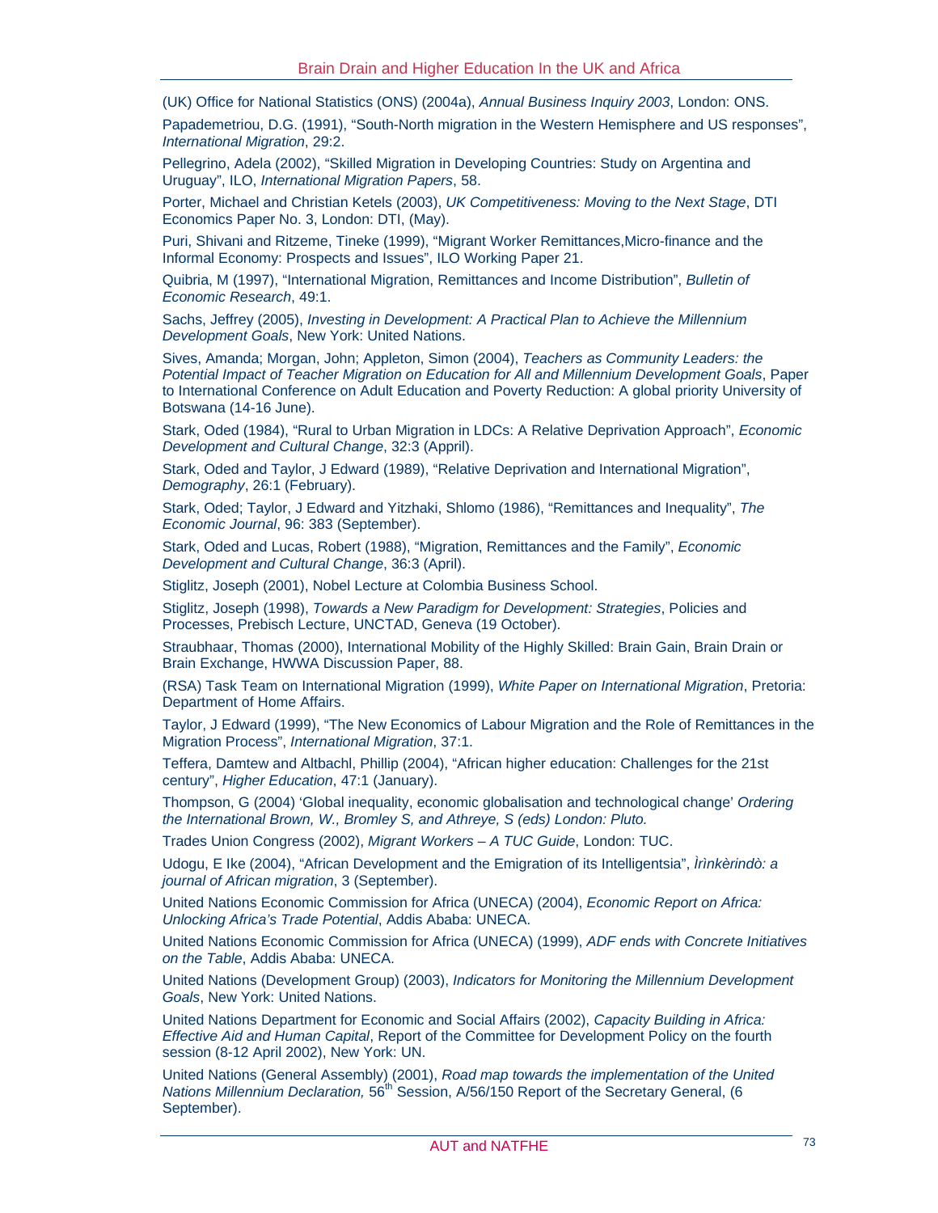(UK) Office for National Statistics (ONS) (2004a), *Annual Business Inquiry 2003*, London: ONS.

Papademetriou, D.G. (1991), "South-North migration in the Western Hemisphere and US responses", *International Migration*, 29:2.

Pellegrino, Adela (2002), "Skilled Migration in Developing Countries: Study on Argentina and Uruguay", ILO, *International Migration Papers*, 58.

Porter, Michael and Christian Ketels (2003), *UK Competitiveness: Moving to the Next Stage*, DTI Economics Paper No. 3, London: DTI, (May).

Puri, Shivani and Ritzeme, Tineke (1999), "Migrant Worker Remittances,Micro-finance and the Informal Economy: Prospects and Issues", ILO Working Paper 21.

Quibria, M (1997), "International Migration, Remittances and Income Distribution", *Bulletin of Economic Research*, 49:1.

Sachs, Jeffrey (2005), *Investing in Development: A Practical Plan to Achieve the Millennium Development Goals*, New York: United Nations.

Sives, Amanda; Morgan, John; Appleton, Simon (2004), *Teachers as Community Leaders: the Potential Impact of Teacher Migration on Education for All and Millennium Development Goals*, Paper to International Conference on Adult Education and Poverty Reduction: A global priority University of Botswana (14-16 June).

Stark, Oded (1984), "Rural to Urban Migration in LDCs: A Relative Deprivation Approach", *Economic Development and Cultural Change*, 32:3 (Appril).

Stark, Oded and Taylor, J Edward (1989), "Relative Deprivation and International Migration", *Demography*, 26:1 (February).

Stark, Oded; Taylor, J Edward and Yitzhaki, Shlomo (1986), "Remittances and Inequality", *The Economic Journal*, 96: 383 (September).

Stark, Oded and Lucas, Robert (1988), "Migration, Remittances and the Family", *Economic Development and Cultural Change*, 36:3 (April).

Stiglitz, Joseph (2001), Nobel Lecture at Colombia Business School.

Stiglitz, Joseph (1998), *Towards a New Paradigm for Development: Strategies*, Policies and Processes, Prebisch Lecture, UNCTAD, Geneva (19 October).

Straubhaar, Thomas (2000), International Mobility of the Highly Skilled: Brain Gain, Brain Drain or Brain Exchange, HWWA Discussion Paper, 88.

(RSA) Task Team on International Migration (1999), *White Paper on International Migration*, Pretoria: Department of Home Affairs.

Taylor, J Edward (1999), "The New Economics of Labour Migration and the Role of Remittances in the Migration Process", *International Migration*, 37:1.

Teffera, Damtew and Altbachl, Phillip (2004), "African higher education: Challenges for the 21st century", *Higher Education*, 47:1 (January).

Thompson, G (2004) 'Global inequality, economic globalisation and technological change' *Ordering the International Brown, W., Bromley S, and Athreye, S (eds) London: Pluto.*

Trades Union Congress (2002), *Migrant Workers – A TUC Guide*, London: TUC.

Udogu, E Ike (2004), "African Development and the Emigration of its Intelligentsia", *Ìrìnkèrindò: a journal of African migration*, 3 (September).

United Nations Economic Commission for Africa (UNECA) (2004), *Economic Report on Africa: Unlocking Africa's Trade Potential*, Addis Ababa: UNECA.

United Nations Economic Commission for Africa (UNECA) (1999), *ADF ends with Concrete Initiatives on the Table*, Addis Ababa: UNECA.

United Nations (Development Group) (2003), *Indicators for Monitoring the Millennium Development Goals*, New York: United Nations.

United Nations Department for Economic and Social Affairs (2002), *Capacity Building in Africa: Effective Aid and Human Capital*, Report of the Committee for Development Policy on the fourth session (8-12 April 2002), New York: UN.

United Nations (General Assembly) (2001), *Road map towards the implementation of the United Nations Millennium Declaration,* 56th Session, A/56/150 Report of the Secretary General, (6 September).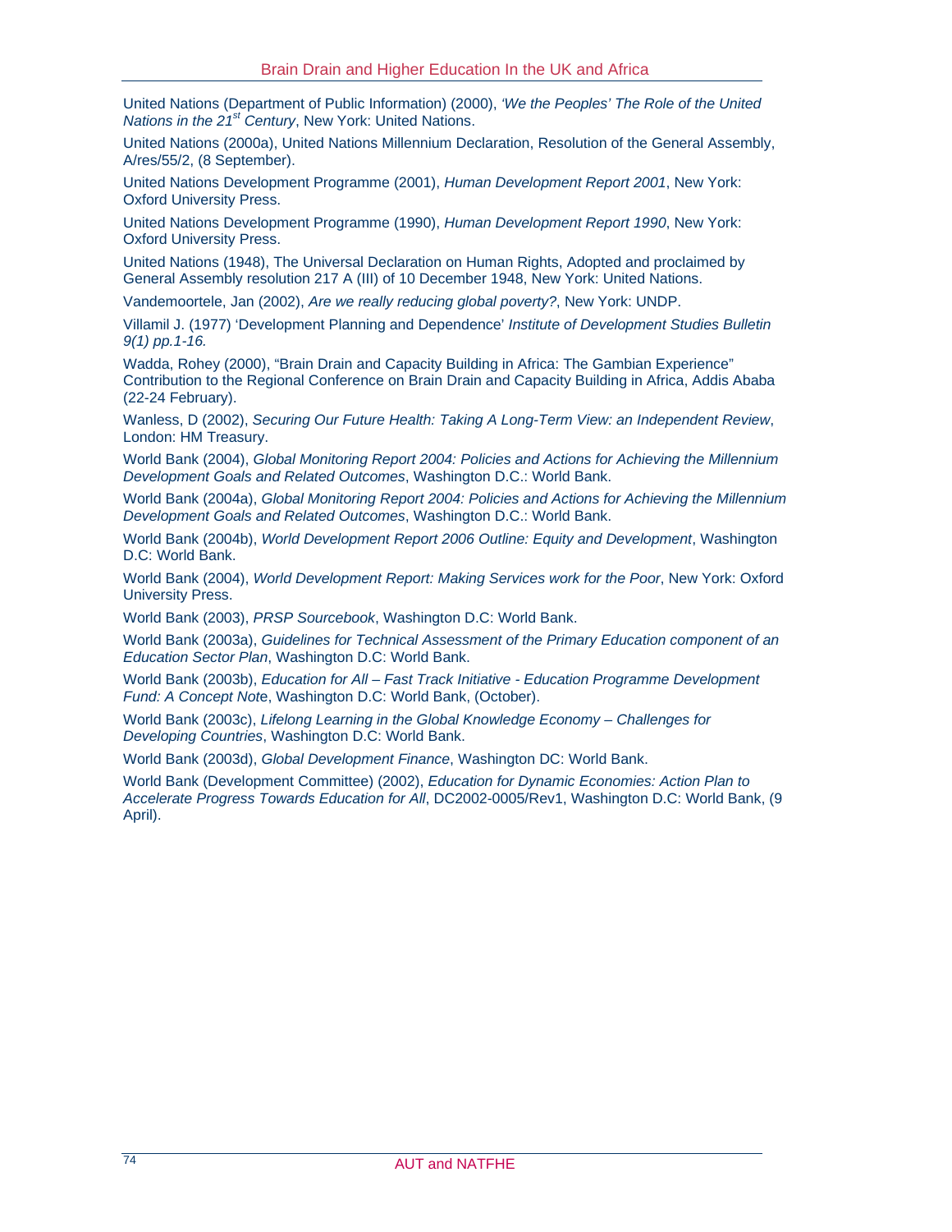United Nations (Department of Public Information) (2000), *'We the Peoples' The Role of the United Nations in the 21st Century*, New York: United Nations.

United Nations (2000a), United Nations Millennium Declaration, Resolution of the General Assembly, A/res/55/2, (8 September).

United Nations Development Programme (2001), *Human Development Report 2001*, New York: Oxford University Press.

United Nations Development Programme (1990), *Human Development Report 1990*, New York: Oxford University Press.

United Nations (1948), The Universal Declaration on Human Rights, Adopted and proclaimed by General Assembly resolution 217 A (III) of 10 December 1948, New York: United Nations.

Vandemoortele, Jan (2002), *Are we really reducing global poverty?*, New York: UNDP.

Villamil J. (1977) 'Development Planning and Dependence' *Institute of Development Studies Bulletin 9(1) pp.1-16.*

Wadda, Rohey (2000), "Brain Drain and Capacity Building in Africa: The Gambian Experience" Contribution to the Regional Conference on Brain Drain and Capacity Building in Africa, Addis Ababa (22-24 February).

Wanless, D (2002), *Securing Our Future Health: Taking A Long-Term View: an Independent Review*, London: HM Treasury.

World Bank (2004), *Global Monitoring Report 2004: Policies and Actions for Achieving the Millennium Development Goals and Related Outcomes*, Washington D.C.: World Bank.

World Bank (2004a), *Global Monitoring Report 2004: Policies and Actions for Achieving the Millennium Development Goals and Related Outcomes*, Washington D.C.: World Bank.

World Bank (2004b), *World Development Report 2006 Outline: Equity and Development*, Washington D.C: World Bank.

World Bank (2004), *World Development Report: Making Services work for the Poor*, New York: Oxford University Press.

World Bank (2003), *PRSP Sourcebook*, Washington D.C: World Bank.

World Bank (2003a), *Guidelines for Technical Assessment of the Primary Education component of an Education Sector Plan*, Washington D.C: World Bank.

World Bank (2003b), *Education for All – Fast Track Initiative - Education Programme Development Fund: A Concept Note*, Washington D.C: World Bank, (October).

World Bank (2003c), *Lifelong Learning in the Global Knowledge Economy – Challenges for Developing Countries*, Washington D.C: World Bank.

World Bank (2003d), *Global Development Finance*, Washington DC: World Bank.

World Bank (Development Committee) (2002), *Education for Dynamic Economies: Action Plan to Accelerate Progress Towards Education for All*, DC2002-0005/Rev1, Washington D.C: World Bank, (9 April).